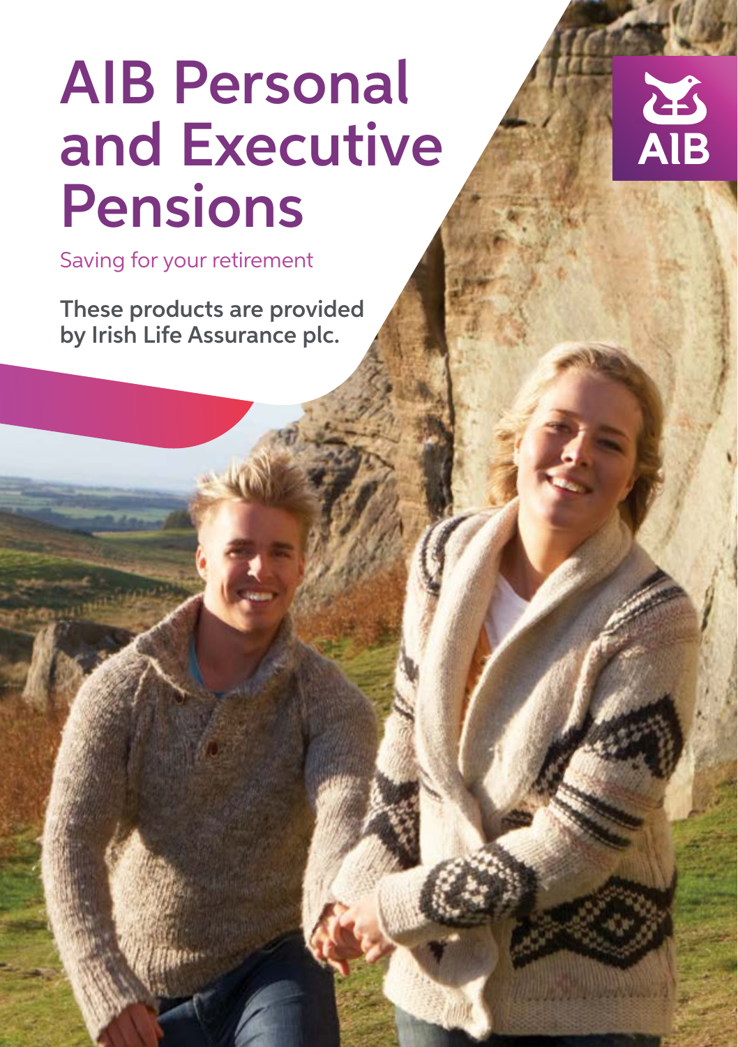# AIB Personal and Executive Pensions

Saving for your retirement

**These products are provided by Irish Life Assurance plc.**

AIB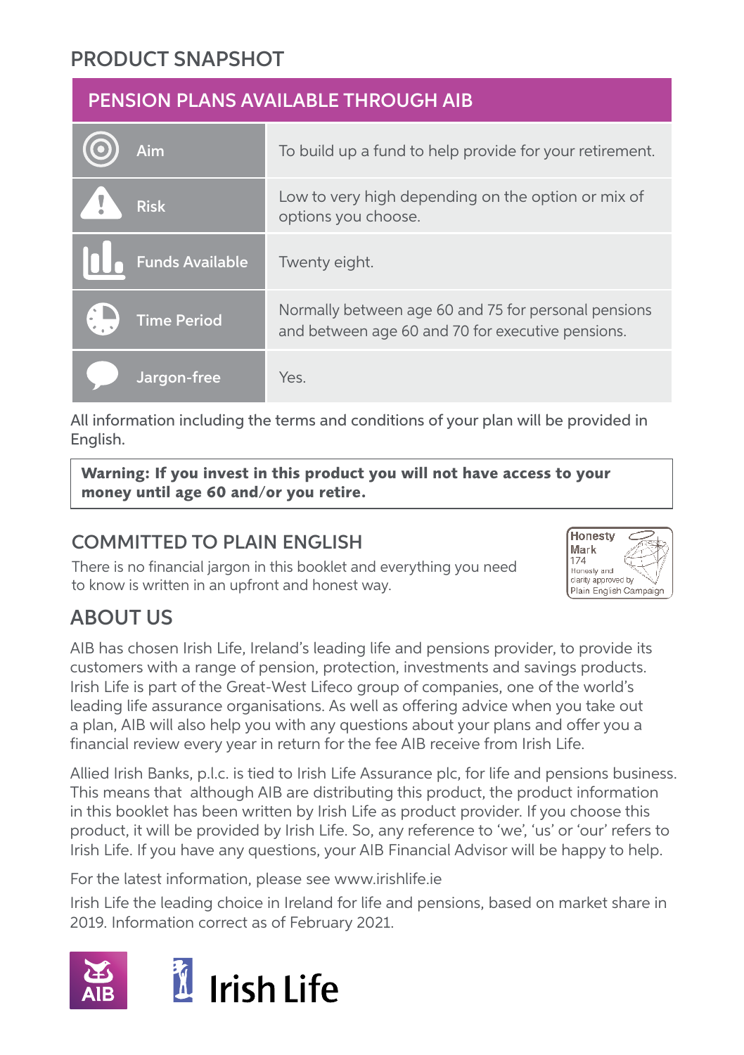# PRODUCT SNAPSHOT

## PENSION PLANS AVAILABLE THROUGH AIB

| | |
|---|---|
| Aim | To build up a fund to help provide for your retirement. |
| Risk | Low to very high depending on the option or mix of options you choose. |
| Funds Available | Twenty eight. |
| Time Period | Normally between age 60 and 75 for personal pensions and between age 60 and 70 for executive pensions. |
| Jargon-free | Yes. |

All information including the terms and conditions of your plan will be provided in English.

**Warning: If you invest in this product you will not have access to your money until age 60 and/or you retire.**

## COMMITTED TO PLAIN ENGLISH

There is no financial jargon in this booklet and everything you need to know is written in an upfront and honest way.

Honesty Mark 174 Honesty and clarity approved by Plain English Campaign

## ABOUT US

AIB has chosen Irish Life, Ireland's leading life and pensions provider, to provide its customers with a range of pension, protection, investments and savings products. Irish Life is part of the Great-West Lifeco group of companies, one of the world's leading life assurance organisations. As well as offering advice when you take out a plan, AIB will also help you with any questions about your plans and offer you a financial review every year in return for the fee AIB receive from Irish Life.

Allied Irish Banks, p.l.c. is tied to Irish Life Assurance plc, for life and pensions business. This means that although AIB are distributing this product, the product information in this booklet has been written by Irish Life as product provider. If you choose this product, it will be provided by Irish Life. So, any reference to 'we', 'us' or 'our' refers to Irish Life. If you have any questions, your AIB Financial Advisor will be happy to help.

For the latest information, please see www.irishlife.ie

Irish Life the leading choice in Ireland for life and pensions, based on market share in 2019. Information correct as of February 2021.

AIB Irish Life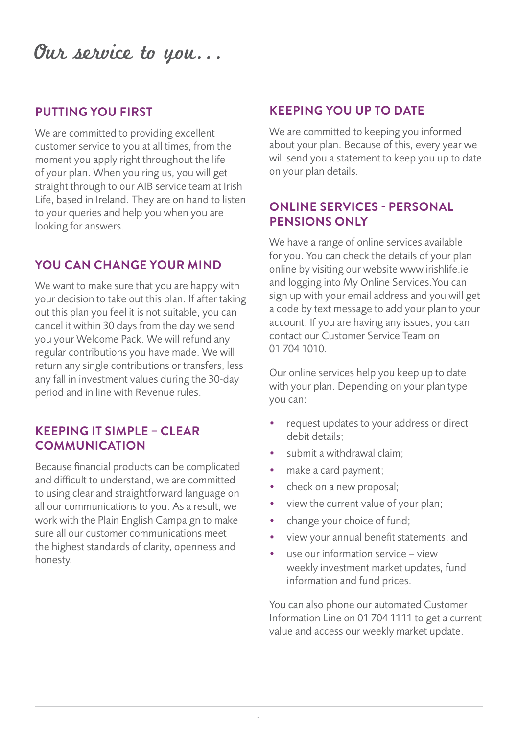# Our service to you...

## PUTTING YOU FIRST

We are committed to providing excellent customer service to you at all times, from the moment you apply right throughout the life of your plan. When you ring us, you will get straight through to our AIB service team at Irish Life, based in Ireland. They are on hand to listen to your queries and help you when you are looking for answers.

## YOU CAN CHANGE YOUR MIND

We want to make sure that you are happy with your decision to take out this plan. If after taking out this plan you feel it is not suitable, you can cancel it within 30 days from the day we send you your Welcome Pack. We will refund any regular contributions you have made. We will return any single contributions or transfers, less any fall in investment values during the 30-day period and in line with Revenue rules.

## KEEPING IT SIMPLE – CLEAR COMMUNICATION

Because financial products can be complicated and difficult to understand, we are committed to using clear and straightforward language on all our communications to you. As a result, we work with the Plain English Campaign to make sure all our customer communications meet the highest standards of clarity, openness and honesty.

## KEEPING YOU UP TO DATE

We are committed to keeping you informed about your plan. Because of this, every year we will send you a statement to keep you up to date on your plan details.

## ONLINE SERVICES - PERSONAL PENSIONS ONLY

We have a range of online services available for you. You can check the details of your plan online by visiting our website www.irishlife.ie and logging into My Online Services.You can sign up with your email address and you will get a code by text message to add your plan to your account. If you are having any issues, you can contact our Customer Service Team on 01 704 1010.

Our online services help you keep up to date with your plan. Depending on your plan type you can:

- request updates to your address or direct debit details;
- submit a withdrawal claim;
- make a card payment;
- check on a new proposal;
- view the current value of your plan;
- change your choice of fund;
- view your annual benefit statements; and
- use our information service – view weekly investment market updates, fund information and fund prices.

You can also phone our automated Customer Information Line on 01 704 1111 to get a current value and access our weekly market update.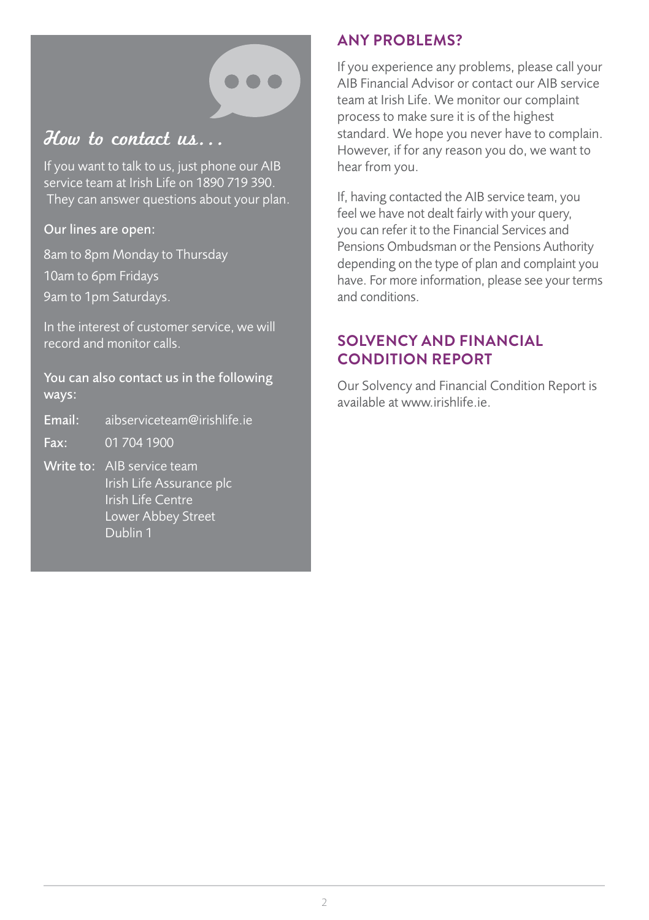## How to contact us...

If you want to talk to us, just phone our AIB service team at Irish Life on 1890 719 390. They can answer questions about your plan.

Our lines are open:

8am to 8pm Monday to Thursday

10am to 6pm Fridays

9am to 1pm Saturdays.

In the interest of customer service, we will record and monitor calls.

You can also contact us in the following ways:

**Email:** aibserviceteam@irishlife.ie

**Fax:** 01 704 1900

**Write to:** AIB service team
Irish Life Assurance plc
Irish Life Centre
Lower Abbey Street
Dublin 1

## ANY PROBLEMS?

If you experience any problems, please call your AIB Financial Advisor or contact our AIB service team at Irish Life. We monitor our complaint process to make sure it is of the highest standard. We hope you never have to complain. However, if for any reason you do, we want to hear from you.

If, having contacted the AIB service team, you feel we have not dealt fairly with your query, you can refer it to the Financial Services and Pensions Ombudsman or the Pensions Authority depending on the type of plan and complaint you have. For more information, please see your terms and conditions.

## SOLVENCY AND FINANCIAL CONDITION REPORT

Our Solvency and Financial Condition Report is available at www.irishlife.ie.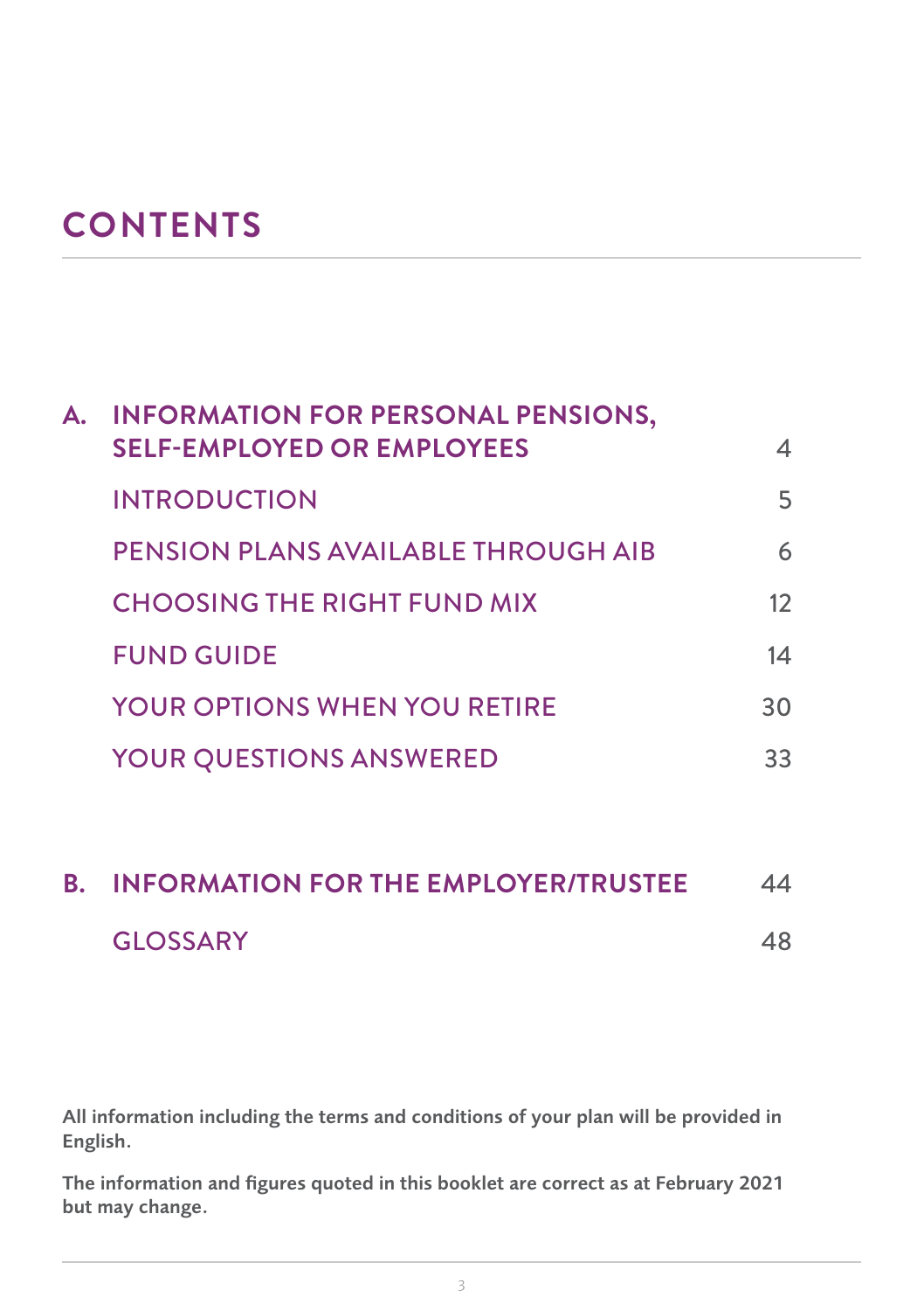# CONTENTS

| | | |
|---|---|---|
| **A.** | **INFORMATION FOR PERSONAL PENSIONS, SELF-EMPLOYED OR EMPLOYEES** | 4 |
| | INTRODUCTION | 5 |
| | PENSION PLANS AVAILABLE THROUGH AIB | 6 |
| | CHOOSING THE RIGHT FUND MIX | 12 |
| | FUND GUIDE | 14 |
| | YOUR OPTIONS WHEN YOU RETIRE | 30 |
| | YOUR QUESTIONS ANSWERED | 33 |
| **B.** | **INFORMATION FOR THE EMPLOYER/TRUSTEE** | 44 |
| | GLOSSARY | 48 |

**All information including the terms and conditions of your plan will be provided in English.**

**The information and figures quoted in this booklet are correct as at February 2021 but may change.**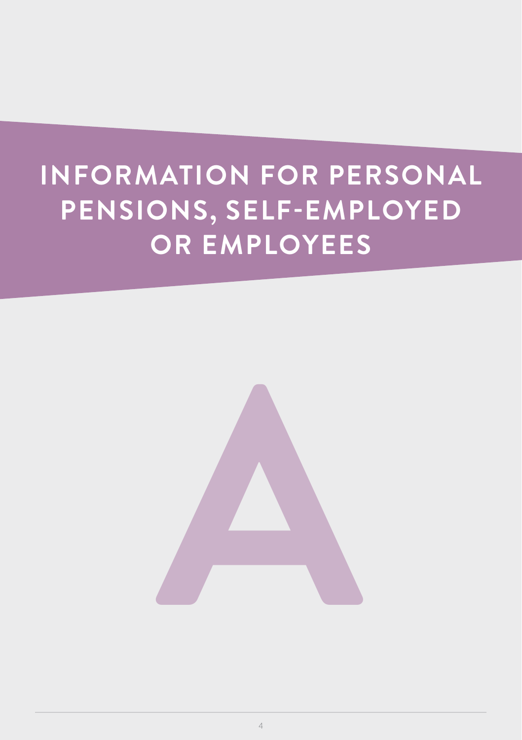# INFORMATION FOR PERSONAL PENSIONS, SELF-EMPLOYED OR EMPLOYEES

A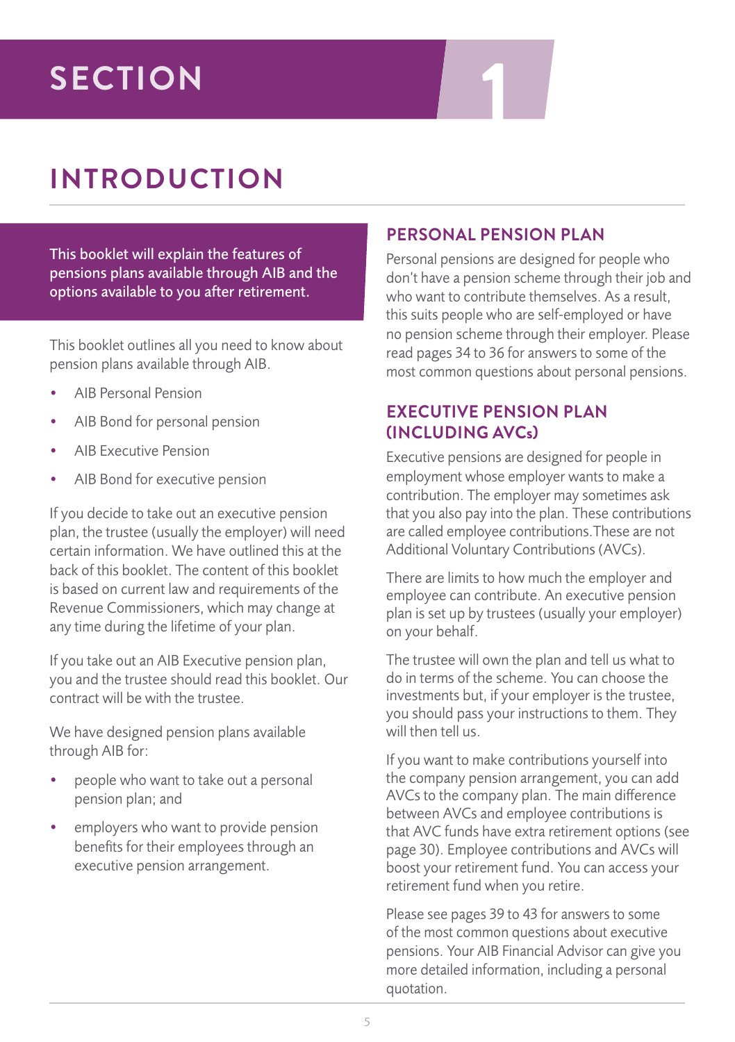# SECTION 1

## INTRODUCTION

**This booklet will explain the features of pensions plans available through AIB and the options available to you after retirement.**

This booklet outlines all you need to know about pension plans available through AIB.

- AIB Personal Pension
- AIB Bond for personal pension
- AIB Executive Pension
- AIB Bond for executive pension

If you decide to take out an executive pension plan, the trustee (usually the employer) will need certain information. We have outlined this at the back of this booklet. The content of this booklet is based on current law and requirements of the Revenue Commissioners, which may change at any time during the lifetime of your plan.

If you take out an AIB Executive pension plan, you and the trustee should read this booklet. Our contract will be with the trustee.

We have designed pension plans available through AIB for:

- people who want to take out a personal pension plan; and
- employers who want to provide pension benefits for their employees through an executive pension arrangement.

### PERSONAL PENSION PLAN

Personal pensions are designed for people who don't have a pension scheme through their job and who want to contribute themselves. As a result, this suits people who are self-employed or have no pension scheme through their employer. Please read pages 34 to 36 for answers to some of the most common questions about personal pensions.

### EXECUTIVE PENSION PLAN (INCLUDING AVCs)

Executive pensions are designed for people in employment whose employer wants to make a contribution. The employer may sometimes ask that you also pay into the plan. These contributions are called employee contributions.These are not Additional Voluntary Contributions (AVCs).

There are limits to how much the employer and employee can contribute. An executive pension plan is set up by trustees (usually your employer) on your behalf.

The trustee will own the plan and tell us what to do in terms of the scheme. You can choose the investments but, if your employer is the trustee, you should pass your instructions to them. They will then tell us.

If you want to make contributions yourself into the company pension arrangement, you can add AVCs to the company plan. The main difference between AVCs and employee contributions is that AVC funds have extra retirement options (see page 30). Employee contributions and AVCs will boost your retirement fund. You can access your retirement fund when you retire.

Please see pages 39 to 43 for answers to some of the most common questions about executive pensions. Your AIB Financial Advisor can give you more detailed information, including a personal quotation.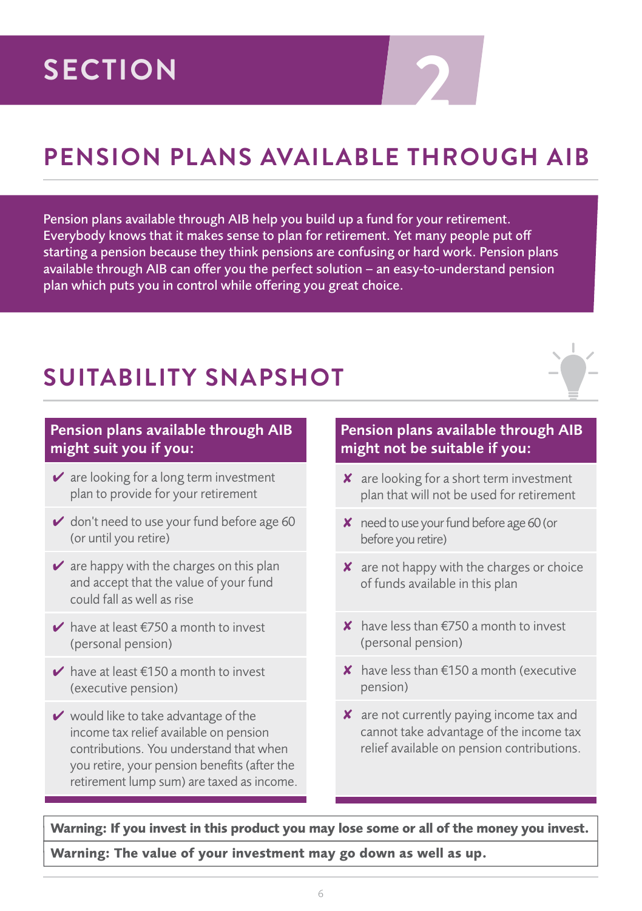# SECTION 2

## PENSION PLANS AVAILABLE THROUGH AIB

Pension plans available through AIB help you build up a fund for your retirement. Everybody knows that it makes sense to plan for retirement. Yet many people put off starting a pension because they think pensions are confusing or hard work. Pension plans available through AIB can offer you the perfect solution – an easy-to-understand pension plan which puts you in control while offering you great choice.

## SUITABILITY SNAPSHOT

| Pension plans available through AIB might suit you if you: | Pension plans available through AIB might not be suitable if you: |
|---|---|
| ✔ are looking for a long term investment plan to provide for your retirement | ✘ are looking for a short term investment plan that will not be used for retirement |
| ✔ don't need to use your fund before age 60 (or until you retire) | ✘ need to use your fund before age 60 (or before you retire) |
| ✔ are happy with the charges on this plan and accept that the value of your fund could fall as well as rise | ✘ are not happy with the charges or choice of funds available in this plan |
| ✔ have at least €750 a month to invest (personal pension) | ✘ have less than €750 a month to invest (personal pension) |
| ✔ have at least €150 a month to invest (executive pension) | ✘ have less than €150 a month (executive pension) |
| ✔ would like to take advantage of the income tax relief available on pension contributions. You understand that when you retire, your pension benefits (after the retirement lump sum) are taxed as income. | ✘ are not currently paying income tax and cannot take advantage of the income tax relief available on pension contributions. |

**Warning: If you invest in this product you may lose some or all of the money you invest.**

**Warning: The value of your investment may go down as well as up.**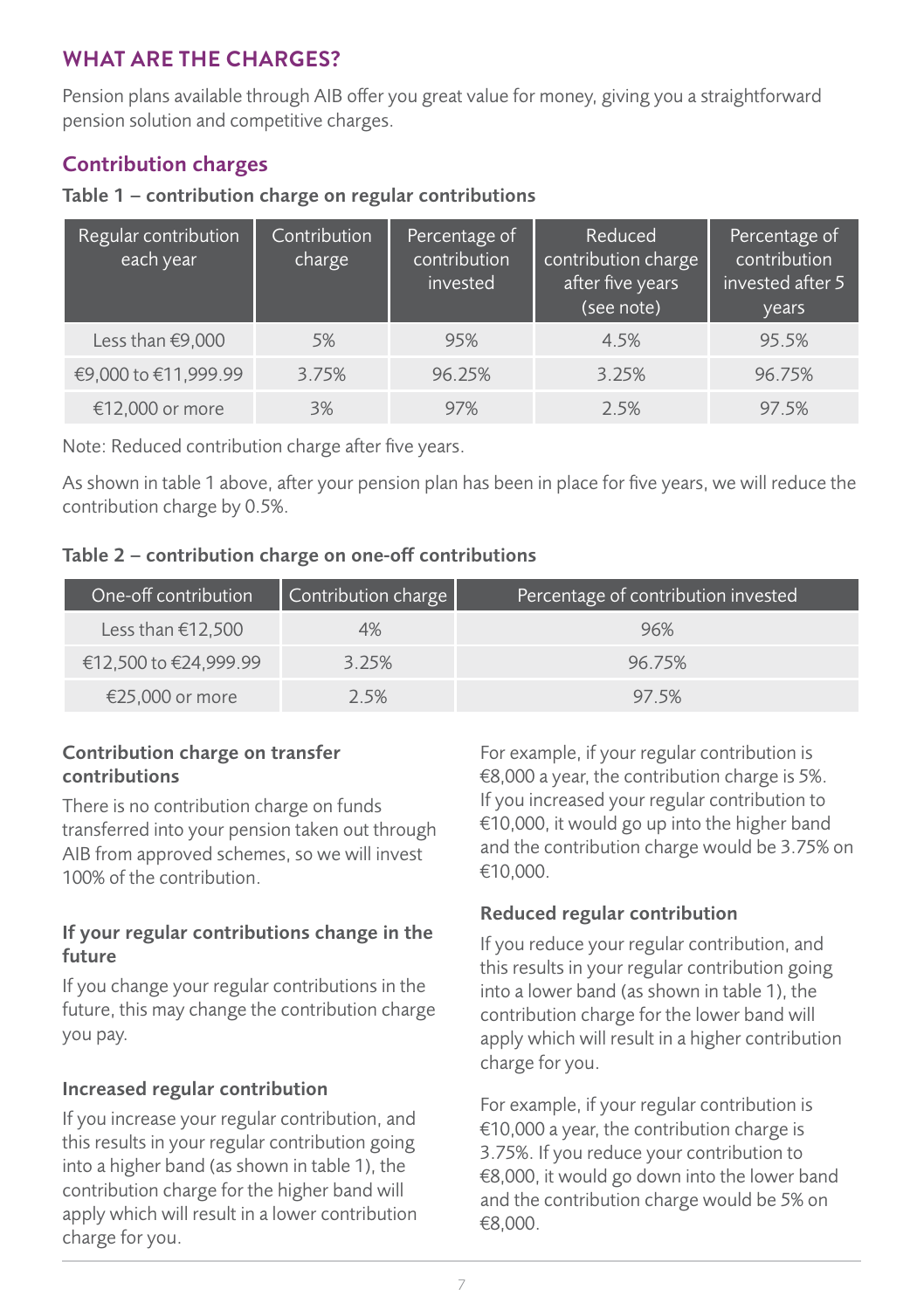## WHAT ARE THE CHARGES?

Pension plans available through AIB offer you great value for money, giving you a straightforward pension solution and competitive charges.

### Contribution charges

**Table 1 – contribution charge on regular contributions**

| Regular contribution each year | Contribution charge | Percentage of contribution invested | Reduced contribution charge after five years (see note) | Percentage of contribution invested after 5 years |
|---|---|---|---|---|
| Less than €9,000 | 5% | 95% | 4.5% | 95.5% |
| €9,000 to €11,999.99 | 3.75% | 96.25% | 3.25% | 96.75% |
| €12,000 or more | 3% | 97% | 2.5% | 97.5% |

Note: Reduced contribution charge after five years.

As shown in table 1 above, after your pension plan has been in place for five years, we will reduce the contribution charge by 0.5%.

**Table 2 – contribution charge on one-off contributions**

| One-off contribution | Contribution charge | Percentage of contribution invested |
|---|---|---|
| Less than €12,500 | 4% | 96% |
| €12,500 to €24,999.99 | 3.25% | 96.75% |
| €25,000 or more | 2.5% | 97.5% |

#### Contribution charge on transfer contributions

There is no contribution charge on funds transferred into your pension taken out through AIB from approved schemes, so we will invest 100% of the contribution.

#### If your regular contributions change in the future

If you change your regular contributions in the future, this may change the contribution charge you pay.

#### Increased regular contribution

If you increase your regular contribution, and this results in your regular contribution going into a higher band (as shown in table 1), the contribution charge for the higher band will apply which will result in a lower contribution charge for you.

For example, if your regular contribution is €8,000 a year, the contribution charge is 5%. If you increased your regular contribution to €10,000, it would go up into the higher band and the contribution charge would be 3.75% on €10,000.

#### Reduced regular contribution

If you reduce your regular contribution, and this results in your regular contribution going into a lower band (as shown in table 1), the contribution charge for the lower band will apply which will result in a higher contribution charge for you.

For example, if your regular contribution is €10,000 a year, the contribution charge is 3.75%. If you reduce your contribution to €8,000, it would go down into the lower band and the contribution charge would be 5% on €8,000.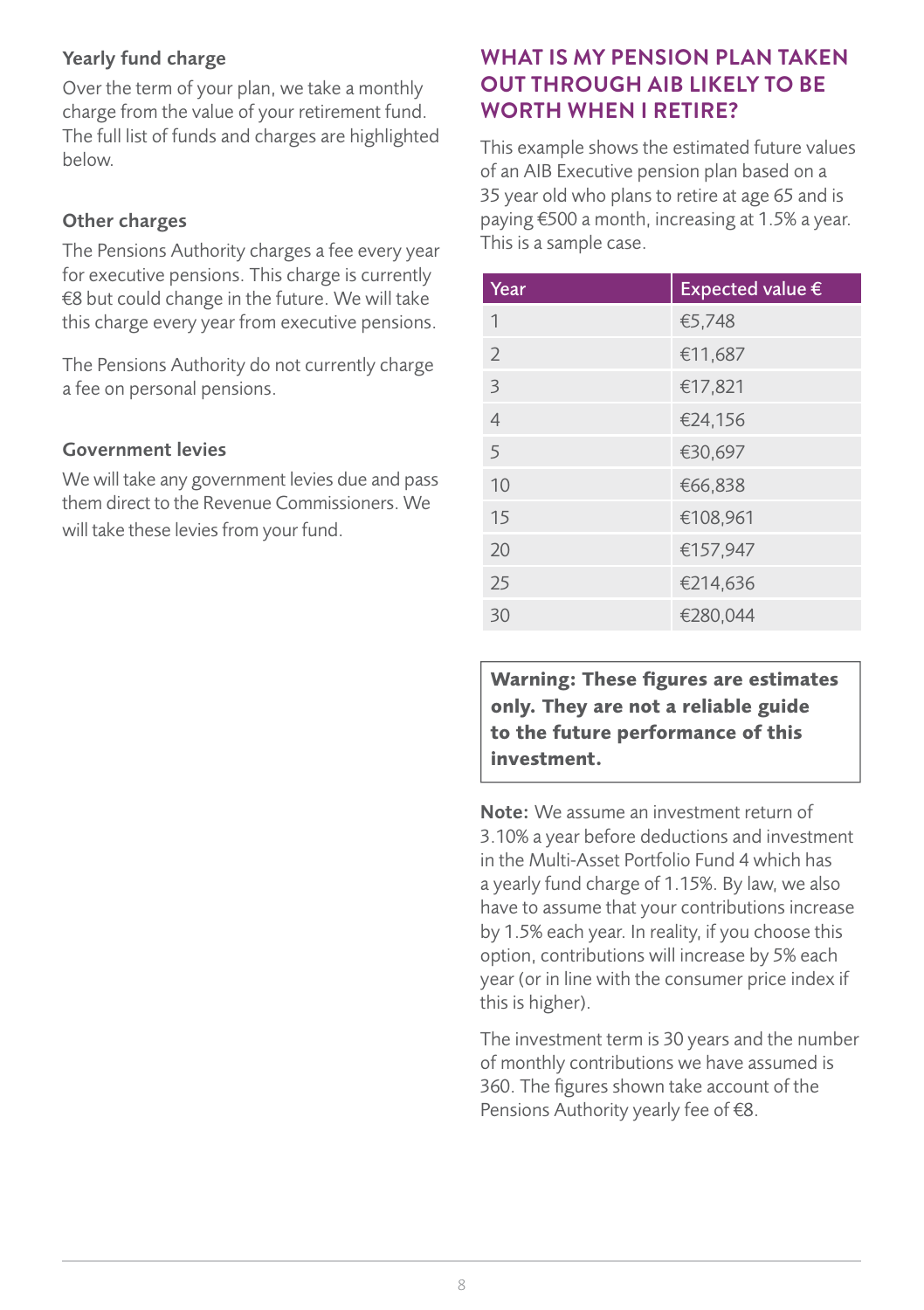### Yearly fund charge

Over the term of your plan, we take a monthly charge from the value of your retirement fund. The full list of funds and charges are highlighted below.

### Other charges

The Pensions Authority charges a fee every year for executive pensions. This charge is currently €8 but could change in the future. We will take this charge every year from executive pensions.

The Pensions Authority do not currently charge a fee on personal pensions.

### Government levies

We will take any government levies due and pass them direct to the Revenue Commissioners. We will take these levies from your fund.

## WHAT IS MY PENSION PLAN TAKEN OUT THROUGH AIB LIKELY TO BE WORTH WHEN I RETIRE?

This example shows the estimated future values of an AIB Executive pension plan based on a 35 year old who plans to retire at age 65 and is paying €500 a month, increasing at 1.5% a year. This is a sample case.

| Year | Expected value € |
|---|---|
| 1 | €5,748 |
| 2 | €11,687 |
| 3 | €17,821 |
| 4 | €24,156 |
| 5 | €30,697 |
| 10 | €66,838 |
| 15 | €108,961 |
| 20 | €157,947 |
| 25 | €214,636 |
| 30 | €280,044 |

**Warning: These figures are estimates only. They are not a reliable guide to the future performance of this investment.**

**Note:** We assume an investment return of 3.10% a year before deductions and investment in the Multi-Asset Portfolio Fund 4 which has a yearly fund charge of 1.15%. By law, we also have to assume that your contributions increase by 1.5% each year. In reality, if you choose this option, contributions will increase by 5% each year (or in line with the consumer price index if this is higher).

The investment term is 30 years and the number of monthly contributions we have assumed is 360. The figures shown take account of the Pensions Authority yearly fee of €8.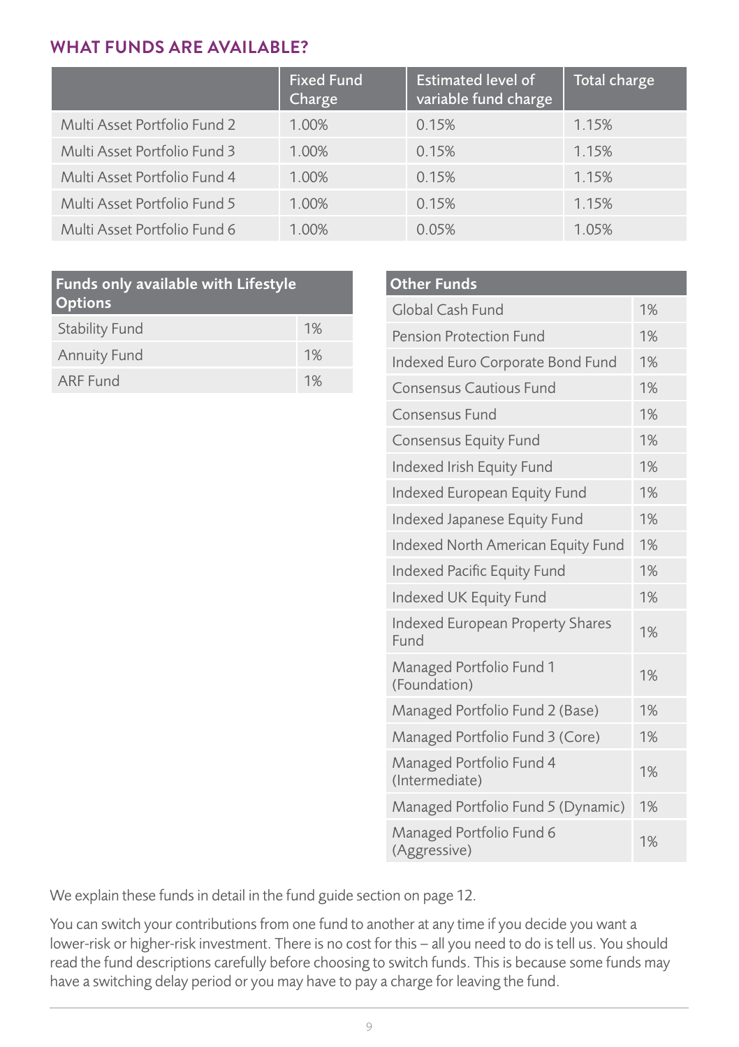## WHAT FUNDS ARE AVAILABLE?

| | Fixed Fund Charge | Estimated level of variable fund charge | Total charge |
|---|---|---|---|
| Multi Asset Portfolio Fund 2 | 1.00% | 0.15% | 1.15% |
| Multi Asset Portfolio Fund 3 | 1.00% | 0.15% | 1.15% |
| Multi Asset Portfolio Fund 4 | 1.00% | 0.15% | 1.15% |
| Multi Asset Portfolio Fund 5 | 1.00% | 0.15% | 1.15% |
| Multi Asset Portfolio Fund 6 | 1.00% | 0.05% | 1.05% |

| Funds only available with Lifestyle Options | |
|---|---|
| Stability Fund | 1% |
| Annuity Fund | 1% |
| ARF Fund | 1% |

| Other Funds | |
|---|---|
| Global Cash Fund | 1% |
| Pension Protection Fund | 1% |
| Indexed Euro Corporate Bond Fund | 1% |
| Consensus Cautious Fund | 1% |
| Consensus Fund | 1% |
| Consensus Equity Fund | 1% |
| Indexed Irish Equity Fund | 1% |
| Indexed European Equity Fund | 1% |
| Indexed Japanese Equity Fund | 1% |
| Indexed North American Equity Fund | 1% |
| Indexed Pacific Equity Fund | 1% |
| Indexed UK Equity Fund | 1% |
| Indexed European Property Shares Fund | 1% |
| Managed Portfolio Fund 1 (Foundation) | 1% |
| Managed Portfolio Fund 2 (Base) | 1% |
| Managed Portfolio Fund 3 (Core) | 1% |
| Managed Portfolio Fund 4 (Intermediate) | 1% |
| Managed Portfolio Fund 5 (Dynamic) | 1% |
| Managed Portfolio Fund 6 (Aggressive) | 1% |

We explain these funds in detail in the fund guide section on page 12.

You can switch your contributions from one fund to another at any time if you decide you want a lower-risk or higher-risk investment. There is no cost for this – all you need to do is tell us. You should read the fund descriptions carefully before choosing to switch funds. This is because some funds may have a switching delay period or you may have to pay a charge for leaving the fund.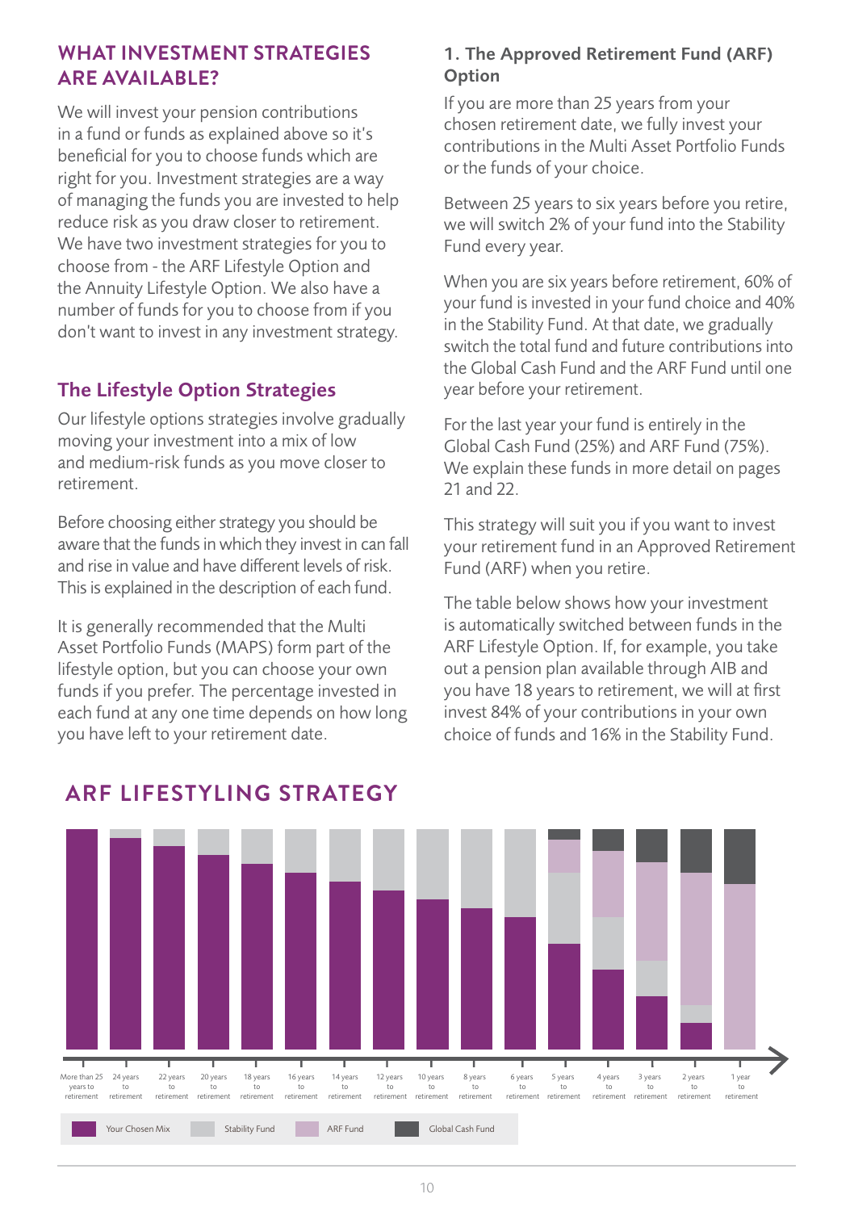## WHAT INVESTMENT STRATEGIES ARE AVAILABLE?

We will invest your pension contributions in a fund or funds as explained above so it's beneficial for you to choose funds which are right for you. Investment strategies are a way of managing the funds you are invested to help reduce risk as you draw closer to retirement. We have two investment strategies for you to choose from - the ARF Lifestyle Option and the Annuity Lifestyle Option. We also have a number of funds for you to choose from if you don't want to invest in any investment strategy.

### The Lifestyle Option Strategies

Our lifestyle options strategies involve gradually moving your investment into a mix of low and medium-risk funds as you move closer to retirement.

Before choosing either strategy you should be aware that the funds in which they invest in can fall and rise in value and have different levels of risk. This is explained in the description of each fund.

It is generally recommended that the Multi Asset Portfolio Funds (MAPS) form part of the lifestyle option, but you can choose your own funds if you prefer. The percentage invested in each fund at any one time depends on how long you have left to your retirement date.

### 1. The Approved Retirement Fund (ARF) Option

If you are more than 25 years from your chosen retirement date, we fully invest your contributions in the Multi Asset Portfolio Funds or the funds of your choice.

Between 25 years to six years before you retire, we will switch 2% of your fund into the Stability Fund every year.

When you are six years before retirement, 60% of your fund is invested in your fund choice and 40% in the Stability Fund. At that date, we gradually switch the total fund and future contributions into the Global Cash Fund and the ARF Fund until one year before your retirement.

For the last year your fund is entirely in the Global Cash Fund (25%) and ARF Fund (75%). We explain these funds in more detail on pages 21 and 22.

This strategy will suit you if you want to invest your retirement fund in an Approved Retirement Fund (ARF) when you retire.

The table below shows how your investment is automatically switched between funds in the ARF Lifestyle Option. If, for example, you take out a pension plan available through AIB and you have 18 years to retirement, we will at first invest 84% of your contributions in your own choice of funds and 16% in the Stability Fund.

## ARF LIFESTYLING STRATEGY

More than 25 years to retirement | 24 years to retirement | 22 years to retirement | 20 years to retirement | 18 years to retirement | 16 years to retirement | 14 years to retirement | 12 years to retirement | 10 years to retirement | 8 years to retirement | 6 years to retirement | 5 years to retirement | 4 years to retirement | 3 years to retirement | 2 years to retirement | 1 year to retirement

Your Chosen Mix | Stability Fund | ARF Fund | Global Cash Fund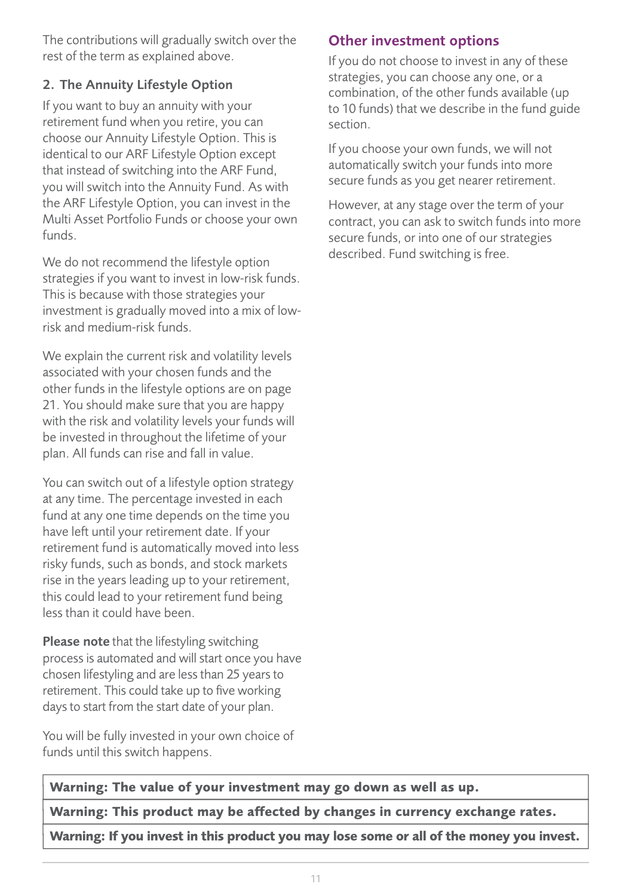The contributions will gradually switch over the rest of the term as explained above.

### 2. The Annuity Lifestyle Option

If you want to buy an annuity with your retirement fund when you retire, you can choose our Annuity Lifestyle Option. This is identical to our ARF Lifestyle Option except that instead of switching into the ARF Fund, you will switch into the Annuity Fund. As with the ARF Lifestyle Option, you can invest in the Multi Asset Portfolio Funds or choose your own funds.

We do not recommend the lifestyle option strategies if you want to invest in low-risk funds. This is because with those strategies your investment is gradually moved into a mix of low-risk and medium-risk funds.

We explain the current risk and volatility levels associated with your chosen funds and the other funds in the lifestyle options are on page 21. You should make sure that you are happy with the risk and volatility levels your funds will be invested in throughout the lifetime of your plan. All funds can rise and fall in value.

You can switch out of a lifestyle option strategy at any time. The percentage invested in each fund at any one time depends on the time you have left until your retirement date. If your retirement fund is automatically moved into less risky funds, such as bonds, and stock markets rise in the years leading up to your retirement, this could lead to your retirement fund being less than it could have been.

**Please note** that the lifestyling switching process is automated and will start once you have chosen lifestyling and are less than 25 years to retirement. This could take up to five working days to start from the start date of your plan.

You will be fully invested in your own choice of funds until this switch happens.

## Other investment options

If you do not choose to invest in any of these strategies, you can choose any one, or a combination, of the other funds available (up to 10 funds) that we describe in the fund guide section.

If you choose your own funds, we will not automatically switch your funds into more secure funds as you get nearer retirement.

However, at any stage over the term of your contract, you can ask to switch funds into more secure funds, or into one of our strategies described. Fund switching is free.

**Warning: The value of your investment may go down as well as up.**

**Warning: This product may be affected by changes in currency exchange rates.**

**Warning: If you invest in this product you may lose some or all of the money you invest.**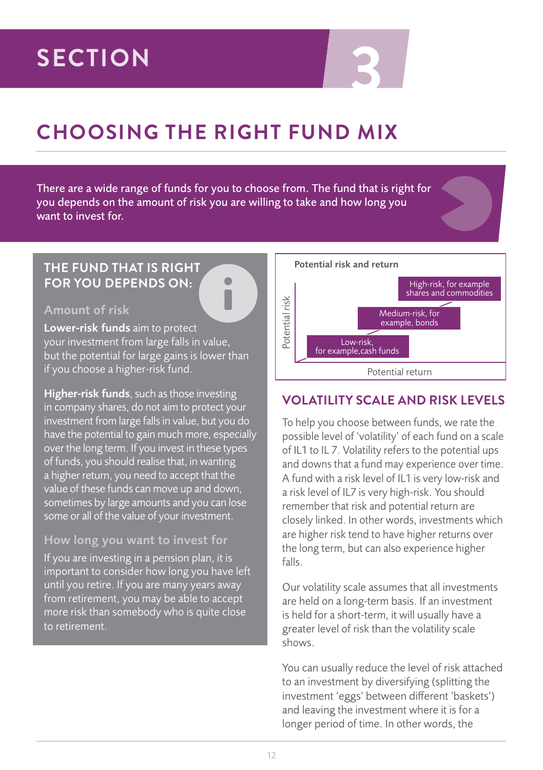# SECTION 3

## CHOOSING THE RIGHT FUND MIX

There are a wide range of funds for you to choose from. The fund that is right for you depends on the amount of risk you are willing to take and how long you want to invest for.

### THE FUND THAT IS RIGHT FOR YOU DEPENDS ON:

#### Amount of risk

**Lower-risk funds** aim to protect your investment from large falls in value, but the potential for large gains is lower than if you choose a higher-risk fund.

**Higher-risk funds**, such as those investing in company shares, do not aim to protect your investment from large falls in value, but you do have the potential to gain much more, especially over the long term. If you invest in these types of funds, you should realise that, in wanting a higher return, you need to accept that the value of these funds can move up and down, sometimes by large amounts and you can lose some or all of the value of your investment.

#### How long you want to invest for

If you are investing in a pension plan, it is important to consider how long you have left until you retire. If you are many years away from retirement, you may be able to accept more risk than somebody who is quite close to retirement.

**Potential risk and return**

Potential risk (vertical axis) / Potential return (horizontal axis):

- High-risk, for example shares and commodities
- Medium-risk, for example, bonds
- Low-risk, for example, cash funds

### VOLATILITY SCALE AND RISK LEVELS

To help you choose between funds, we rate the possible level of 'volatility' of each fund on a scale of IL1 to IL 7. Volatility refers to the potential ups and downs that a fund may experience over time. A fund with a risk level of IL1 is very low-risk and a risk level of IL7 is very high-risk. You should remember that risk and potential return are closely linked. In other words, investments which are higher risk tend to have higher returns over the long term, but can also experience higher falls.

Our volatility scale assumes that all investments are held on a long-term basis. If an investment is held for a short-term, it will usually have a greater level of risk than the volatility scale shows.

You can usually reduce the level of risk attached to an investment by diversifying (splitting the investment 'eggs' between different 'baskets') and leaving the investment where it is for a longer period of time. In other words, the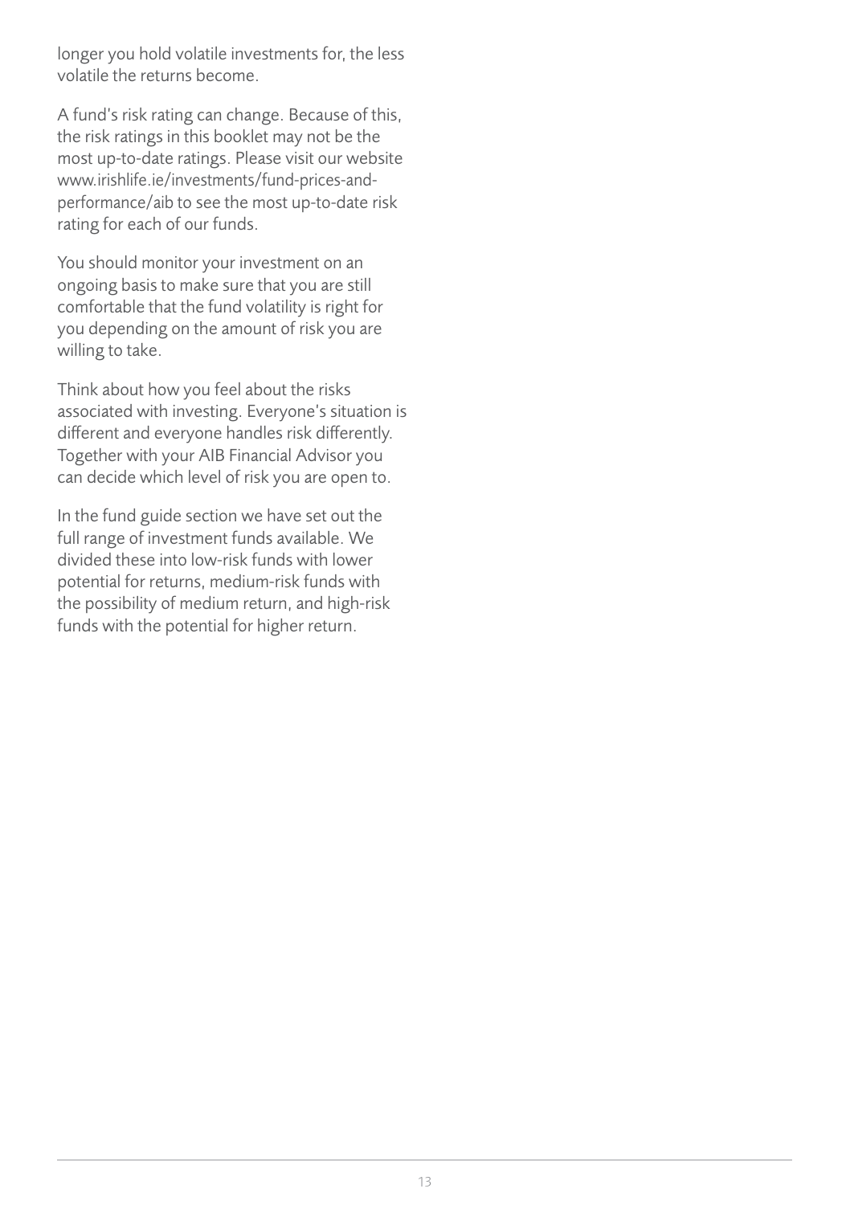longer you hold volatile investments for, the less volatile the returns become.

A fund's risk rating can change. Because of this, the risk ratings in this booklet may not be the most up-to-date ratings. Please visit our website www.irishlife.ie/investments/fund-prices-and-performance/aib to see the most up-to-date risk rating for each of our funds.

You should monitor your investment on an ongoing basis to make sure that you are still comfortable that the fund volatility is right for you depending on the amount of risk you are willing to take.

Think about how you feel about the risks associated with investing. Everyone's situation is different and everyone handles risk differently. Together with your AIB Financial Advisor you can decide which level of risk you are open to.

In the fund guide section we have set out the full range of investment funds available. We divided these into low-risk funds with lower potential for returns, medium-risk funds with the possibility of medium return, and high-risk funds with the potential for higher return.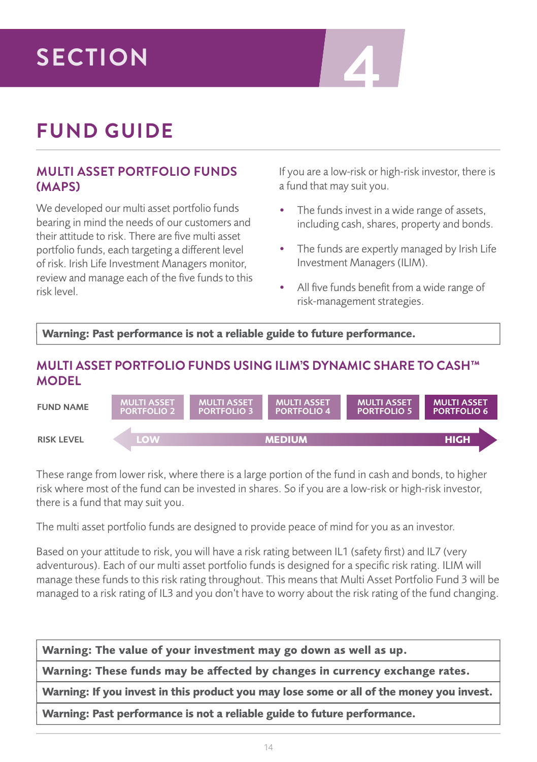# SECTION 4

## FUND GUIDE

### MULTI ASSET PORTFOLIO FUNDS (MAPS)

We developed our multi asset portfolio funds bearing in mind the needs of our customers and their attitude to risk. There are five multi asset portfolio funds, each targeting a different level of risk. Irish Life Investment Managers monitor, review and manage each of the five funds to this risk level.

If you are a low-risk or high-risk investor, there is a fund that may suit you.

- The funds invest in a wide range of assets, including cash, shares, property and bonds.
- The funds are expertly managed by Irish Life Investment Managers (ILIM).
- All five funds benefit from a wide range of risk-management strategies.

**Warning: Past performance is not a reliable guide to future performance.**

### MULTI ASSET PORTFOLIO FUNDS USING ILIM'S DYNAMIC SHARE TO CASH™ MODEL

| FUND NAME | MULTI ASSET PORTFOLIO 2 | MULTI ASSET PORTFOLIO 3 | MULTI ASSET PORTFOLIO 4 | MULTI ASSET PORTFOLIO 5 | MULTI ASSET PORTFOLIO 6 |
|---|---|---|---|---|---|
| RISK LEVEL | LOW | | MEDIUM | | HIGH |

These range from lower risk, where there is a large portion of the fund in cash and bonds, to higher risk where most of the fund can be invested in shares. So if you are a low-risk or high-risk investor, there is a fund that may suit you.

The multi asset portfolio funds are designed to provide peace of mind for you as an investor.

Based on your attitude to risk, you will have a risk rating between IL1 (safety first) and IL7 (very adventurous). Each of our multi asset portfolio funds is designed for a specific risk rating. ILIM will manage these funds to this risk rating throughout. This means that Multi Asset Portfolio Fund 3 will be managed to a risk rating of IL3 and you don't have to worry about the risk rating of the fund changing.

**Warning: The value of your investment may go down as well as up.**

**Warning: These funds may be affected by changes in currency exchange rates.**

**Warning: If you invest in this product you may lose some or all of the money you invest.**

**Warning: Past performance is not a reliable guide to future performance.**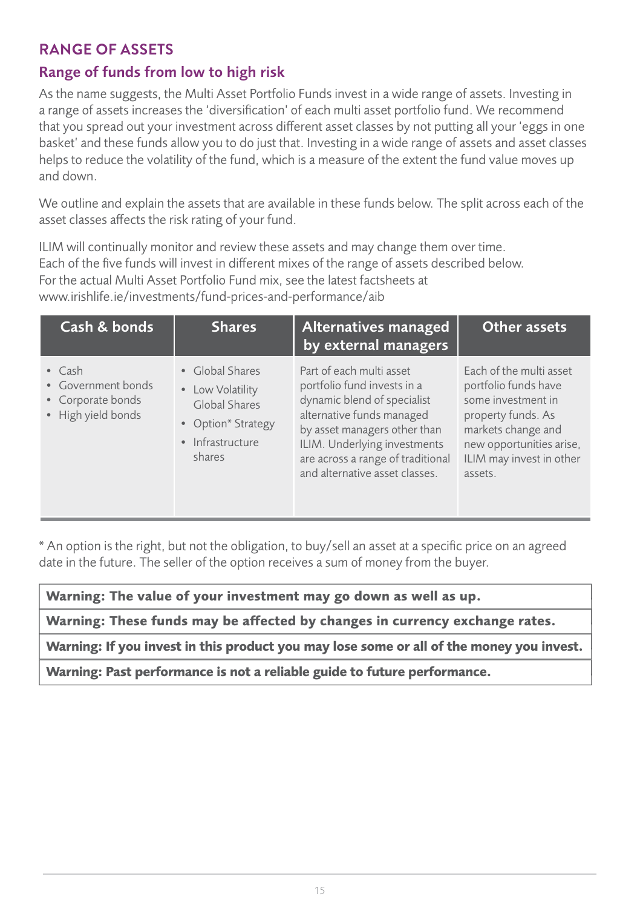## RANGE OF ASSETS

### Range of funds from low to high risk

As the name suggests, the Multi Asset Portfolio Funds invest in a wide range of assets. Investing in a range of assets increases the 'diversification' of each multi asset portfolio fund. We recommend that you spread out your investment across different asset classes by not putting all your 'eggs in one basket' and these funds allow you to do just that. Investing in a wide range of assets and asset classes helps to reduce the volatility of the fund, which is a measure of the extent the fund value moves up and down.

We outline and explain the assets that are available in these funds below. The split across each of the asset classes affects the risk rating of your fund.

ILIM will continually monitor and review these assets and may change them over time. Each of the five funds will invest in different mixes of the range of assets described below. For the actual Multi Asset Portfolio Fund mix, see the latest factsheets at www.irishlife.ie/investments/fund-prices-and-performance/aib

| Cash & bonds | Shares | Alternatives managed by external managers | Other assets |
|---|---|---|---|
| • Cash<br>• Government bonds<br>• Corporate bonds<br>• High yield bonds | • Global Shares<br>• Low Volatility Global Shares<br>• Option* Strategy<br>• Infrastructure shares | Part of each multi asset portfolio fund invests in a dynamic blend of specialist alternative funds managed by asset managers other than ILIM. Underlying investments are across a range of traditional and alternative asset classes. | Each of the multi asset portfolio funds have some investment in property funds. As markets change and new opportunities arise, ILIM may invest in other assets. |

* An option is the right, but not the obligation, to buy/sell an asset at a specific price on an agreed date in the future. The seller of the option receives a sum of money from the buyer.

**Warning: The value of your investment may go down as well as up.**

**Warning: These funds may be affected by changes in currency exchange rates.**

**Warning: If you invest in this product you may lose some or all of the money you invest.**

**Warning: Past performance is not a reliable guide to future performance.**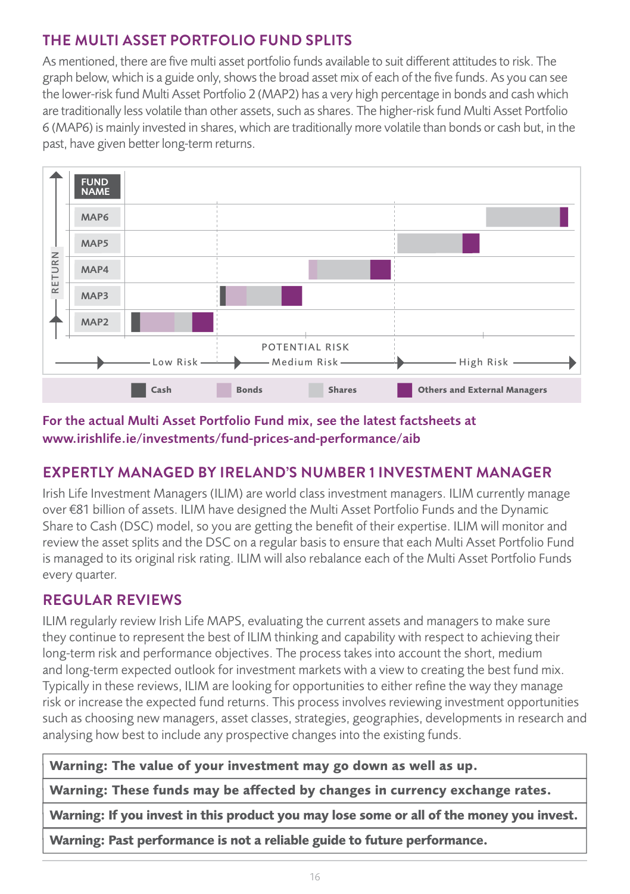## THE MULTI ASSET PORTFOLIO FUND SPLITS

As mentioned, there are five multi asset portfolio funds available to suit different attitudes to risk. The graph below, which is a guide only, shows the broad asset mix of each of the five funds. As you can see the lower-risk fund Multi Asset Portfolio 2 (MAP2) has a very high percentage in bonds and cash which are traditionally less volatile than other assets, such as shares. The higher-risk fund Multi Asset Portfolio 6 (MAP6) is mainly invested in shares, which are traditionally more volatile than bonds or cash but, in the past, have given better long-term returns.

FUND NAME

MAP6

MAP5

MAP4

MAP3

MAP2

RETURN

POTENTIAL RISK

Low Risk — Medium Risk — High Risk

Cash | Bonds | Shares | Others and External Managers

**For the actual Multi Asset Portfolio Fund mix, see the latest factsheets at www.irishlife.ie/investments/fund-prices-and-performance/aib**

## EXPERTLY MANAGED BY IRELAND'S NUMBER 1 INVESTMENT MANAGER

Irish Life Investment Managers (ILIM) are world class investment managers. ILIM currently manage over €81 billion of assets. ILIM have designed the Multi Asset Portfolio Funds and the Dynamic Share to Cash (DSC) model, so you are getting the benefit of their expertise. ILIM will monitor and review the asset splits and the DSC on a regular basis to ensure that each Multi Asset Portfolio Fund is managed to its original risk rating. ILIM will also rebalance each of the Multi Asset Portfolio Funds every quarter.

## REGULAR REVIEWS

ILIM regularly review Irish Life MAPS, evaluating the current assets and managers to make sure they continue to represent the best of ILIM thinking and capability with respect to achieving their long-term risk and performance objectives. The process takes into account the short, medium and long-term expected outlook for investment markets with a view to creating the best fund mix. Typically in these reviews, ILIM are looking for opportunities to either refine the way they manage risk or increase the expected fund returns. This process involves reviewing investment opportunities such as choosing new managers, asset classes, strategies, geographies, developments in research and analysing how best to include any prospective changes into the existing funds.

**Warning: The value of your investment may go down as well as up.**

**Warning: These funds may be affected by changes in currency exchange rates.**

**Warning: If you invest in this product you may lose some or all of the money you invest.**

**Warning: Past performance is not a reliable guide to future performance.**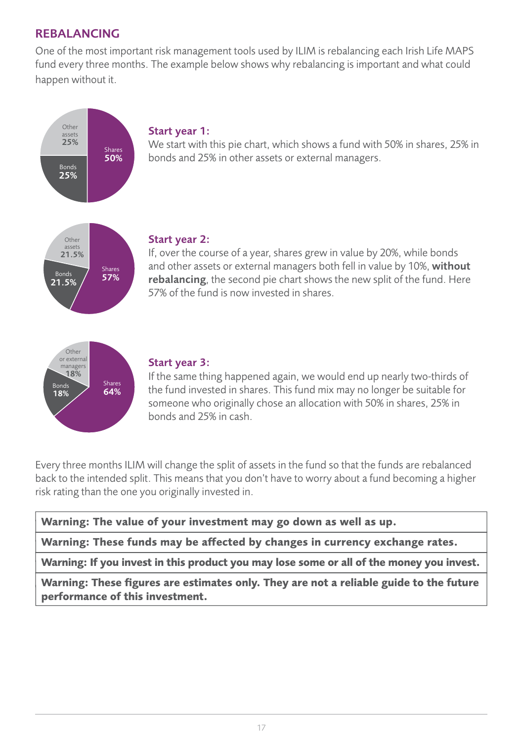## REBALANCING

One of the most important risk management tools used by ILIM is rebalancing each Irish Life MAPS fund every three months. The example below shows why rebalancing is important and what could happen without it.

Other assets 25%
Bonds 25%
Shares 50%

**Start year 1:**
We start with this pie chart, which shows a fund with 50% in shares, 25% in bonds and 25% in other assets or external managers.

Other assets 21.5%
Bonds 21.5%
Shares 57%

**Start year 2:**
If, over the course of a year, shares grew in value by 20%, while bonds and other assets or external managers both fell in value by 10%, **without rebalancing**, the second pie chart shows the new split of the fund. Here 57% of the fund is now invested in shares.

Other or external managers 18%
Bonds 18%
Shares 64%

**Start year 3:**
If the same thing happened again, we would end up nearly two-thirds of the fund invested in shares. This fund mix may no longer be suitable for someone who originally chose an allocation with 50% in shares, 25% in bonds and 25% in cash.

Every three months ILIM will change the split of assets in the fund so that the funds are rebalanced back to the intended split. This means that you don't have to worry about a fund becoming a higher risk rating than the one you originally invested in.

| **Warning: The value of your investment may go down as well as up.** |
|---|
| **Warning: These funds may be affected by changes in currency exchange rates.** |
| **Warning: If you invest in this product you may lose some or all of the money you invest.** |
| **Warning: These figures are estimates only. They are not a reliable guide to the future performance of this investment.** |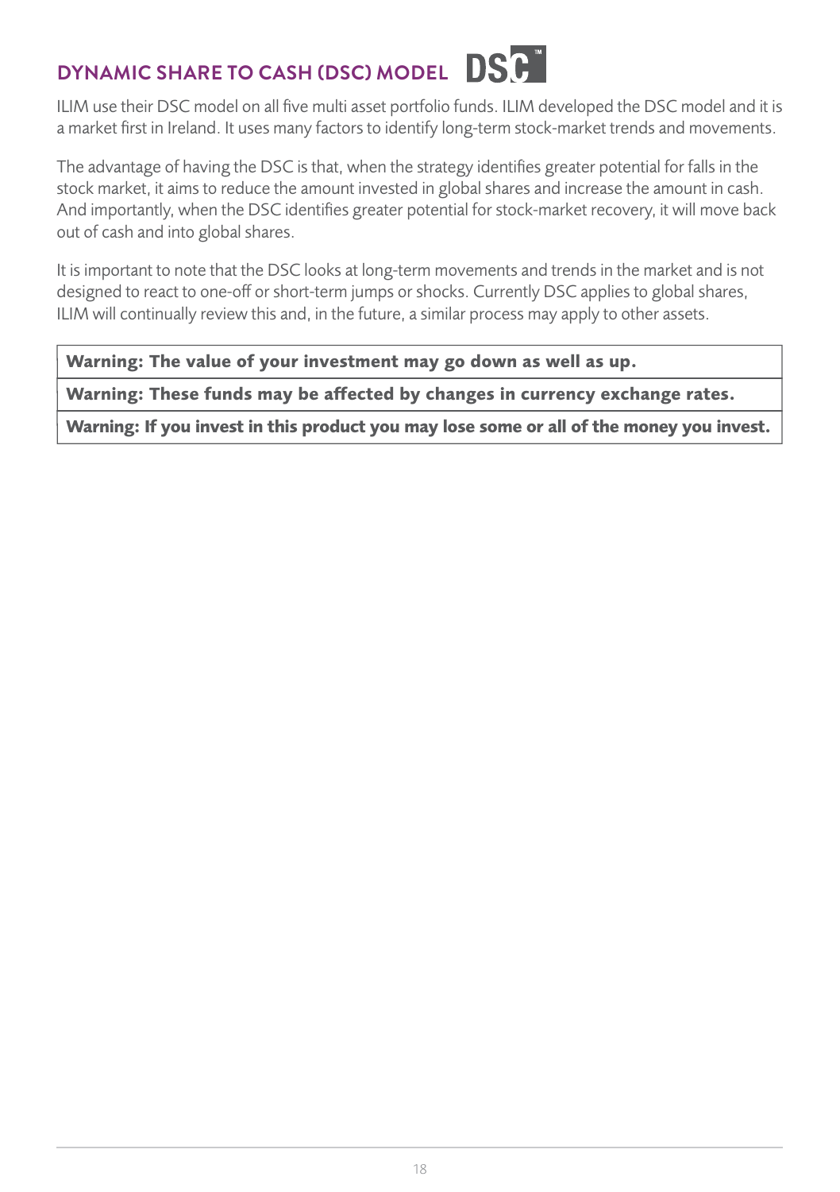## DYNAMIC SHARE TO CASH (DSC) MODEL DSC™

ILIM use their DSC model on all five multi asset portfolio funds. ILIM developed the DSC model and it is a market first in Ireland. It uses many factors to identify long-term stock-market trends and movements.

The advantage of having the DSC is that, when the strategy identifies greater potential for falls in the stock market, it aims to reduce the amount invested in global shares and increase the amount in cash. And importantly, when the DSC identifies greater potential for stock-market recovery, it will move back out of cash and into global shares.

It is important to note that the DSC looks at long-term movements and trends in the market and is not designed to react to one-off or short-term jumps or shocks. Currently DSC applies to global shares, ILIM will continually review this and, in the future, a similar process may apply to other assets.

**Warning: The value of your investment may go down as well as up.**

**Warning: These funds may be affected by changes in currency exchange rates.**

**Warning: If you invest in this product you may lose some or all of the money you invest.**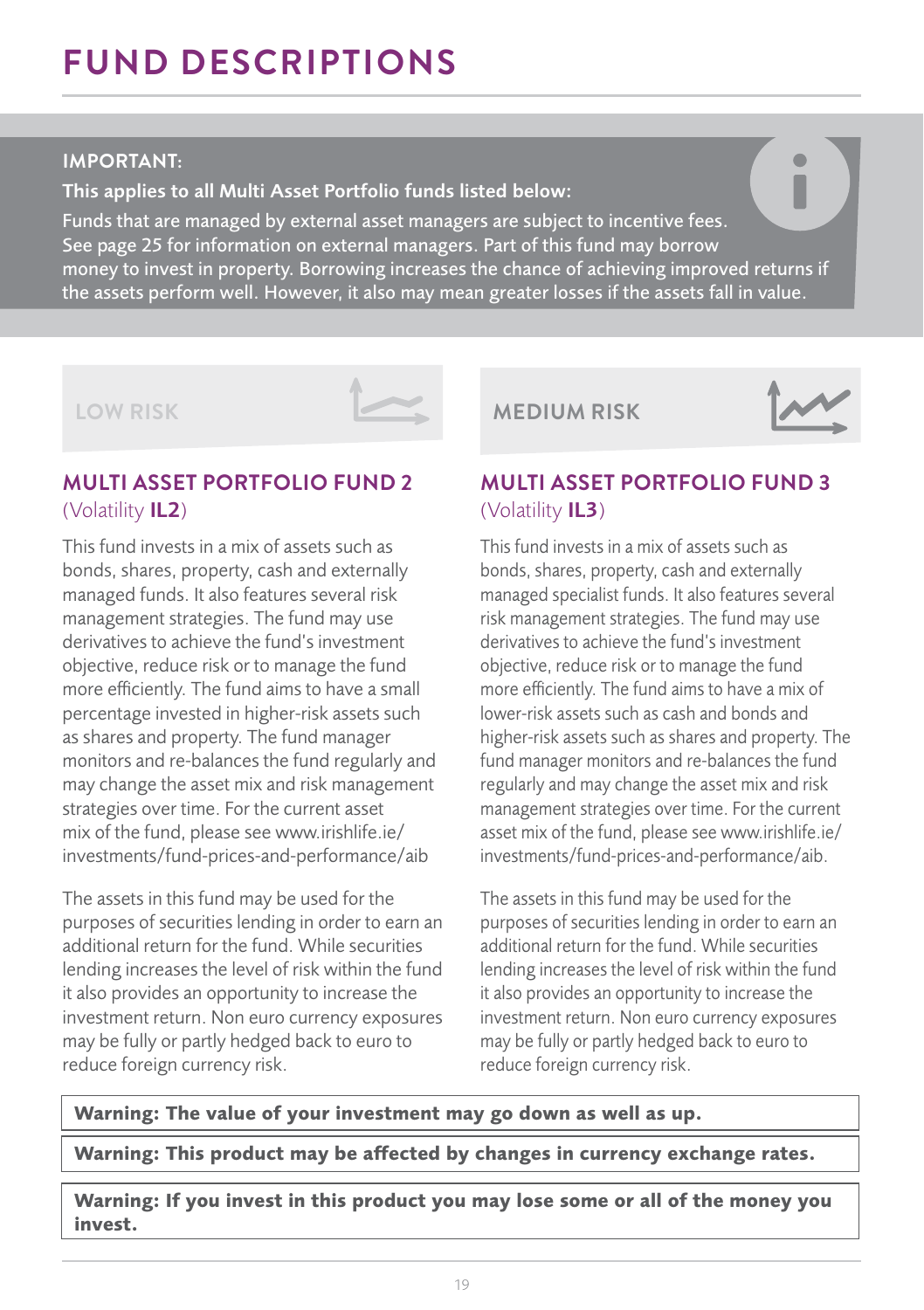# FUND DESCRIPTIONS

**IMPORTANT:**

**This applies to all Multi Asset Portfolio funds listed below:**

Funds that are managed by external asset managers are subject to incentive fees. See page 25 for information on external managers. Part of this fund may borrow money to invest in property. Borrowing increases the chance of achieving improved returns if the assets perform well. However, it also may mean greater losses if the assets fall in value.

LOW RISK

## MULTI ASSET PORTFOLIO FUND 2

(Volatility **IL2**)

This fund invests in a mix of assets such as bonds, shares, property, cash and externally managed funds. It also features several risk management strategies. The fund may use derivatives to achieve the fund's investment objective, reduce risk or to manage the fund more efficiently. The fund aims to have a small percentage invested in higher-risk assets such as shares and property. The fund manager monitors and re-balances the fund regularly and may change the asset mix and risk management strategies over time. For the current asset mix of the fund, please see www.irishlife.ie/investments/fund-prices-and-performance/aib

The assets in this fund may be used for the purposes of securities lending in order to earn an additional return for the fund. While securities lending increases the level of risk within the fund it also provides an opportunity to increase the investment return. Non euro currency exposures may be fully or partly hedged back to euro to reduce foreign currency risk.

MEDIUM RISK

## MULTI ASSET PORTFOLIO FUND 3

(Volatility **IL3**)

This fund invests in a mix of assets such as bonds, shares, property, cash and externally managed specialist funds. It also features several risk management strategies. The fund may use derivatives to achieve the fund's investment objective, reduce risk or to manage the fund more efficiently. The fund aims to have a mix of lower-risk assets such as cash and bonds and higher-risk assets such as shares and property. The fund manager monitors and re-balances the fund regularly and may change the asset mix and risk management strategies over time. For the current asset mix of the fund, please see www.irishlife.ie/investments/fund-prices-and-performance/aib.

The assets in this fund may be used for the purposes of securities lending in order to earn an additional return for the fund. While securities lending increases the level of risk within the fund it also provides an opportunity to increase the investment return. Non euro currency exposures may be fully or partly hedged back to euro to reduce foreign currency risk.

**Warning: The value of your investment may go down as well as up.**

**Warning: This product may be affected by changes in currency exchange rates.**

**Warning: If you invest in this product you may lose some or all of the money you invest.**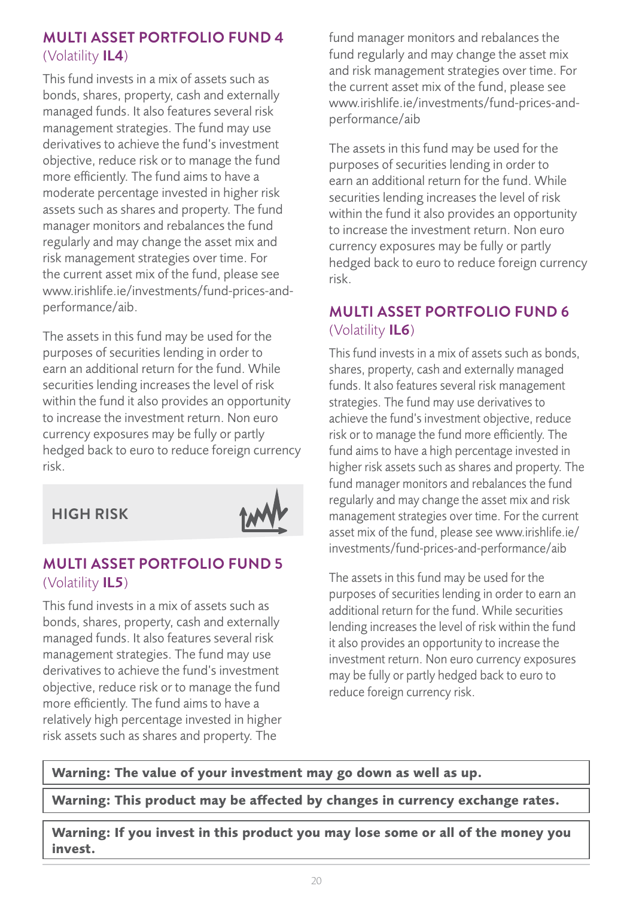## MULTI ASSET PORTFOLIO FUND 4
(Volatility **IL4**)

This fund invests in a mix of assets such as bonds, shares, property, cash and externally managed funds. It also features several risk management strategies. The fund may use derivatives to achieve the fund's investment objective, reduce risk or to manage the fund more efficiently. The fund aims to have a moderate percentage invested in higher risk assets such as shares and property. The fund manager monitors and rebalances the fund regularly and may change the asset mix and risk management strategies over time. For the current asset mix of the fund, please see www.irishlife.ie/investments/fund-prices-and-performance/aib.

The assets in this fund may be used for the purposes of securities lending in order to earn an additional return for the fund. While securities lending increases the level of risk within the fund it also provides an opportunity to increase the investment return. Non euro currency exposures may be fully or partly hedged back to euro to reduce foreign currency risk.

### HIGH RISK

## MULTI ASSET PORTFOLIO FUND 5
(Volatility **IL5**)

This fund invests in a mix of assets such as bonds, shares, property, cash and externally managed funds. It also features several risk management strategies. The fund may use derivatives to achieve the fund's investment objective, reduce risk or to manage the fund more efficiently. The fund aims to have a relatively high percentage invested in higher risk assets such as shares and property. The fund manager monitors and rebalances the fund regularly and may change the asset mix and risk management strategies over time. For the current asset mix of the fund, please see www.irishlife.ie/investments/fund-prices-and-performance/aib

The assets in this fund may be used for the purposes of securities lending in order to earn an additional return for the fund. While securities lending increases the level of risk within the fund it also provides an opportunity to increase the investment return. Non euro currency exposures may be fully or partly hedged back to euro to reduce foreign currency risk.

## MULTI ASSET PORTFOLIO FUND 6
(Volatility **IL6**)

This fund invests in a mix of assets such as bonds, shares, property, cash and externally managed funds. It also features several risk management strategies. The fund may use derivatives to achieve the fund's investment objective, reduce risk or to manage the fund more efficiently. The fund aims to have a high percentage invested in higher risk assets such as shares and property. The fund manager monitors and rebalances the fund regularly and may change the asset mix and risk management strategies over time. For the current asset mix of the fund, please see www.irishlife.ie/investments/fund-prices-and-performance/aib

The assets in this fund may be used for the purposes of securities lending in order to earn an additional return for the fund. While securities lending increases the level of risk within the fund it also provides an opportunity to increase the investment return. Non euro currency exposures may be fully or partly hedged back to euro to reduce foreign currency risk.

**Warning: The value of your investment may go down as well as up.**

**Warning: This product may be affected by changes in currency exchange rates.**

**Warning: If you invest in this product you may lose some or all of the money you invest.**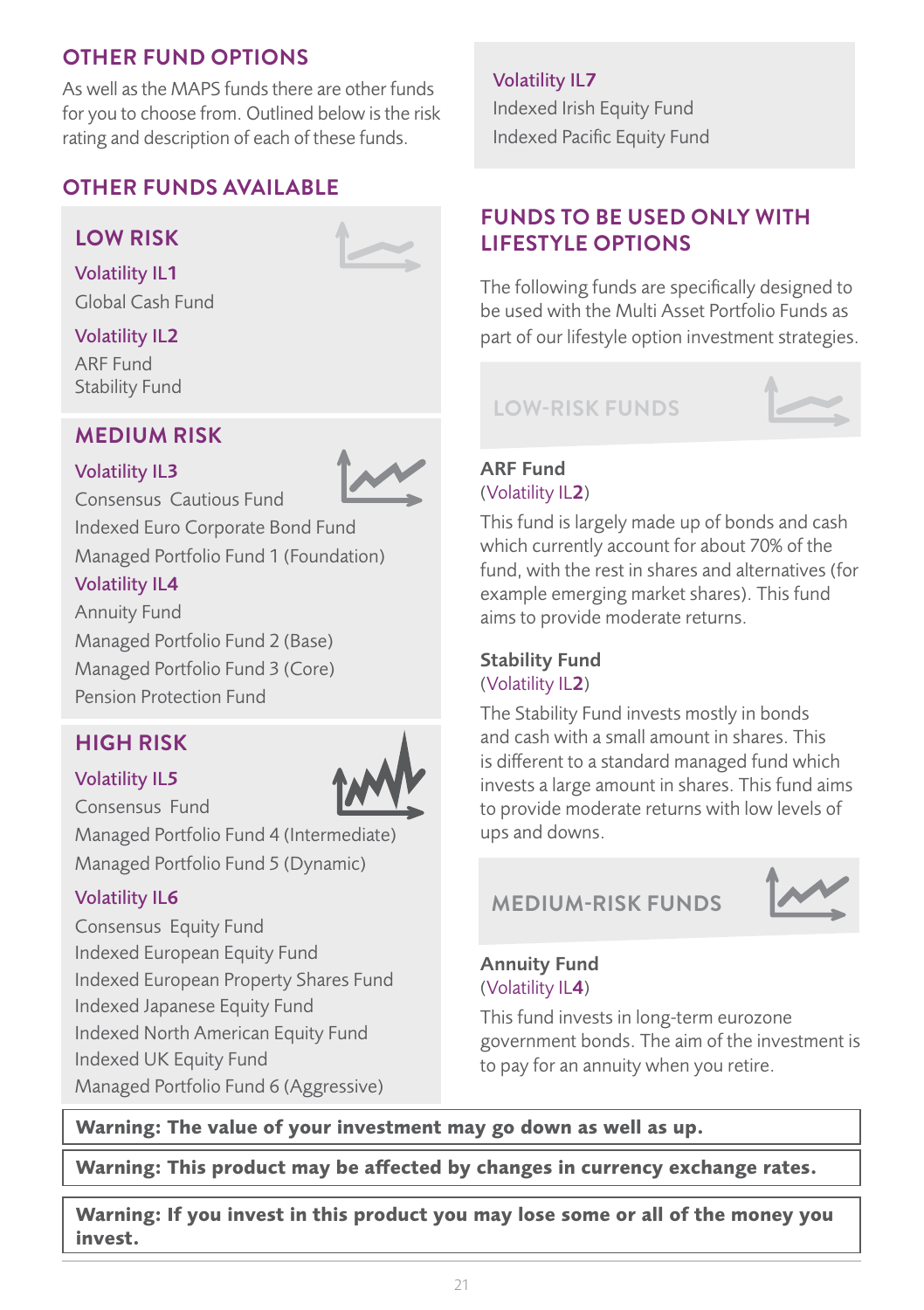## OTHER FUND OPTIONS

As well as the MAPS funds there are other funds for you to choose from. Outlined below is the risk rating and description of each of these funds.

## OTHER FUNDS AVAILABLE

### LOW RISK

**Volatility IL1**

Global Cash Fund

**Volatility IL2**

ARF Fund
Stability Fund

### MEDIUM RISK

**Volatility IL3**

Consensus Cautious Fund
Indexed Euro Corporate Bond Fund
Managed Portfolio Fund 1 (Foundation)

**Volatility IL4**

Annuity Fund
Managed Portfolio Fund 2 (Base)
Managed Portfolio Fund 3 (Core)
Pension Protection Fund

### HIGH RISK

**Volatility IL5**

Consensus Fund
Managed Portfolio Fund 4 (Intermediate)
Managed Portfolio Fund 5 (Dynamic)

**Volatility IL6**

Consensus Equity Fund
Indexed European Equity Fund
Indexed European Property Shares Fund
Indexed Japanese Equity Fund
Indexed North American Equity Fund
Indexed UK Equity Fund
Managed Portfolio Fund 6 (Aggressive)

**Volatility IL7**

Indexed Irish Equity Fund
Indexed Pacific Equity Fund

## FUNDS TO BE USED ONLY WITH LIFESTYLE OPTIONS

The following funds are specifically designed to be used with the Multi Asset Portfolio Funds as part of our lifestyle option investment strategies.

### LOW-RISK FUNDS

**ARF Fund**
(Volatility IL**2**)

This fund is largely made up of bonds and cash which currently account for about 70% of the fund, with the rest in shares and alternatives (for example emerging market shares). This fund aims to provide moderate returns.

**Stability Fund**
(Volatility IL**2**)

The Stability Fund invests mostly in bonds and cash with a small amount in shares. This is different to a standard managed fund which invests a large amount in shares. This fund aims to provide moderate returns with low levels of ups and downs.

### MEDIUM-RISK FUNDS

**Annuity Fund**
(Volatility IL**4**)

This fund invests in long-term eurozone government bonds. The aim of the investment is to pay for an annuity when you retire.

**Warning: The value of your investment may go down as well as up.**

**Warning: This product may be affected by changes in currency exchange rates.**

**Warning: If you invest in this product you may lose some or all of the money you invest.**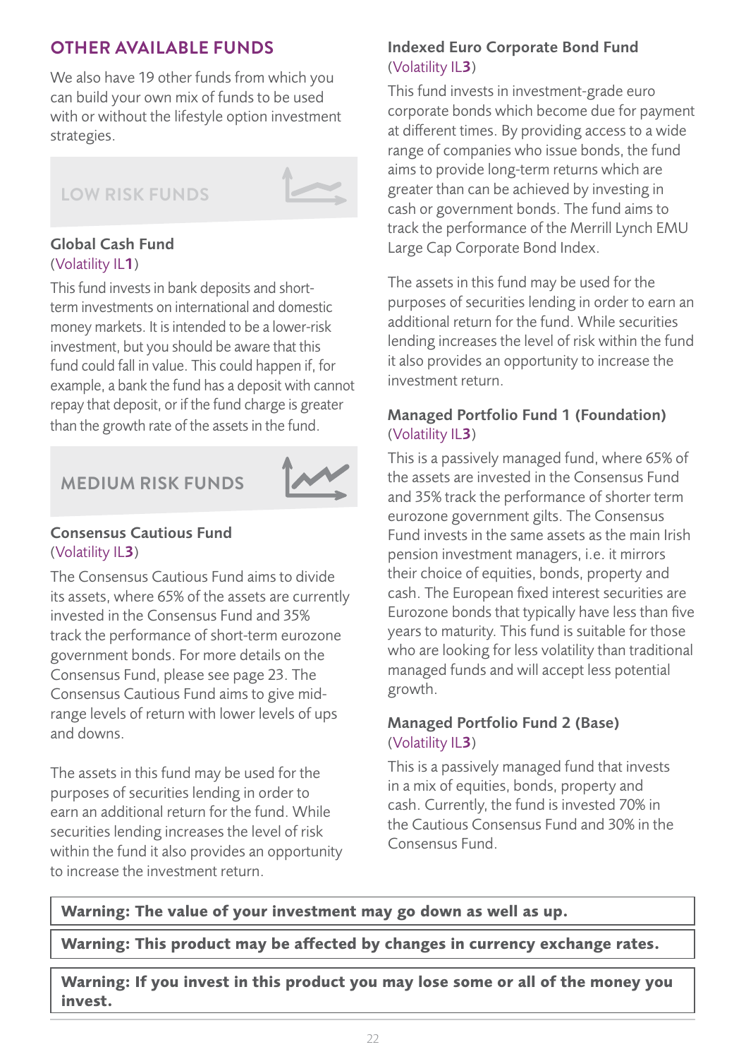## OTHER AVAILABLE FUNDS

We also have 19 other funds from which you can build your own mix of funds to be used with or without the lifestyle option investment strategies.

### LOW RISK FUNDS

**Global Cash Fund**
(Volatility IL**1**)

This fund invests in bank deposits and short-term investments on international and domestic money markets. It is intended to be a lower-risk investment, but you should be aware that this fund could fall in value. This could happen if, for example, a bank the fund has a deposit with cannot repay that deposit, or if the fund charge is greater than the growth rate of the assets in the fund.

### MEDIUM RISK FUNDS

**Consensus Cautious Fund**
(Volatility IL**3**)

The Consensus Cautious Fund aims to divide its assets, where 65% of the assets are currently invested in the Consensus Fund and 35% track the performance of short-term eurozone government bonds. For more details on the Consensus Fund, please see page 23. The Consensus Cautious Fund aims to give mid-range levels of return with lower levels of ups and downs.

The assets in this fund may be used for the purposes of securities lending in order to earn an additional return for the fund. While securities lending increases the level of risk within the fund it also provides an opportunity to increase the investment return.

**Indexed Euro Corporate Bond Fund**
(Volatility IL**3**)

This fund invests in investment-grade euro corporate bonds which become due for payment at different times. By providing access to a wide range of companies who issue bonds, the fund aims to provide long-term returns which are greater than can be achieved by investing in cash or government bonds. The fund aims to track the performance of the Merrill Lynch EMU Large Cap Corporate Bond Index.

The assets in this fund may be used for the purposes of securities lending in order to earn an additional return for the fund. While securities lending increases the level of risk within the fund it also provides an opportunity to increase the investment return.

**Managed Portfolio Fund 1 (Foundation)**
(Volatility IL**3**)

This is a passively managed fund, where 65% of the assets are invested in the Consensus Fund and 35% track the performance of shorter term eurozone government gilts. The Consensus Fund invests in the same assets as the main Irish pension investment managers, i.e. it mirrors their choice of equities, bonds, property and cash. The European fixed interest securities are Eurozone bonds that typically have less than five years to maturity. This fund is suitable for those who are looking for less volatility than traditional managed funds and will accept less potential growth.

**Managed Portfolio Fund 2 (Base)**
(Volatility IL**3**)

This is a passively managed fund that invests in a mix of equities, bonds, property and cash. Currently, the fund is invested 70% in the Cautious Consensus Fund and 30% in the Consensus Fund.

**Warning: The value of your investment may go down as well as up.**

**Warning: This product may be affected by changes in currency exchange rates.**

**Warning: If you invest in this product you may lose some or all of the money you invest.**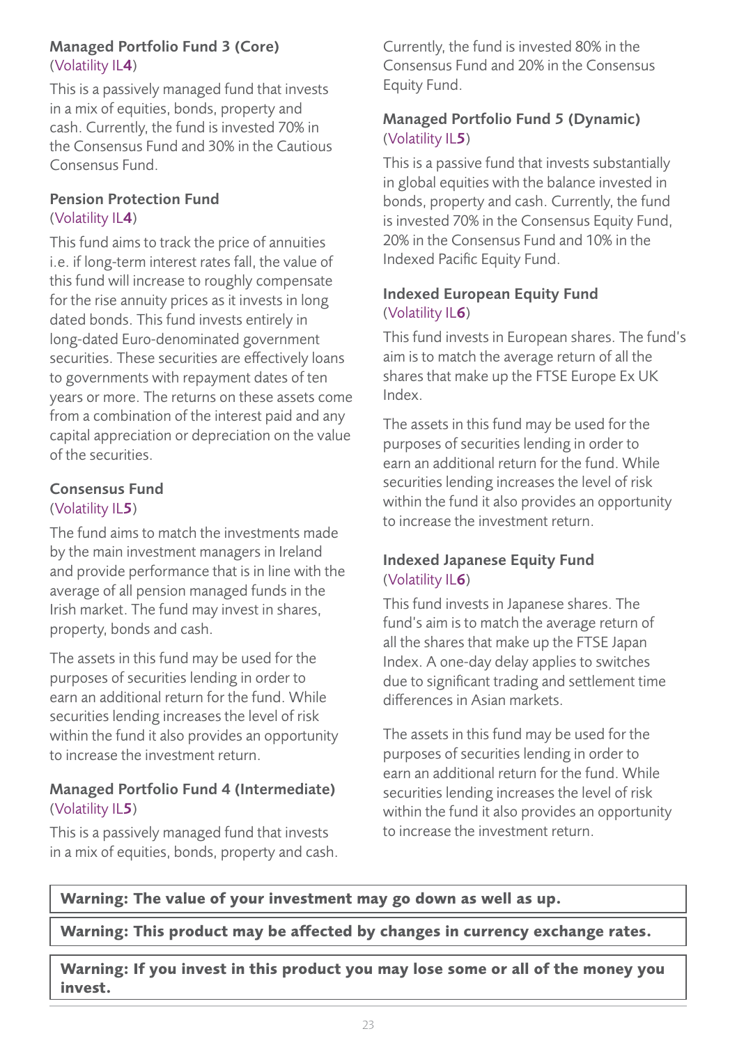### Managed Portfolio Fund 3 (Core)
(Volatility IL**4**)

This is a passively managed fund that invests in a mix of equities, bonds, property and cash. Currently, the fund is invested 70% in the Consensus Fund and 30% in the Cautious Consensus Fund.

### Pension Protection Fund
(Volatility IL**4**)

This fund aims to track the price of annuities i.e. if long-term interest rates fall, the value of this fund will increase to roughly compensate for the rise annuity prices as it invests in long dated bonds. This fund invests entirely in long-dated Euro-denominated government securities. These securities are effectively loans to governments with repayment dates of ten years or more. The returns on these assets come from a combination of the interest paid and any capital appreciation or depreciation on the value of the securities.

### Consensus Fund
(Volatility IL**5**)

The fund aims to match the investments made by the main investment managers in Ireland and provide performance that is in line with the average of all pension managed funds in the Irish market. The fund may invest in shares, property, bonds and cash.

The assets in this fund may be used for the purposes of securities lending in order to earn an additional return for the fund. While securities lending increases the level of risk within the fund it also provides an opportunity to increase the investment return.

### Managed Portfolio Fund 4 (Intermediate)
(Volatility IL**5**)

This is a passively managed fund that invests in a mix of equities, bonds, property and cash. Currently, the fund is invested 80% in the Consensus Fund and 20% in the Consensus Equity Fund.

### Managed Portfolio Fund 5 (Dynamic)
(Volatility IL**5**)

This is a passive fund that invests substantially in global equities with the balance invested in bonds, property and cash. Currently, the fund is invested 70% in the Consensus Equity Fund, 20% in the Consensus Fund and 10% in the Indexed Pacific Equity Fund.

### Indexed European Equity Fund
(Volatility IL**6**)

This fund invests in European shares. The fund's aim is to match the average return of all the shares that make up the FTSE Europe Ex UK Index.

The assets in this fund may be used for the purposes of securities lending in order to earn an additional return for the fund. While securities lending increases the level of risk within the fund it also provides an opportunity to increase the investment return.

### Indexed Japanese Equity Fund
(Volatility IL**6**)

This fund invests in Japanese shares. The fund's aim is to match the average return of all the shares that make up the FTSE Japan Index. A one-day delay applies to switches due to significant trading and settlement time differences in Asian markets.

The assets in this fund may be used for the purposes of securities lending in order to earn an additional return for the fund. While securities lending increases the level of risk within the fund it also provides an opportunity to increase the investment return.

**Warning: The value of your investment may go down as well as up.**

**Warning: This product may be affected by changes in currency exchange rates.**

**Warning: If you invest in this product you may lose some or all of the money you invest.**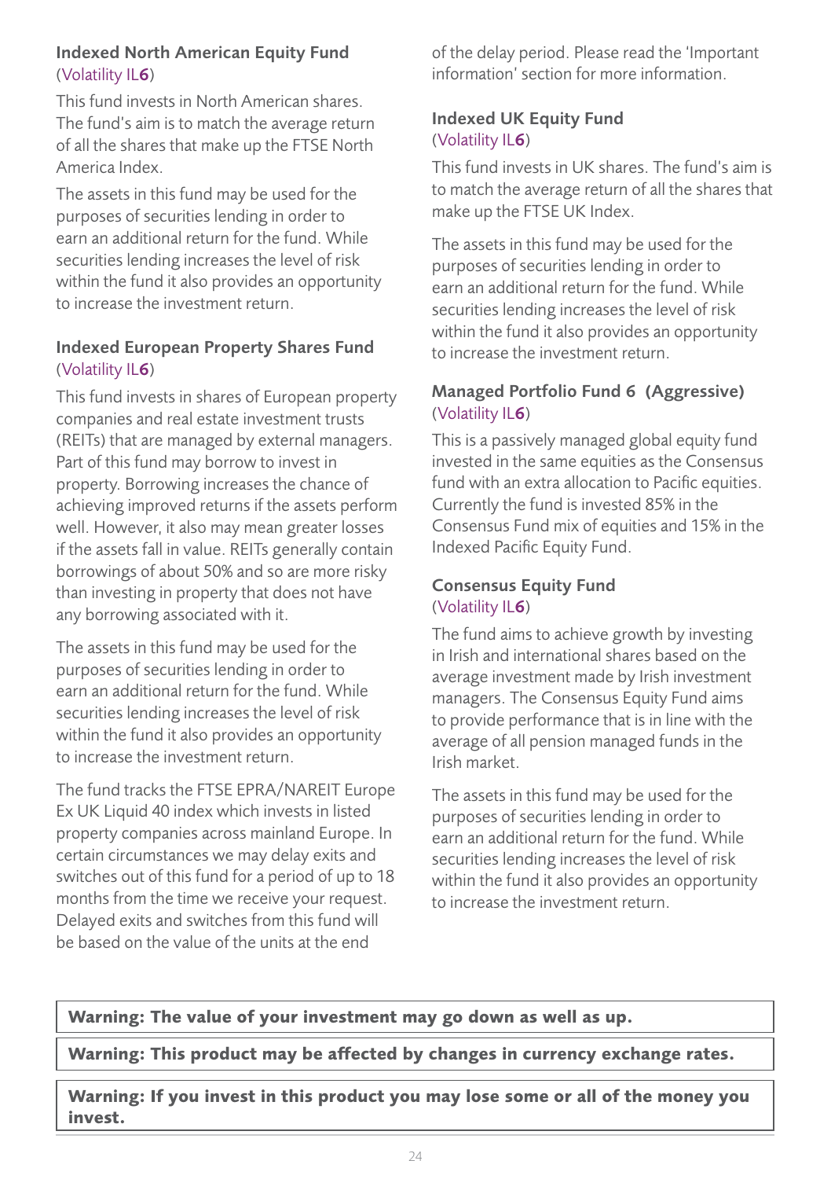### Indexed North American Equity Fund
(Volatility IL**6**)

This fund invests in North American shares. The fund's aim is to match the average return of all the shares that make up the FTSE North America Index.

The assets in this fund may be used for the purposes of securities lending in order to earn an additional return for the fund. While securities lending increases the level of risk within the fund it also provides an opportunity to increase the investment return.

### Indexed European Property Shares Fund
(Volatility IL**6**)

This fund invests in shares of European property companies and real estate investment trusts (REITs) that are managed by external managers. Part of this fund may borrow to invest in property. Borrowing increases the chance of achieving improved returns if the assets perform well. However, it also may mean greater losses if the assets fall in value. REITs generally contain borrowings of about 50% and so are more risky than investing in property that does not have any borrowing associated with it.

The assets in this fund may be used for the purposes of securities lending in order to earn an additional return for the fund. While securities lending increases the level of risk within the fund it also provides an opportunity to increase the investment return.

The fund tracks the FTSE EPRA/NAREIT Europe Ex UK Liquid 40 index which invests in listed property companies across mainland Europe. In certain circumstances we may delay exits and switches out of this fund for a period of up to 18 months from the time we receive your request. Delayed exits and switches from this fund will be based on the value of the units at the end of the delay period. Please read the 'Important information' section for more information.

### Indexed UK Equity Fund
(Volatility IL**6**)

This fund invests in UK shares. The fund's aim is to match the average return of all the shares that make up the FTSE UK Index.

The assets in this fund may be used for the purposes of securities lending in order to earn an additional return for the fund. While securities lending increases the level of risk within the fund it also provides an opportunity to increase the investment return.

### Managed Portfolio Fund 6 (Aggressive)
(Volatility IL**6**)

This is a passively managed global equity fund invested in the same equities as the Consensus fund with an extra allocation to Pacific equities. Currently the fund is invested 85% in the Consensus Fund mix of equities and 15% in the Indexed Pacific Equity Fund.

### Consensus Equity Fund
(Volatility IL**6**)

The fund aims to achieve growth by investing in Irish and international shares based on the average investment made by Irish investment managers. The Consensus Equity Fund aims to provide performance that is in line with the average of all pension managed funds in the Irish market.

The assets in this fund may be used for the purposes of securities lending in order to earn an additional return for the fund. While securities lending increases the level of risk within the fund it also provides an opportunity to increase the investment return.

**Warning: The value of your investment may go down as well as up.**

**Warning: This product may be affected by changes in currency exchange rates.**

**Warning: If you invest in this product you may lose some or all of the money you invest.**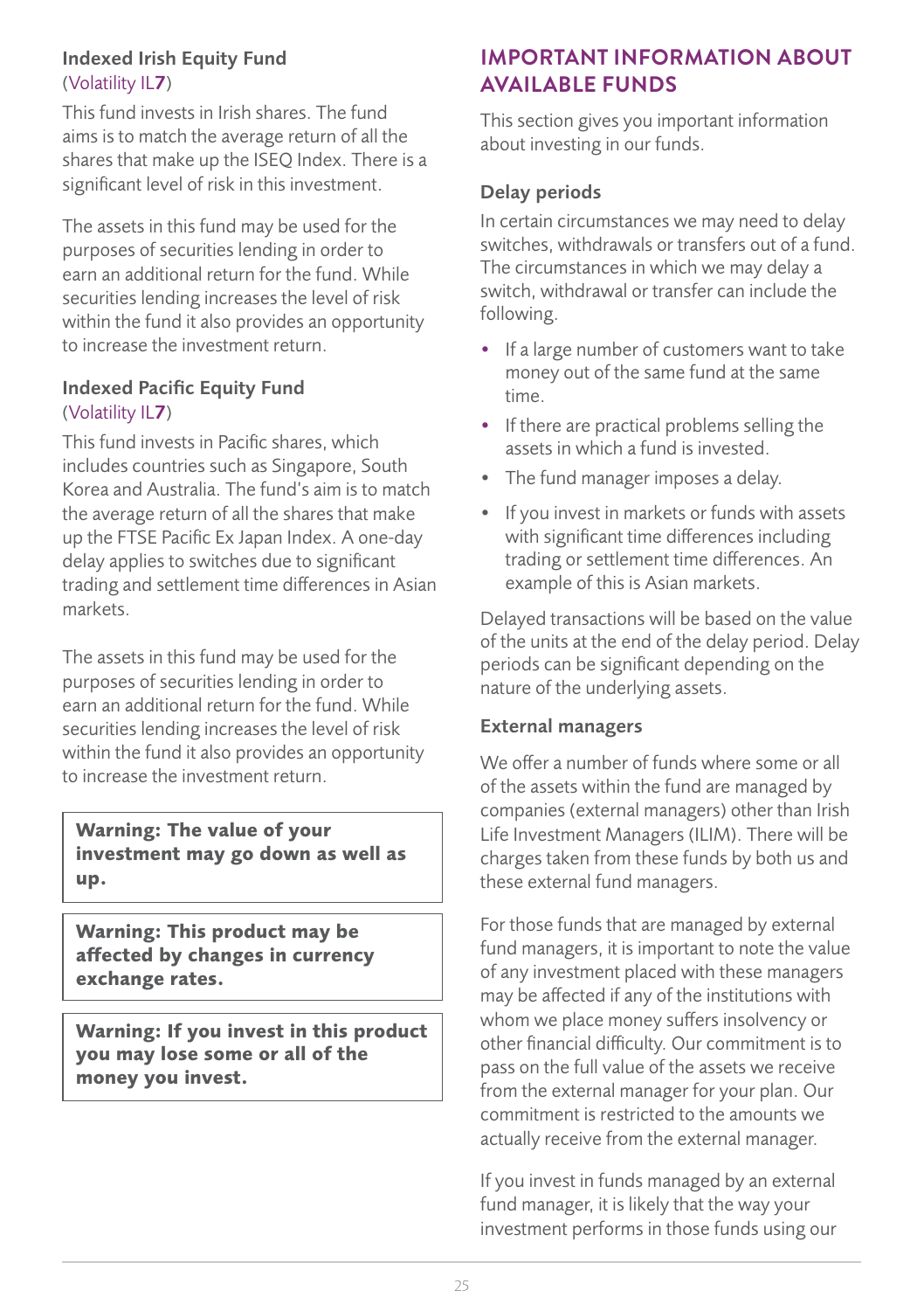### Indexed Irish Equity Fund
(Volatility IL**7**)

This fund invests in Irish shares. The fund aims is to match the average return of all the shares that make up the ISEQ Index. There is a significant level of risk in this investment.

The assets in this fund may be used for the purposes of securities lending in order to earn an additional return for the fund. While securities lending increases the level of risk within the fund it also provides an opportunity to increase the investment return.

### Indexed Pacific Equity Fund
(Volatility IL**7**)

This fund invests in Pacific shares, which includes countries such as Singapore, South Korea and Australia. The fund's aim is to match the average return of all the shares that make up the FTSE Pacific Ex Japan Index. A one-day delay applies to switches due to significant trading and settlement time differences in Asian markets.

The assets in this fund may be used for the purposes of securities lending in order to earn an additional return for the fund. While securities lending increases the level of risk within the fund it also provides an opportunity to increase the investment return.

> **Warning: The value of your investment may go down as well as up.**

> **Warning: This product may be affected by changes in currency exchange rates.**

> **Warning: If you invest in this product you may lose some or all of the money you invest.**

## IMPORTANT INFORMATION ABOUT AVAILABLE FUNDS

This section gives you important information about investing in our funds.

### Delay periods

In certain circumstances we may need to delay switches, withdrawals or transfers out of a fund. The circumstances in which we may delay a switch, withdrawal or transfer can include the following.

- If a large number of customers want to take money out of the same fund at the same time.
- If there are practical problems selling the assets in which a fund is invested.
- The fund manager imposes a delay.
- If you invest in markets or funds with assets with significant time differences including trading or settlement time differences. An example of this is Asian markets.

Delayed transactions will be based on the value of the units at the end of the delay period. Delay periods can be significant depending on the nature of the underlying assets.

### External managers

We offer a number of funds where some or all of the assets within the fund are managed by companies (external managers) other than Irish Life Investment Managers (ILIM). There will be charges taken from these funds by both us and these external fund managers.

For those funds that are managed by external fund managers, it is important to note the value of any investment placed with these managers may be affected if any of the institutions with whom we place money suffers insolvency or other financial difficulty. Our commitment is to pass on the full value of the assets we receive from the external manager for your plan. Our commitment is restricted to the amounts we actually receive from the external manager.

If you invest in funds managed by an external fund manager, it is likely that the way your investment performs in those funds using our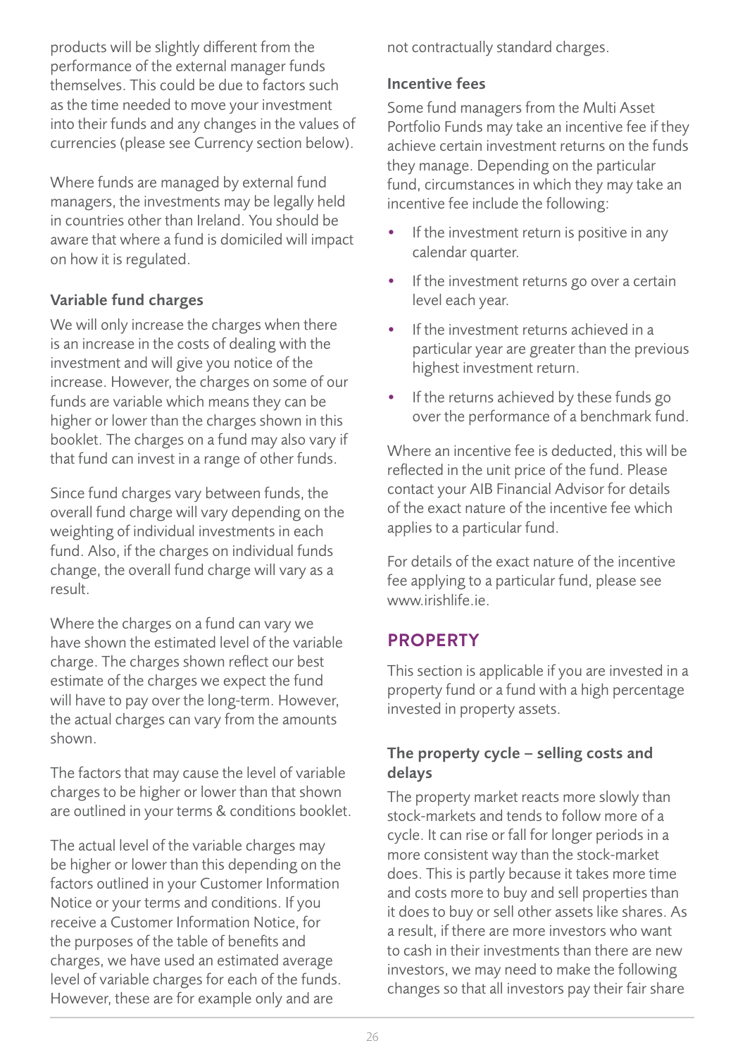products will be slightly different from the performance of the external manager funds themselves. This could be due to factors such as the time needed to move your investment into their funds and any changes in the values of currencies (please see Currency section below).

Where funds are managed by external fund managers, the investments may be legally held in countries other than Ireland. You should be aware that where a fund is domiciled will impact on how it is regulated.

### Variable fund charges

We will only increase the charges when there is an increase in the costs of dealing with the investment and will give you notice of the increase. However, the charges on some of our funds are variable which means they can be higher or lower than the charges shown in this booklet. The charges on a fund may also vary if that fund can invest in a range of other funds.

Since fund charges vary between funds, the overall fund charge will vary depending on the weighting of individual investments in each fund. Also, if the charges on individual funds change, the overall fund charge will vary as a result.

Where the charges on a fund can vary we have shown the estimated level of the variable charge. The charges shown reflect our best estimate of the charges we expect the fund will have to pay over the long-term. However, the actual charges can vary from the amounts shown.

The factors that may cause the level of variable charges to be higher or lower than that shown are outlined in your terms & conditions booklet.

The actual level of the variable charges may be higher or lower than this depending on the factors outlined in your Customer Information Notice or your terms and conditions. If you receive a Customer Information Notice, for the purposes of the table of benefits and charges, we have used an estimated average level of variable charges for each of the funds. However, these are for example only and are not contractually standard charges.

### Incentive fees

Some fund managers from the Multi Asset Portfolio Funds may take an incentive fee if they achieve certain investment returns on the funds they manage. Depending on the particular fund, circumstances in which they may take an incentive fee include the following:

- If the investment return is positive in any calendar quarter.
- If the investment returns go over a certain level each year.
- If the investment returns achieved in a particular year are greater than the previous highest investment return.
- If the returns achieved by these funds go over the performance of a benchmark fund.

Where an incentive fee is deducted, this will be reflected in the unit price of the fund. Please contact your AIB Financial Advisor for details of the exact nature of the incentive fee which applies to a particular fund.

For details of the exact nature of the incentive fee applying to a particular fund, please see www.irishlife.ie.

## PROPERTY

This section is applicable if you are invested in a property fund or a fund with a high percentage invested in property assets.

### The property cycle – selling costs and delays

The property market reacts more slowly than stock-markets and tends to follow more of a cycle. It can rise or fall for longer periods in a more consistent way than the stock-market does. This is partly because it takes more time and costs more to buy and sell properties than it does to buy or sell other assets like shares. As a result, if there are more investors who want to cash in their investments than there are new investors, we may need to make the following changes so that all investors pay their fair share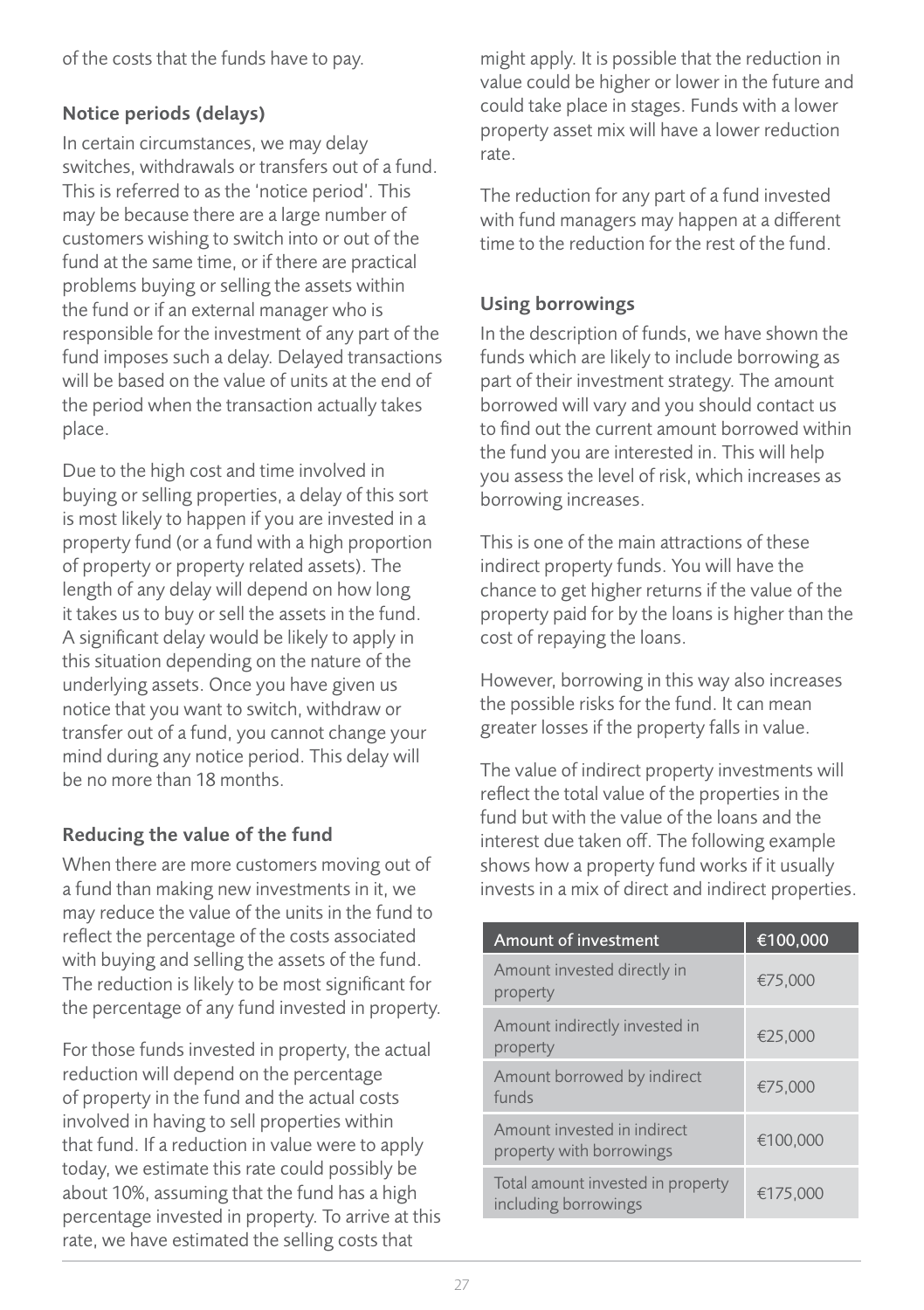of the costs that the funds have to pay.

### Notice periods (delays)

In certain circumstances, we may delay switches, withdrawals or transfers out of a fund. This is referred to as the 'notice period'. This may be because there are a large number of customers wishing to switch into or out of the fund at the same time, or if there are practical problems buying or selling the assets within the fund or if an external manager who is responsible for the investment of any part of the fund imposes such a delay. Delayed transactions will be based on the value of units at the end of the period when the transaction actually takes place.

Due to the high cost and time involved in buying or selling properties, a delay of this sort is most likely to happen if you are invested in a property fund (or a fund with a high proportion of property or property related assets). The length of any delay will depend on how long it takes us to buy or sell the assets in the fund. A significant delay would be likely to apply in this situation depending on the nature of the underlying assets. Once you have given us notice that you want to switch, withdraw or transfer out of a fund, you cannot change your mind during any notice period. This delay will be no more than 18 months.

### Reducing the value of the fund

When there are more customers moving out of a fund than making new investments in it, we may reduce the value of the units in the fund to reflect the percentage of the costs associated with buying and selling the assets of the fund. The reduction is likely to be most significant for the percentage of any fund invested in property.

For those funds invested in property, the actual reduction will depend on the percentage of property in the fund and the actual costs involved in having to sell properties within that fund. If a reduction in value were to apply today, we estimate this rate could possibly be about 10%, assuming that the fund has a high percentage invested in property. To arrive at this rate, we have estimated the selling costs that might apply. It is possible that the reduction in value could be higher or lower in the future and could take place in stages. Funds with a lower property asset mix will have a lower reduction rate.

The reduction for any part of a fund invested with fund managers may happen at a different time to the reduction for the rest of the fund.

### Using borrowings

In the description of funds, we have shown the funds which are likely to include borrowing as part of their investment strategy. The amount borrowed will vary and you should contact us to find out the current amount borrowed within the fund you are interested in. This will help you assess the level of risk, which increases as borrowing increases.

This is one of the main attractions of these indirect property funds. You will have the chance to get higher returns if the value of the property paid for by the loans is higher than the cost of repaying the loans.

However, borrowing in this way also increases the possible risks for the fund. It can mean greater losses if the property falls in value.

The value of indirect property investments will reflect the total value of the properties in the fund but with the value of the loans and the interest due taken off. The following example shows how a property fund works if it usually invests in a mix of direct and indirect properties.

| Amount of investment | €100,000 |
|---|---|
| Amount invested directly in property | €75,000 |
| Amount indirectly invested in property | €25,000 |
| Amount borrowed by indirect funds | €75,000 |
| Amount invested in indirect property with borrowings | €100,000 |
| Total amount invested in property including borrowings | €175,000 |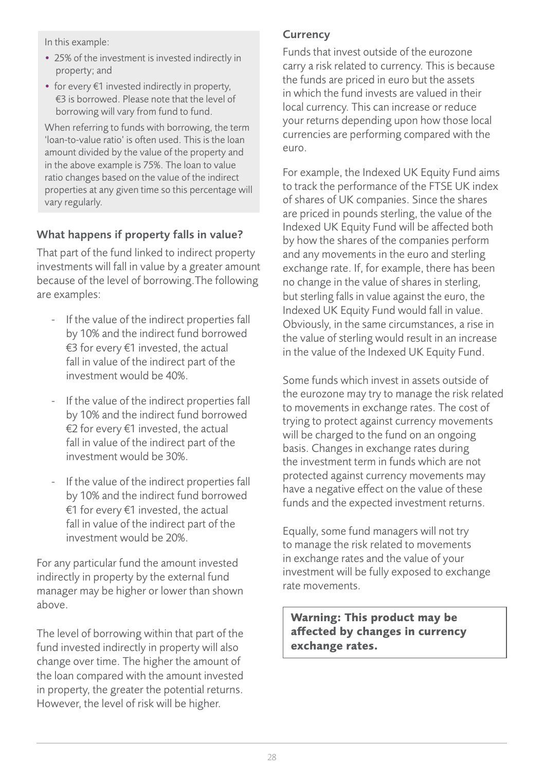In this example:

- 25% of the investment is invested indirectly in property; and
- for every €1 invested indirectly in property, €3 is borrowed. Please note that the level of borrowing will vary from fund to fund.

When referring to funds with borrowing, the term 'loan-to-value ratio' is often used. This is the loan amount divided by the value of the property and in the above example is 75%. The loan to value ratio changes based on the value of the indirect properties at any given time so this percentage will vary regularly.

### What happens if property falls in value?

That part of the fund linked to indirect property investments will fall in value by a greater amount because of the level of borrowing.The following are examples:

- If the value of the indirect properties fall by 10% and the indirect fund borrowed €3 for every €1 invested, the actual fall in value of the indirect part of the investment would be 40%.
- If the value of the indirect properties fall by 10% and the indirect fund borrowed €2 for every €1 invested, the actual fall in value of the indirect part of the investment would be 30%.
- If the value of the indirect properties fall by 10% and the indirect fund borrowed €1 for every €1 invested, the actual fall in value of the indirect part of the investment would be 20%.

For any particular fund the amount invested indirectly in property by the external fund manager may be higher or lower than shown above.

The level of borrowing within that part of the fund invested indirectly in property will also change over time. The higher the amount of the loan compared with the amount invested in property, the greater the potential returns. However, the level of risk will be higher.

### Currency

Funds that invest outside of the eurozone carry a risk related to currency. This is because the funds are priced in euro but the assets in which the fund invests are valued in their local currency. This can increase or reduce your returns depending upon how those local currencies are performing compared with the euro.

For example, the Indexed UK Equity Fund aims to track the performance of the FTSE UK index of shares of UK companies. Since the shares are priced in pounds sterling, the value of the Indexed UK Equity Fund will be affected both by how the shares of the companies perform and any movements in the euro and sterling exchange rate. If, for example, there has been no change in the value of shares in sterling, but sterling falls in value against the euro, the Indexed UK Equity Fund would fall in value. Obviously, in the same circumstances, a rise in the value of sterling would result in an increase in the value of the Indexed UK Equity Fund.

Some funds which invest in assets outside of the eurozone may try to manage the risk related to movements in exchange rates. The cost of trying to protect against currency movements will be charged to the fund on an ongoing basis. Changes in exchange rates during the investment term in funds which are not protected against currency movements may have a negative effect on the value of these funds and the expected investment returns.

Equally, some fund managers will not try to manage the risk related to movements in exchange rates and the value of your investment will be fully exposed to exchange rate movements.

**Warning: This product may be affected by changes in currency exchange rates.**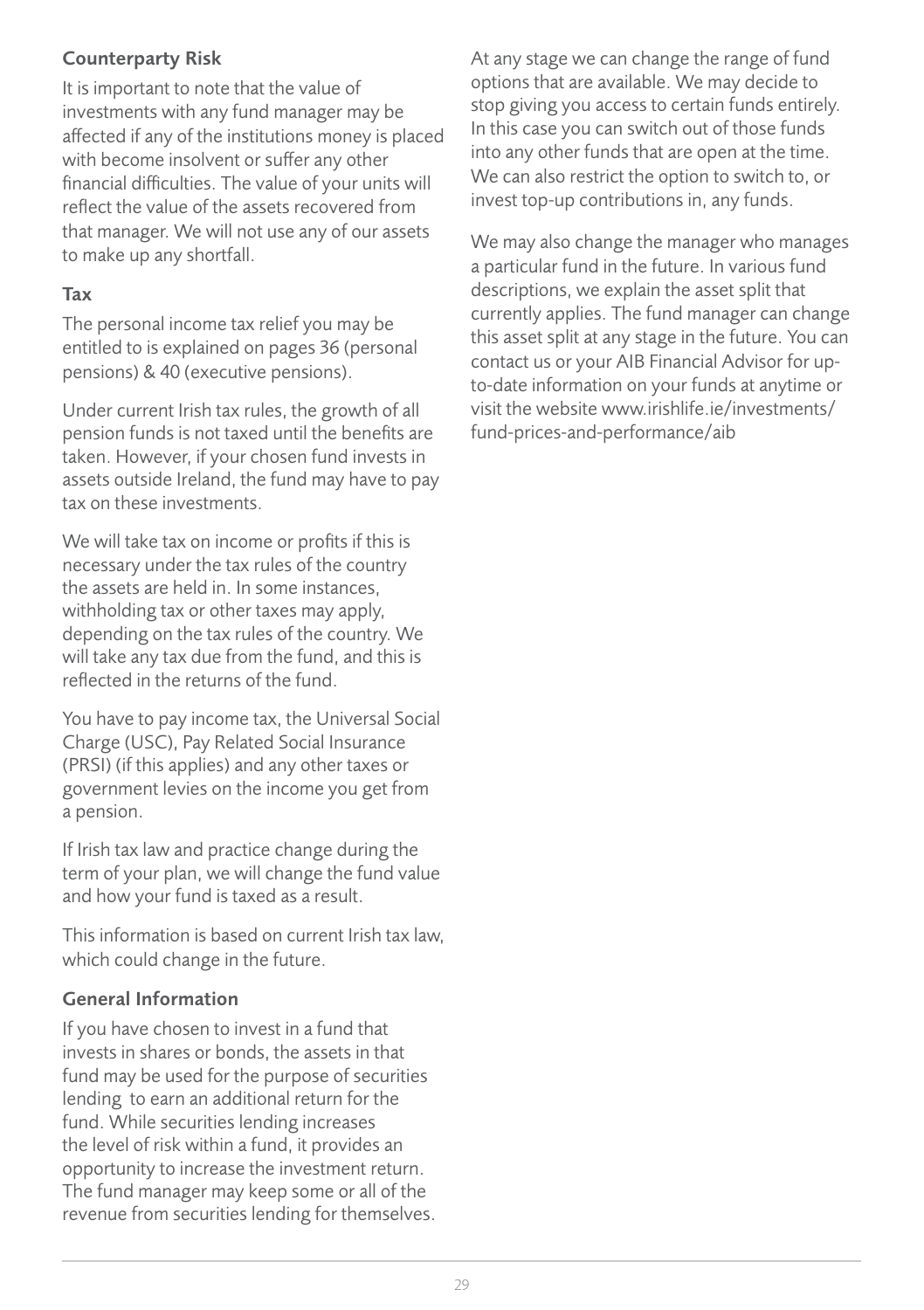### Counterparty Risk

It is important to note that the value of investments with any fund manager may be affected if any of the institutions money is placed with become insolvent or suffer any other financial difficulties. The value of your units will reflect the value of the assets recovered from that manager. We will not use any of our assets to make up any shortfall.

### Tax

The personal income tax relief you may be entitled to is explained on pages 36 (personal pensions) & 40 (executive pensions).

Under current Irish tax rules, the growth of all pension funds is not taxed until the benefits are taken. However, if your chosen fund invests in assets outside Ireland, the fund may have to pay tax on these investments.

We will take tax on income or profits if this is necessary under the tax rules of the country the assets are held in. In some instances, withholding tax or other taxes may apply, depending on the tax rules of the country. We will take any tax due from the fund, and this is reflected in the returns of the fund.

You have to pay income tax, the Universal Social Charge (USC), Pay Related Social Insurance (PRSI) (if this applies) and any other taxes or government levies on the income you get from a pension.

If Irish tax law and practice change during the term of your plan, we will change the fund value and how your fund is taxed as a result.

This information is based on current Irish tax law, which could change in the future.

### General Information

If you have chosen to invest in a fund that invests in shares or bonds, the assets in that fund may be used for the purpose of securities lending to earn an additional return for the fund. While securities lending increases the level of risk within a fund, it provides an opportunity to increase the investment return. The fund manager may keep some or all of the revenue from securities lending for themselves.

At any stage we can change the range of fund options that are available. We may decide to stop giving you access to certain funds entirely. In this case you can switch out of those funds into any other funds that are open at the time. We can also restrict the option to switch to, or invest top-up contributions in, any funds.

We may also change the manager who manages a particular fund in the future. In various fund descriptions, we explain the asset split that currently applies. The fund manager can change this asset split at any stage in the future. You can contact us or your AIB Financial Advisor for up-to-date information on your funds at anytime or visit the website www.irishlife.ie/investments/fund-prices-and-performance/aib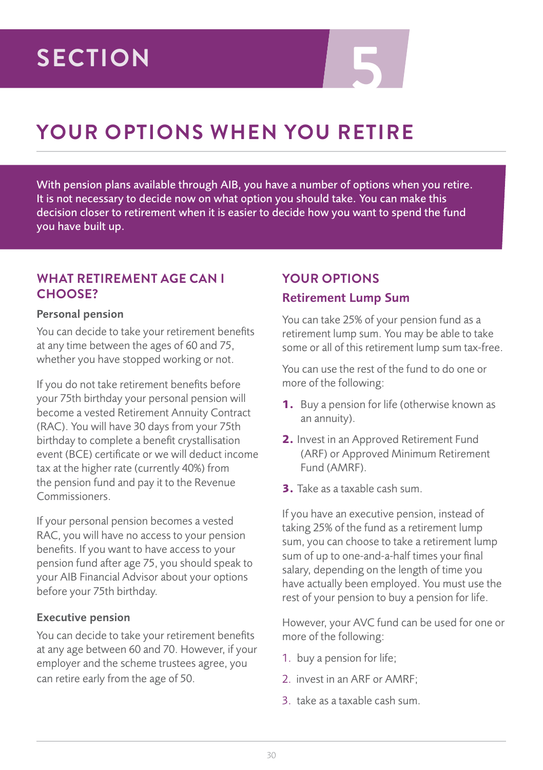# SECTION 5

## YOUR OPTIONS WHEN YOU RETIRE

With pension plans available through AIB, you have a number of options when you retire. It is not necessary to decide now on what option you should take. You can make this decision closer to retirement when it is easier to decide how you want to spend the fund you have built up.

### WHAT RETIREMENT AGE CAN I CHOOSE?

**Personal pension**

You can decide to take your retirement benefits at any time between the ages of 60 and 75, whether you have stopped working or not.

If you do not take retirement benefits before your 75th birthday your personal pension will become a vested Retirement Annuity Contract (RAC). You will have 30 days from your 75th birthday to complete a benefit crystallisation event (BCE) certificate or we will deduct income tax at the higher rate (currently 40%) from the pension fund and pay it to the Revenue Commissioners.

If your personal pension becomes a vested RAC, you will have no access to your pension benefits. If you want to have access to your pension fund after age 75, you should speak to your AIB Financial Advisor about your options before your 75th birthday.

**Executive pension**

You can decide to take your retirement benefits at any age between 60 and 70. However, if your employer and the scheme trustees agree, you can retire early from the age of 50.

### YOUR OPTIONS

#### Retirement Lump Sum

You can take 25% of your pension fund as a retirement lump sum. You may be able to take some or all of this retirement lump sum tax-free.

You can use the rest of the fund to do one or more of the following:

1. Buy a pension for life (otherwise known as an annuity).
2. Invest in an Approved Retirement Fund (ARF) or Approved Minimum Retirement Fund (AMRF).
3. Take as a taxable cash sum.

If you have an executive pension, instead of taking 25% of the fund as a retirement lump sum, you can choose to take a retirement lump sum of up to one-and-a-half times your final salary, depending on the length of time you have actually been employed. You must use the rest of your pension to buy a pension for life.

However, your AVC fund can be used for one or more of the following:

1. buy a pension for life;
2. invest in an ARF or AMRF;
3. take as a taxable cash sum.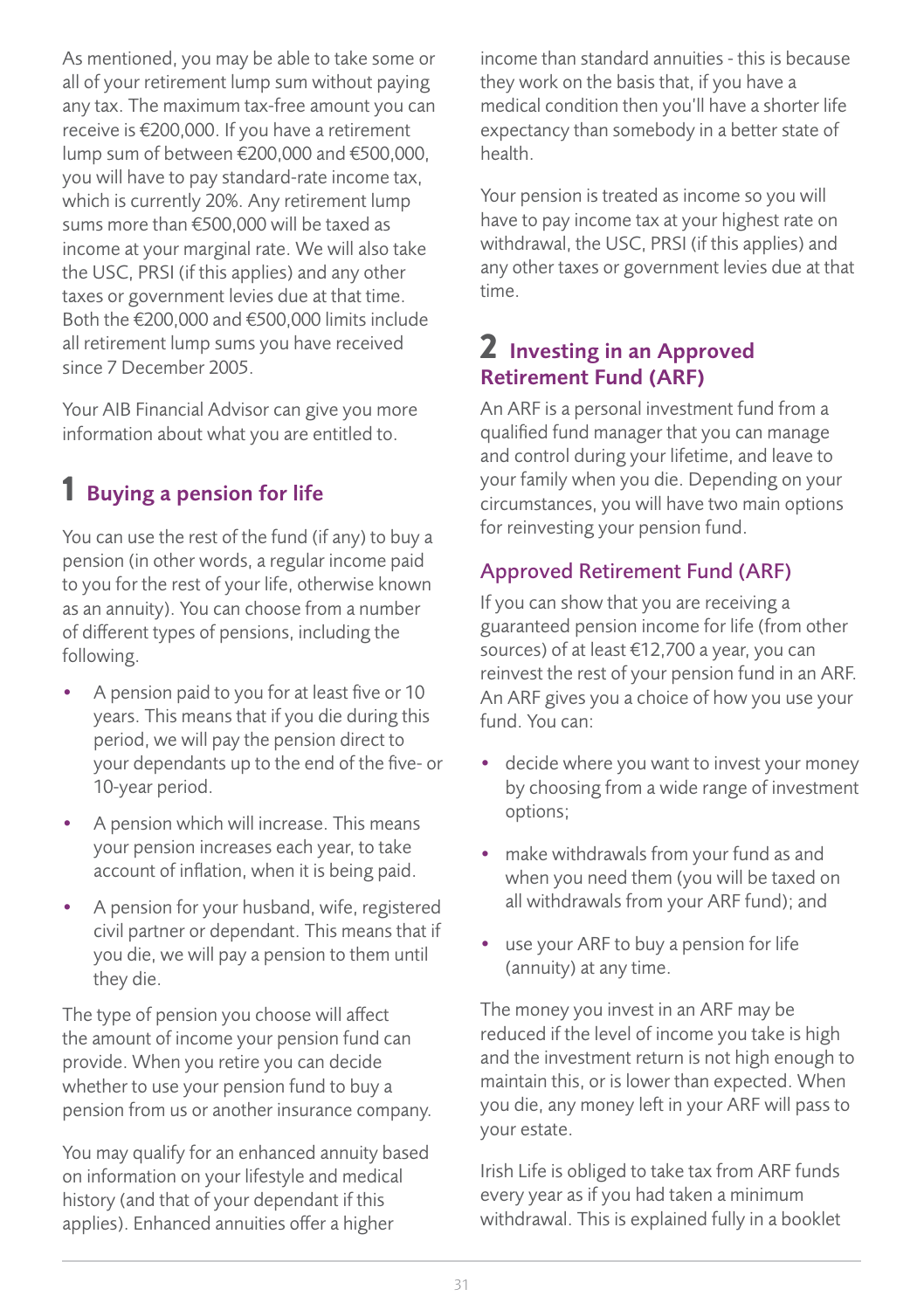As mentioned, you may be able to take some or all of your retirement lump sum without paying any tax. The maximum tax-free amount you can receive is €200,000. If you have a retirement lump sum of between €200,000 and €500,000, you will have to pay standard-rate income tax, which is currently 20%. Any retirement lump sums more than €500,000 will be taxed as income at your marginal rate. We will also take the USC, PRSI (if this applies) and any other taxes or government levies due at that time. Both the €200,000 and €500,000 limits include all retirement lump sums you have received since 7 December 2005.

Your AIB Financial Advisor can give you more information about what you are entitled to.

## 1 Buying a pension for life

You can use the rest of the fund (if any) to buy a pension (in other words, a regular income paid to you for the rest of your life, otherwise known as an annuity). You can choose from a number of different types of pensions, including the following.

- A pension paid to you for at least five or 10 years. This means that if you die during this period, we will pay the pension direct to your dependants up to the end of the five- or 10-year period.
- A pension which will increase. This means your pension increases each year, to take account of inflation, when it is being paid.
- A pension for your husband, wife, registered civil partner or dependant. This means that if you die, we will pay a pension to them until they die.

The type of pension you choose will affect the amount of income your pension fund can provide. When you retire you can decide whether to use your pension fund to buy a pension from us or another insurance company.

You may qualify for an enhanced annuity based on information on your lifestyle and medical history (and that of your dependant if this applies). Enhanced annuities offer a higher income than standard annuities - this is because they work on the basis that, if you have a medical condition then you'll have a shorter life expectancy than somebody in a better state of health.

Your pension is treated as income so you will have to pay income tax at your highest rate on withdrawal, the USC, PRSI (if this applies) and any other taxes or government levies due at that time.

## 2 Investing in an Approved Retirement Fund (ARF)

An ARF is a personal investment fund from a qualified fund manager that you can manage and control during your lifetime, and leave to your family when you die. Depending on your circumstances, you will have two main options for reinvesting your pension fund.

### Approved Retirement Fund (ARF)

If you can show that you are receiving a guaranteed pension income for life (from other sources) of at least €12,700 a year, you can reinvest the rest of your pension fund in an ARF. An ARF gives you a choice of how you use your fund. You can:

- decide where you want to invest your money by choosing from a wide range of investment options;
- make withdrawals from your fund as and when you need them (you will be taxed on all withdrawals from your ARF fund); and
- use your ARF to buy a pension for life (annuity) at any time.

The money you invest in an ARF may be reduced if the level of income you take is high and the investment return is not high enough to maintain this, or is lower than expected. When you die, any money left in your ARF will pass to your estate.

Irish Life is obliged to take tax from ARF funds every year as if you had taken a minimum withdrawal. This is explained fully in a booklet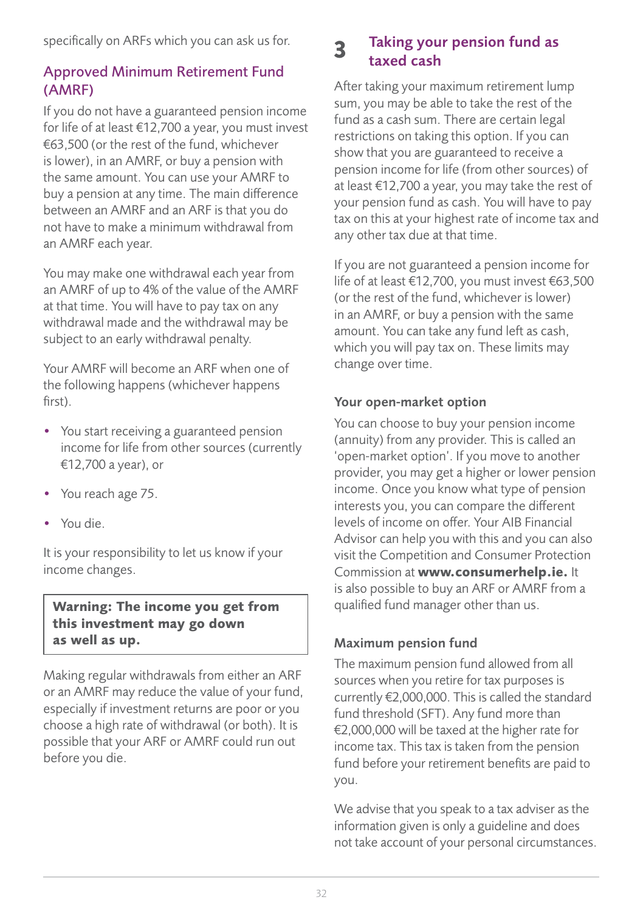specifically on ARFs which you can ask us for.

## Approved Minimum Retirement Fund (AMRF)

If you do not have a guaranteed pension income for life of at least €12,700 a year, you must invest €63,500 (or the rest of the fund, whichever is lower), in an AMRF, or buy a pension with the same amount. You can use your AMRF to buy a pension at any time. The main difference between an AMRF and an ARF is that you do not have to make a minimum withdrawal from an AMRF each year.

You may make one withdrawal each year from an AMRF of up to 4% of the value of the AMRF at that time. You will have to pay tax on any withdrawal made and the withdrawal may be subject to an early withdrawal penalty.

Your AMRF will become an ARF when one of the following happens (whichever happens first).

- You start receiving a guaranteed pension income for life from other sources (currently €12,700 a year), or
- You reach age 75.
- You die.

It is your responsibility to let us know if your income changes.

> **Warning: The income you get from this investment may go down as well as up.**

Making regular withdrawals from either an ARF or an AMRF may reduce the value of your fund, especially if investment returns are poor or you choose a high rate of withdrawal (or both). It is possible that your ARF or AMRF could run out before you die.

# 3 Taking your pension fund as taxed cash

After taking your maximum retirement lump sum, you may be able to take the rest of the fund as a cash sum. There are certain legal restrictions on taking this option. If you can show that you are guaranteed to receive a pension income for life (from other sources) of at least €12,700 a year, you may take the rest of your pension fund as cash. You will have to pay tax on this at your highest rate of income tax and any other tax due at that time.

If you are not guaranteed a pension income for life of at least €12,700, you must invest €63,500 (or the rest of the fund, whichever is lower) in an AMRF, or buy a pension with the same amount. You can take any fund left as cash, which you will pay tax on. These limits may change over time.

### Your open-market option

You can choose to buy your pension income (annuity) from any provider. This is called an 'open-market option'. If you move to another provider, you may get a higher or lower pension income. Once you know what type of pension interests you, you can compare the different levels of income on offer. Your AIB Financial Advisor can help you with this and you can also visit the Competition and Consumer Protection Commission at **www.consumerhelp.ie.** It is also possible to buy an ARF or AMRF from a qualified fund manager other than us.

### Maximum pension fund

The maximum pension fund allowed from all sources when you retire for tax purposes is currently €2,000,000. This is called the standard fund threshold (SFT). Any fund more than €2,000,000 will be taxed at the higher rate for income tax. This tax is taken from the pension fund before your retirement benefits are paid to you.

We advise that you speak to a tax adviser as the information given is only a guideline and does not take account of your personal circumstances.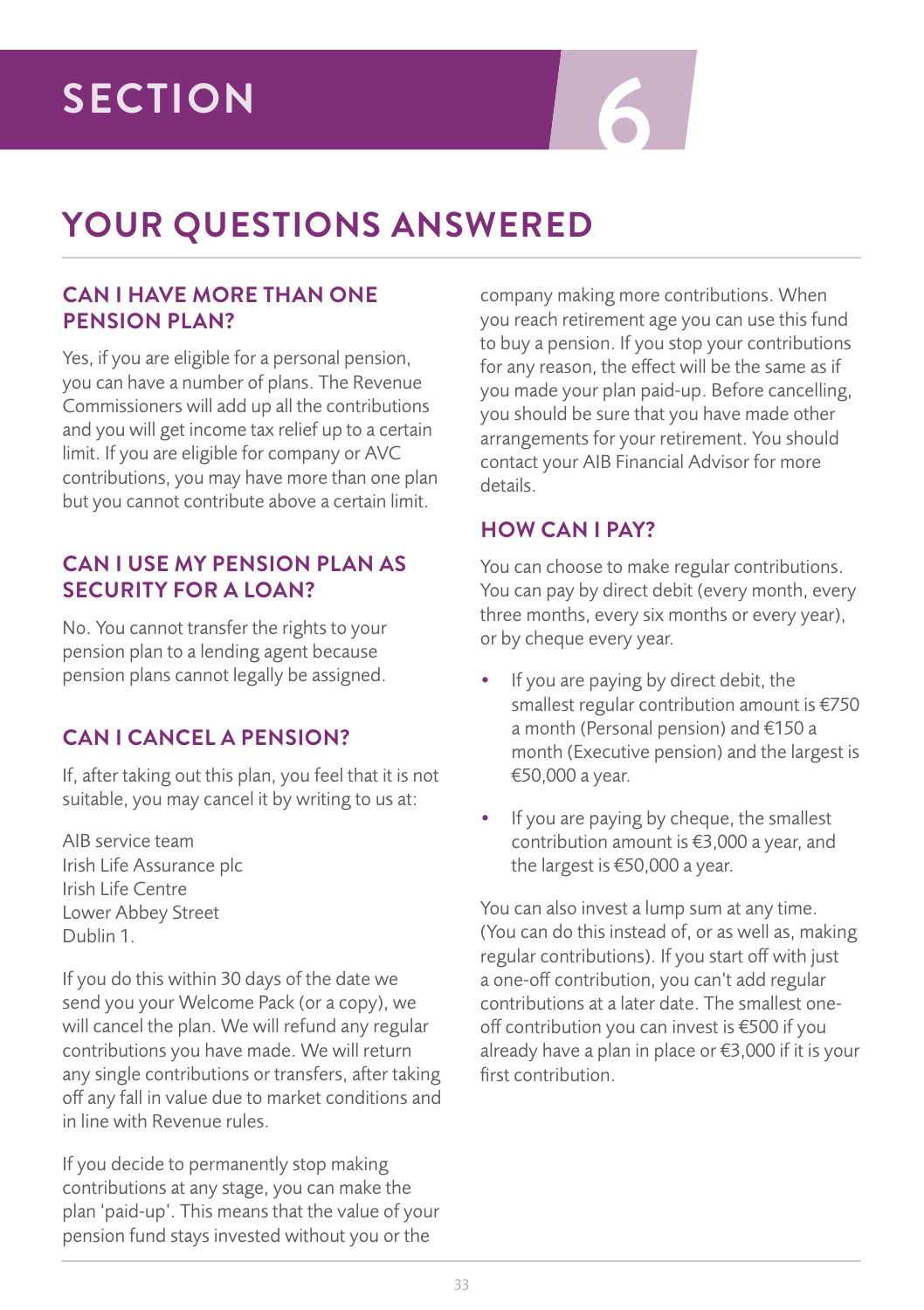# SECTION 6

## YOUR QUESTIONS ANSWERED

### CAN I HAVE MORE THAN ONE PENSION PLAN?

Yes, if you are eligible for a personal pension, you can have a number of plans. The Revenue Commissioners will add up all the contributions and you will get income tax relief up to a certain limit. If you are eligible for company or AVC contributions, you may have more than one plan but you cannot contribute above a certain limit.

### CAN I USE MY PENSION PLAN AS SECURITY FOR A LOAN?

No. You cannot transfer the rights to your pension plan to a lending agent because pension plans cannot legally be assigned.

### CAN I CANCEL A PENSION?

If, after taking out this plan, you feel that it is not suitable, you may cancel it by writing to us at:

AIB service team
Irish Life Assurance plc
Irish Life Centre
Lower Abbey Street
Dublin 1.

If you do this within 30 days of the date we send you your Welcome Pack (or a copy), we will cancel the plan. We will refund any regular contributions you have made. We will return any single contributions or transfers, after taking off any fall in value due to market conditions and in line with Revenue rules.

If you decide to permanently stop making contributions at any stage, you can make the plan 'paid-up'. This means that the value of your pension fund stays invested without you or the company making more contributions. When you reach retirement age you can use this fund to buy a pension. If you stop your contributions for any reason, the effect will be the same as if you made your plan paid-up. Before cancelling, you should be sure that you have made other arrangements for your retirement. You should contact your AIB Financial Advisor for more details.

### HOW CAN I PAY?

You can choose to make regular contributions. You can pay by direct debit (every month, every three months, every six months or every year), or by cheque every year.

- If you are paying by direct debit, the smallest regular contribution amount is €750 a month (Personal pension) and €150 a month (Executive pension) and the largest is €50,000 a year.
- If you are paying by cheque, the smallest contribution amount is €3,000 a year, and the largest is €50,000 a year.

You can also invest a lump sum at any time. (You can do this instead of, or as well as, making regular contributions). If you start off with just a one-off contribution, you can't add regular contributions at a later date. The smallest one-off contribution you can invest is €500 if you already have a plan in place or €3,000 if it is your first contribution.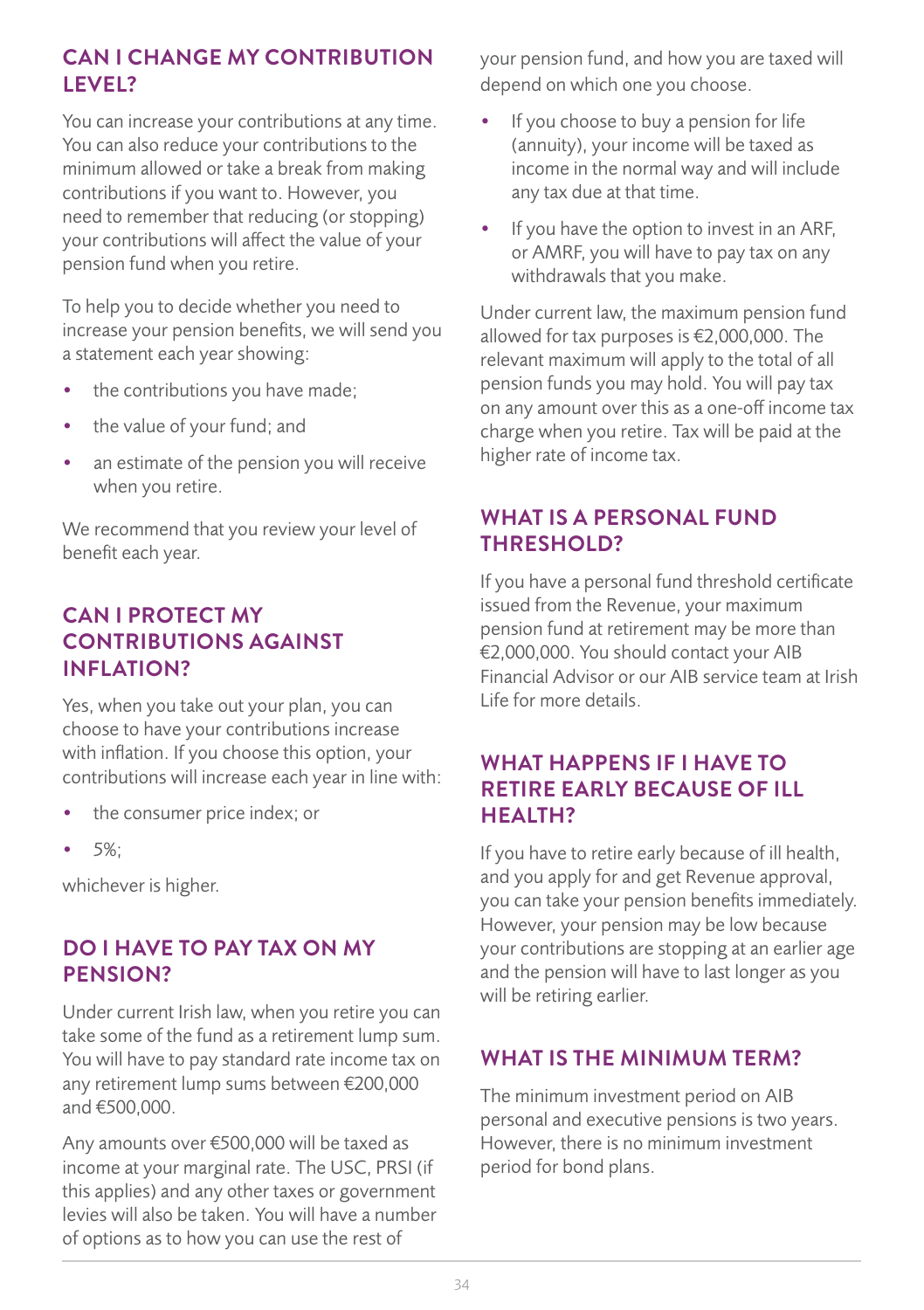## CAN I CHANGE MY CONTRIBUTION LEVEL?

You can increase your contributions at any time. You can also reduce your contributions to the minimum allowed or take a break from making contributions if you want to. However, you need to remember that reducing (or stopping) your contributions will affect the value of your pension fund when you retire.

To help you to decide whether you need to increase your pension benefits, we will send you a statement each year showing:

- the contributions you have made;
- the value of your fund; and
- an estimate of the pension you will receive when you retire.

We recommend that you review your level of benefit each year.

## CAN I PROTECT MY CONTRIBUTIONS AGAINST INFLATION?

Yes, when you take out your plan, you can choose to have your contributions increase with inflation. If you choose this option, your contributions will increase each year in line with:

- the consumer price index; or
- 5%;

whichever is higher.

## DO I HAVE TO PAY TAX ON MY PENSION?

Under current Irish law, when you retire you can take some of the fund as a retirement lump sum. You will have to pay standard rate income tax on any retirement lump sums between €200,000 and €500,000.

Any amounts over €500,000 will be taxed as income at your marginal rate. The USC, PRSI (if this applies) and any other taxes or government levies will also be taken. You will have a number of options as to how you can use the rest of your pension fund, and how you are taxed will depend on which one you choose.

- If you choose to buy a pension for life (annuity), your income will be taxed as income in the normal way and will include any tax due at that time.
- If you have the option to invest in an ARF, or AMRF, you will have to pay tax on any withdrawals that you make.

Under current law, the maximum pension fund allowed for tax purposes is €2,000,000. The relevant maximum will apply to the total of all pension funds you may hold. You will pay tax on any amount over this as a one-off income tax charge when you retire. Tax will be paid at the higher rate of income tax.

## WHAT IS A PERSONAL FUND THRESHOLD?

If you have a personal fund threshold certificate issued from the Revenue, your maximum pension fund at retirement may be more than €2,000,000. You should contact your AIB Financial Advisor or our AIB service team at Irish Life for more details.

## WHAT HAPPENS IF I HAVE TO RETIRE EARLY BECAUSE OF ILL HEALTH?

If you have to retire early because of ill health, and you apply for and get Revenue approval, you can take your pension benefits immediately. However, your pension may be low because your contributions are stopping at an earlier age and the pension will have to last longer as you will be retiring earlier.

## WHAT IS THE MINIMUM TERM?

The minimum investment period on AIB personal and executive pensions is two years. However, there is no minimum investment period for bond plans.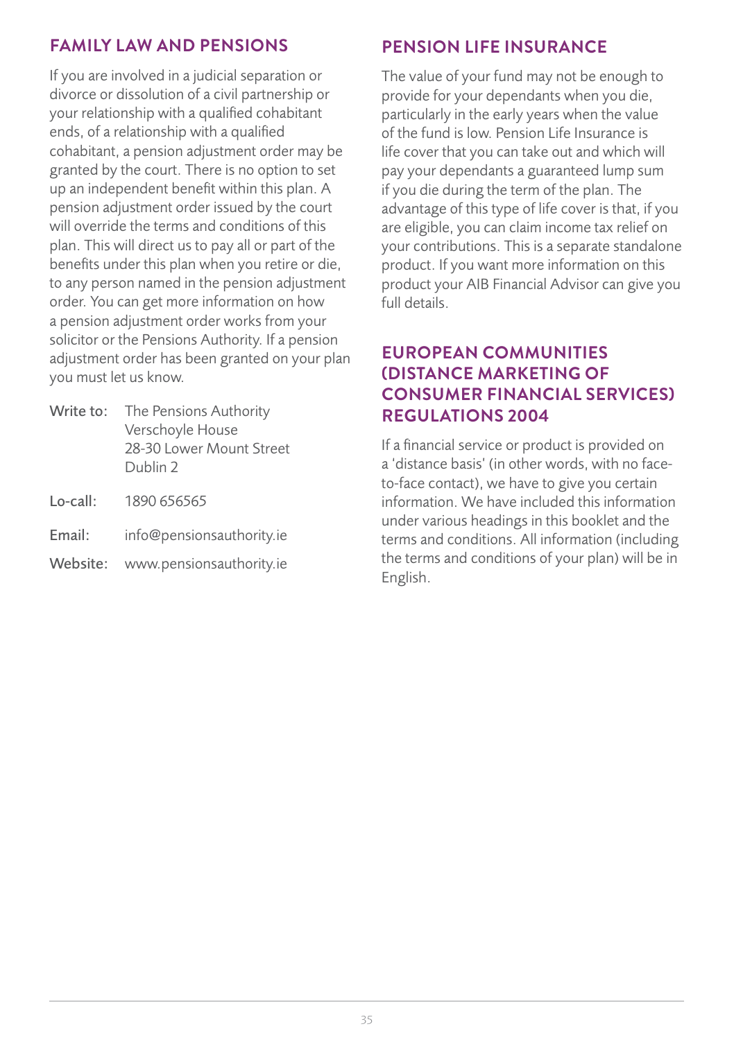## FAMILY LAW AND PENSIONS

If you are involved in a judicial separation or divorce or dissolution of a civil partnership or your relationship with a qualified cohabitant ends, of a relationship with a qualified cohabitant, a pension adjustment order may be granted by the court. There is no option to set up an independent benefit within this plan. A pension adjustment order issued by the court will override the terms and conditions of this plan. This will direct us to pay all or part of the benefits under this plan when you retire or die, to any person named in the pension adjustment order. You can get more information on how a pension adjustment order works from your solicitor or the Pensions Authority. If a pension adjustment order has been granted on your plan you must let us know.

| | |
|---|---|
| Write to: | The Pensions Authority<br>Verschoyle House<br>28-30 Lower Mount Street<br>Dublin 2 |
| Lo-call: | 1890 656565 |
| Email: | info@pensionsauthority.ie |
| Website: | www.pensionsauthority.ie |

## PENSION LIFE INSURANCE

The value of your fund may not be enough to provide for your dependants when you die, particularly in the early years when the value of the fund is low. Pension Life Insurance is life cover that you can take out and which will pay your dependants a guaranteed lump sum if you die during the term of the plan. The advantage of this type of life cover is that, if you are eligible, you can claim income tax relief on your contributions. This is a separate standalone product. If you want more information on this product your AIB Financial Advisor can give you full details.

## EUROPEAN COMMUNITIES (DISTANCE MARKETING OF CONSUMER FINANCIAL SERVICES) REGULATIONS 2004

If a financial service or product is provided on a 'distance basis' (in other words, with no face-to-face contact), we have to give you certain information. We have included this information under various headings in this booklet and the terms and conditions. All information (including the terms and conditions of your plan) will be in English.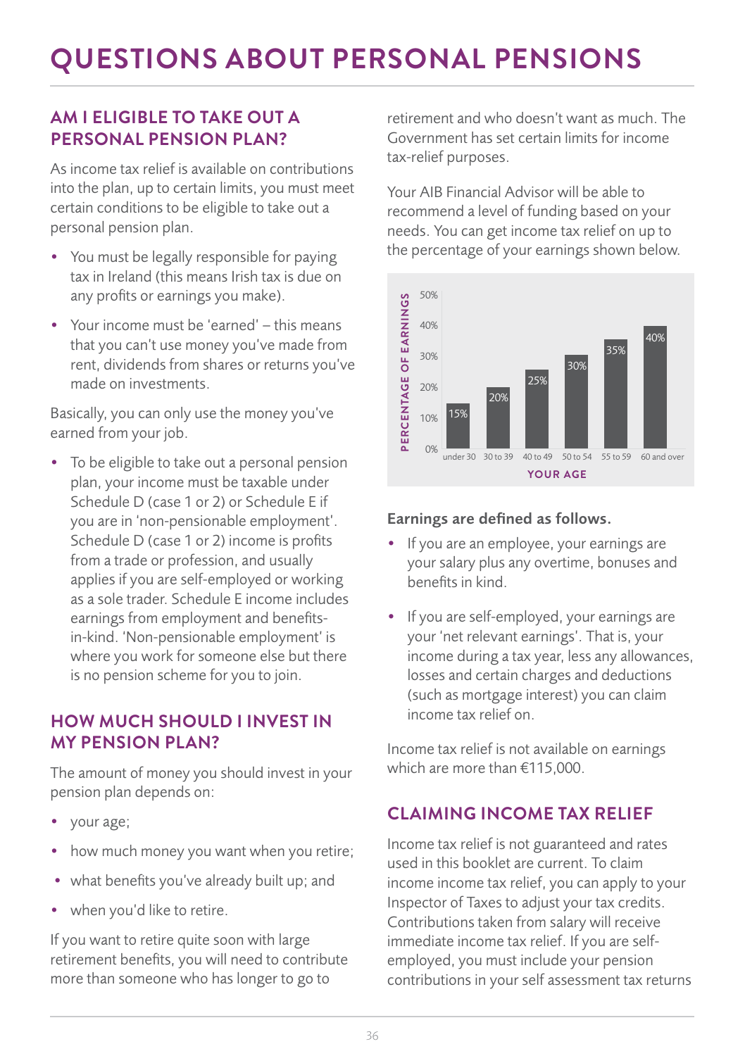# QUESTIONS ABOUT PERSONAL PENSIONS

## AM I ELIGIBLE TO TAKE OUT A PERSONAL PENSION PLAN?

As income tax relief is available on contributions into the plan, up to certain limits, you must meet certain conditions to be eligible to take out a personal pension plan.

- You must be legally responsible for paying tax in Ireland (this means Irish tax is due on any profits or earnings you make).
- Your income must be 'earned' – this means that you can't use money you've made from rent, dividends from shares or returns you've made on investments.

Basically, you can only use the money you've earned from your job.

- To be eligible to take out a personal pension plan, your income must be taxable under Schedule D (case 1 or 2) or Schedule E if you are in 'non-pensionable employment'. Schedule D (case 1 or 2) income is profits from a trade or profession, and usually applies if you are self-employed or working as a sole trader. Schedule E income includes earnings from employment and benefits-in-kind. 'Non-pensionable employment' is where you work for someone else but there is no pension scheme for you to join.

## HOW MUCH SHOULD I INVEST IN MY PENSION PLAN?

The amount of money you should invest in your pension plan depends on:

- your age;
- how much money you want when you retire;
- what benefits you've already built up; and
- when you'd like to retire.

If you want to retire quite soon with large retirement benefits, you will need to contribute more than someone who has longer to go to retirement and who doesn't want as much. The Government has set certain limits for income tax-relief purposes.

Your AIB Financial Advisor will be able to recommend a level of funding based on your needs. You can get income tax relief on up to the percentage of your earnings shown below.

| YOUR AGE | PERCENTAGE OF EARNINGS |
|---|---|
| under 30 | 15% |
| 30 to 39 | 20% |
| 40 to 49 | 25% |
| 50 to 54 | 30% |
| 55 to 59 | 35% |
| 60 and over | 40% |

**Earnings are defined as follows.**

- If you are an employee, your earnings are your salary plus any overtime, bonuses and benefits in kind.
- If you are self-employed, your earnings are your 'net relevant earnings'. That is, your income during a tax year, less any allowances, losses and certain charges and deductions (such as mortgage interest) you can claim income tax relief on.

Income tax relief is not available on earnings which are more than €115,000.

## CLAIMING INCOME TAX RELIEF

Income tax relief is not guaranteed and rates used in this booklet are current. To claim income income tax relief, you can apply to your Inspector of Taxes to adjust your tax credits. Contributions taken from salary will receive immediate income tax relief. If you are self-employed, you must include your pension contributions in your self assessment tax returns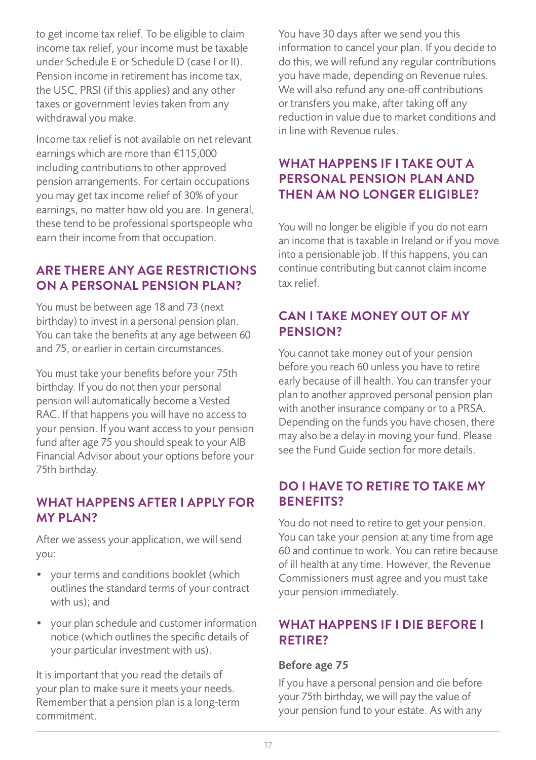to get income tax relief. To be eligible to claim income tax relief, your income must be taxable under Schedule E or Schedule D (case I or II). Pension income in retirement has income tax, the USC, PRSI (if this applies) and any other taxes or government levies taken from any withdrawal you make.

Income tax relief is not available on net relevant earnings which are more than €115,000 including contributions to other approved pension arrangements. For certain occupations you may get tax income relief of 30% of your earnings, no matter how old you are. In general, these tend to be professional sportspeople who earn their income from that occupation.

## ARE THERE ANY AGE RESTRICTIONS ON A PERSONAL PENSION PLAN?

You must be between age 18 and 73 (next birthday) to invest in a personal pension plan. You can take the benefits at any age between 60 and 75, or earlier in certain circumstances.

You must take your benefits before your 75th birthday. If you do not then your personal pension will automatically become a Vested RAC. If that happens you will have no access to your pension. If you want access to your pension fund after age 75 you should speak to your AIB Financial Advisor about your options before your 75th birthday.

## WHAT HAPPENS AFTER I APPLY FOR MY PLAN?

After we assess your application, we will send you:

- your terms and conditions booklet (which outlines the standard terms of your contract with us); and
- your plan schedule and customer information notice (which outlines the specific details of your particular investment with us).

It is important that you read the details of your plan to make sure it meets your needs. Remember that a pension plan is a long-term commitment.

You have 30 days after we send you this information to cancel your plan. If you decide to do this, we will refund any regular contributions you have made, depending on Revenue rules. We will also refund any one-off contributions or transfers you make, after taking off any reduction in value due to market conditions and in line with Revenue rules.

## WHAT HAPPENS IF I TAKE OUT A PERSONAL PENSION PLAN AND THEN AM NO LONGER ELIGIBLE?

You will no longer be eligible if you do not earn an income that is taxable in Ireland or if you move into a pensionable job. If this happens, you can continue contributing but cannot claim income tax relief.

## CAN I TAKE MONEY OUT OF MY PENSION?

You cannot take money out of your pension before you reach 60 unless you have to retire early because of ill health. You can transfer your plan to another approved personal pension plan with another insurance company or to a PRSA. Depending on the funds you have chosen, there may also be a delay in moving your fund. Please see the Fund Guide section for more details.

## DO I HAVE TO RETIRE TO TAKE MY BENEFITS?

You do not need to retire to get your pension. You can take your pension at any time from age 60 and continue to work. You can retire because of ill health at any time. However, the Revenue Commissioners must agree and you must take your pension immediately.

## WHAT HAPPENS IF I DIE BEFORE I RETIRE?

### Before age 75

If you have a personal pension and die before your 75th birthday, we will pay the value of your pension fund to your estate. As with any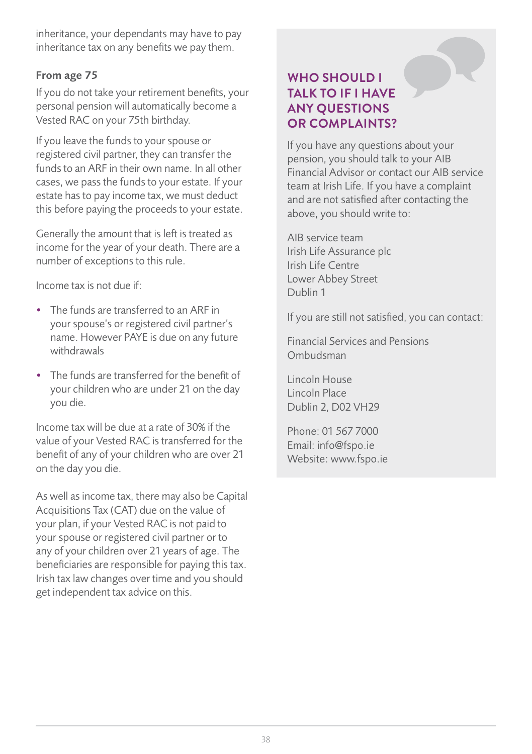inheritance, your dependants may have to pay inheritance tax on any benefits we pay them.

### From age 75

If you do not take your retirement benefits, your personal pension will automatically become a Vested RAC on your 75th birthday.

If you leave the funds to your spouse or registered civil partner, they can transfer the funds to an ARF in their own name. In all other cases, we pass the funds to your estate. If your estate has to pay income tax, we must deduct this before paying the proceeds to your estate.

Generally the amount that is left is treated as income for the year of your death. There are a number of exceptions to this rule.

Income tax is not due if:

- The funds are transferred to an ARF in your spouse's or registered civil partner's name. However PAYE is due on any future withdrawals
- The funds are transferred for the benefit of your children who are under 21 on the day you die.

Income tax will be due at a rate of 30% if the value of your Vested RAC is transferred for the benefit of any of your children who are over 21 on the day you die.

As well as income tax, there may also be Capital Acquisitions Tax (CAT) due on the value of your plan, if your Vested RAC is not paid to your spouse or registered civil partner or to any of your children over 21 years of age. The beneficiaries are responsible for paying this tax. Irish tax law changes over time and you should get independent tax advice on this.

## WHO SHOULD I TALK TO IF I HAVE ANY QUESTIONS OR COMPLAINTS?

If you have any questions about your pension, you should talk to your AIB Financial Advisor or contact our AIB service team at Irish Life. If you have a complaint and are not satisfied after contacting the above, you should write to:

AIB service team
Irish Life Assurance plc
Irish Life Centre
Lower Abbey Street
Dublin 1

If you are still not satisfied, you can contact:

Financial Services and Pensions Ombudsman

Lincoln House
Lincoln Place
Dublin 2, D02 VH29

Phone: 01 567 7000
Email: info@fspo.ie
Website: www.fspo.ie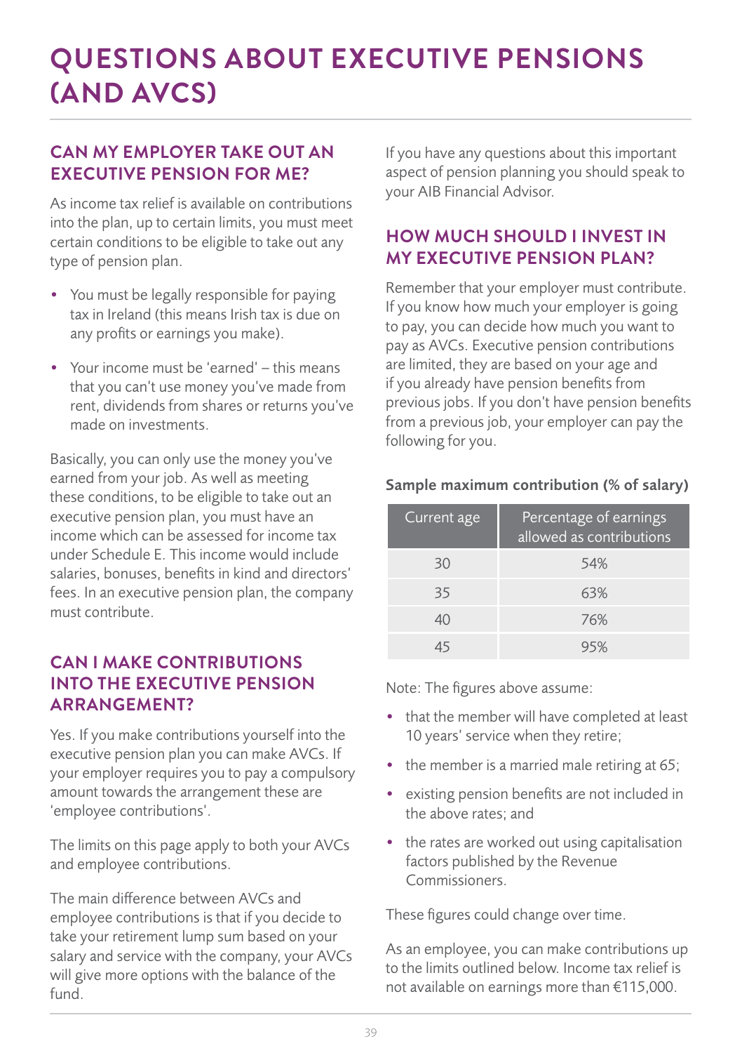# QUESTIONS ABOUT EXECUTIVE PENSIONS (AND AVCS)

## CAN MY EMPLOYER TAKE OUT AN EXECUTIVE PENSION FOR ME?

As income tax relief is available on contributions into the plan, up to certain limits, you must meet certain conditions to be eligible to take out any type of pension plan.

- You must be legally responsible for paying tax in Ireland (this means Irish tax is due on any profits or earnings you make).
- Your income must be 'earned' – this means that you can't use money you've made from rent, dividends from shares or returns you've made on investments.

Basically, you can only use the money you've earned from your job. As well as meeting these conditions, to be eligible to take out an executive pension plan, you must have an income which can be assessed for income tax under Schedule E. This income would include salaries, bonuses, benefits in kind and directors' fees. In an executive pension plan, the company must contribute.

## CAN I MAKE CONTRIBUTIONS INTO THE EXECUTIVE PENSION ARRANGEMENT?

Yes. If you make contributions yourself into the executive pension plan you can make AVCs. If your employer requires you to pay a compulsory amount towards the arrangement these are 'employee contributions'.

The limits on this page apply to both your AVCs and employee contributions.

The main difference between AVCs and employee contributions is that if you decide to take your retirement lump sum based on your salary and service with the company, your AVCs will give more options with the balance of the fund.

If you have any questions about this important aspect of pension planning you should speak to your AIB Financial Advisor.

## HOW MUCH SHOULD I INVEST IN MY EXECUTIVE PENSION PLAN?

Remember that your employer must contribute. If you know how much your employer is going to pay, you can decide how much you want to pay as AVCs. Executive pension contributions are limited, they are based on your age and if you already have pension benefits from previous jobs. If you don't have pension benefits from a previous job, your employer can pay the following for you.

**Sample maximum contribution (% of salary)**

| Current age | Percentage of earnings allowed as contributions |
|---|---|
| 30 | 54% |
| 35 | 63% |
| 40 | 76% |
| 45 | 95% |

Note: The figures above assume:

- that the member will have completed at least 10 years' service when they retire;
- the member is a married male retiring at 65;
- existing pension benefits are not included in the above rates; and
- the rates are worked out using capitalisation factors published by the Revenue Commissioners.

These figures could change over time.

As an employee, you can make contributions up to the limits outlined below. Income tax relief is not available on earnings more than €115,000.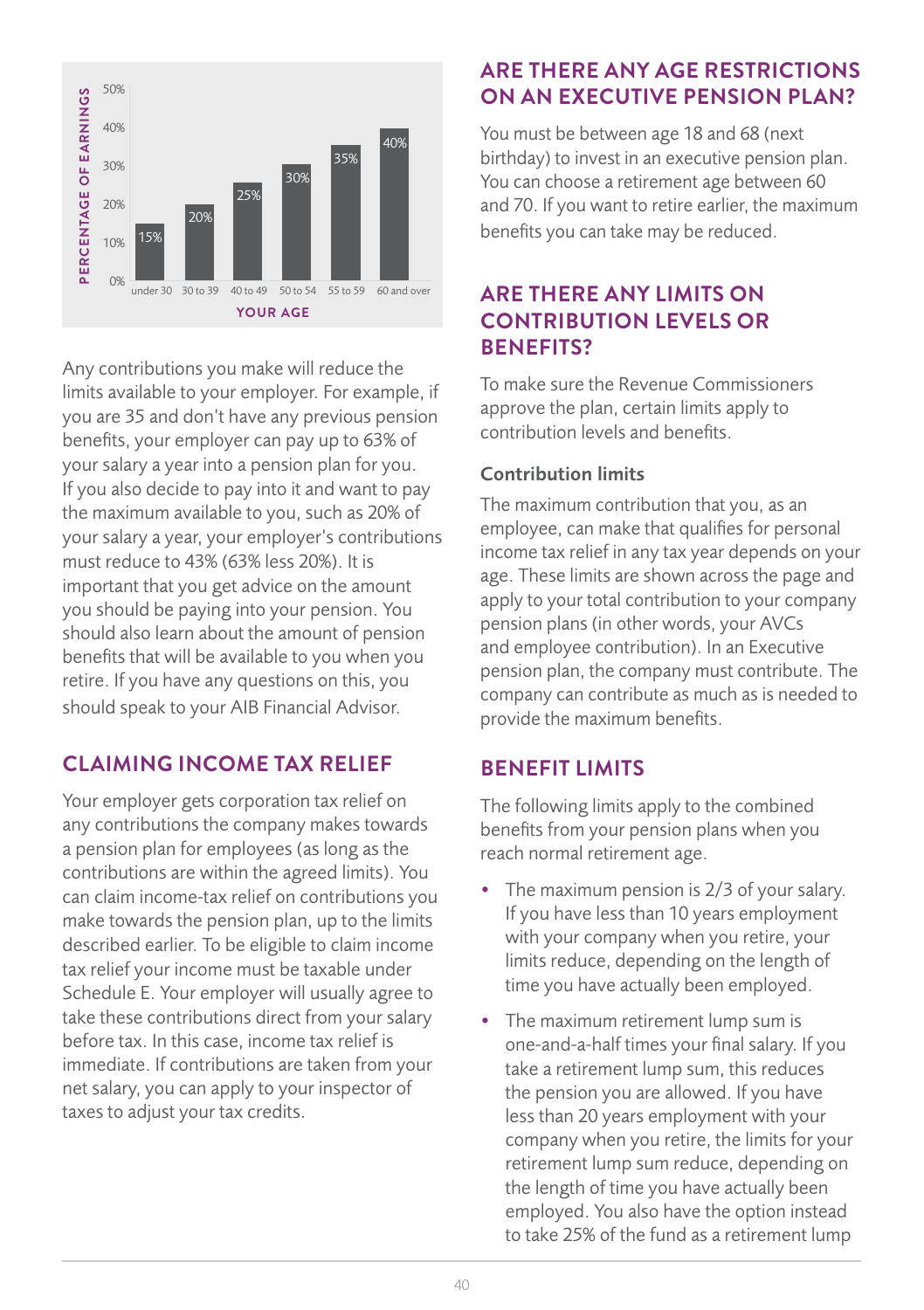| YOUR AGE | PERCENTAGE OF EARNINGS |
|---|---|
| under 30 | 15% |
| 30 to 39 | 20% |
| 40 to 49 | 25% |
| 50 to 54 | 30% |
| 55 to 59 | 35% |
| 60 and over | 40% |

Any contributions you make will reduce the limits available to your employer. For example, if you are 35 and don't have any previous pension benefits, your employer can pay up to 63% of your salary a year into a pension plan for you. If you also decide to pay into it and want to pay the maximum available to you, such as 20% of your salary a year, your employer's contributions must reduce to 43% (63% less 20%). It is important that you get advice on the amount you should be paying into your pension. You should also learn about the amount of pension benefits that will be available to you when you retire. If you have any questions on this, you should speak to your AIB Financial Advisor.

## CLAIMING INCOME TAX RELIEF

Your employer gets corporation tax relief on any contributions the company makes towards a pension plan for employees (as long as the contributions are within the agreed limits). You can claim income-tax relief on contributions you make towards the pension plan, up to the limits described earlier. To be eligible to claim income tax relief your income must be taxable under Schedule E. Your employer will usually agree to take these contributions direct from your salary before tax. In this case, income tax relief is immediate. If contributions are taken from your net salary, you can apply to your inspector of taxes to adjust your tax credits.

## ARE THERE ANY AGE RESTRICTIONS ON AN EXECUTIVE PENSION PLAN?

You must be between age 18 and 68 (next birthday) to invest in an executive pension plan. You can choose a retirement age between 60 and 70. If you want to retire earlier, the maximum benefits you can take may be reduced.

## ARE THERE ANY LIMITS ON CONTRIBUTION LEVELS OR BENEFITS?

To make sure the Revenue Commissioners approve the plan, certain limits apply to contribution levels and benefits.

### Contribution limits

The maximum contribution that you, as an employee, can make that qualifies for personal income tax relief in any tax year depends on your age. These limits are shown across the page and apply to your total contribution to your company pension plans (in other words, your AVCs and employee contribution). In an Executive pension plan, the company must contribute. The company can contribute as much as is needed to provide the maximum benefits.

## BENEFIT LIMITS

The following limits apply to the combined benefits from your pension plans when you reach normal retirement age.

- The maximum pension is 2/3 of your salary. If you have less than 10 years employment with your company when you retire, your limits reduce, depending on the length of time you have actually been employed.
- The maximum retirement lump sum is one-and-a-half times your final salary. If you take a retirement lump sum, this reduces the pension you are allowed. If you have less than 20 years employment with your company when you retire, the limits for your retirement lump sum reduce, depending on the length of time you have actually been employed. You also have the option instead to take 25% of the fund as a retirement lump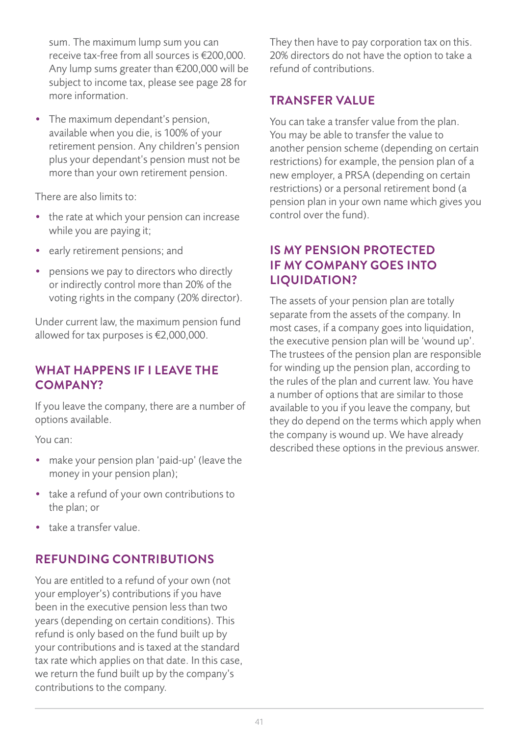sum. The maximum lump sum you can receive tax-free from all sources is €200,000. Any lump sums greater than €200,000 will be subject to income tax, please see page 28 for more information.

- The maximum dependant's pension, available when you die, is 100% of your retirement pension. Any children's pension plus your dependant's pension must not be more than your own retirement pension.

There are also limits to:

- the rate at which your pension can increase while you are paying it;
- early retirement pensions; and
- pensions we pay to directors who directly or indirectly control more than 20% of the voting rights in the company (20% director).

Under current law, the maximum pension fund allowed for tax purposes is €2,000,000.

## WHAT HAPPENS IF I LEAVE THE COMPANY?

If you leave the company, there are a number of options available.

You can:

- make your pension plan 'paid-up' (leave the money in your pension plan);
- take a refund of your own contributions to the plan; or
- take a transfer value.

## REFUNDING CONTRIBUTIONS

You are entitled to a refund of your own (not your employer's) contributions if you have been in the executive pension less than two years (depending on certain conditions). This refund is only based on the fund built up by your contributions and is taxed at the standard tax rate which applies on that date. In this case, we return the fund built up by the company's contributions to the company. They then have to pay corporation tax on this. 20% directors do not have the option to take a refund of contributions.

## TRANSFER VALUE

You can take a transfer value from the plan. You may be able to transfer the value to another pension scheme (depending on certain restrictions) for example, the pension plan of a new employer, a PRSA (depending on certain restrictions) or a personal retirement bond (a pension plan in your own name which gives you control over the fund).

## IS MY PENSION PROTECTED IF MY COMPANY GOES INTO LIQUIDATION?

The assets of your pension plan are totally separate from the assets of the company. In most cases, if a company goes into liquidation, the executive pension plan will be 'wound up'. The trustees of the pension plan are responsible for winding up the pension plan, according to the rules of the plan and current law. You have a number of options that are similar to those available to you if you leave the company, but they do depend on the terms which apply when the company is wound up. We have already described these options in the previous answer.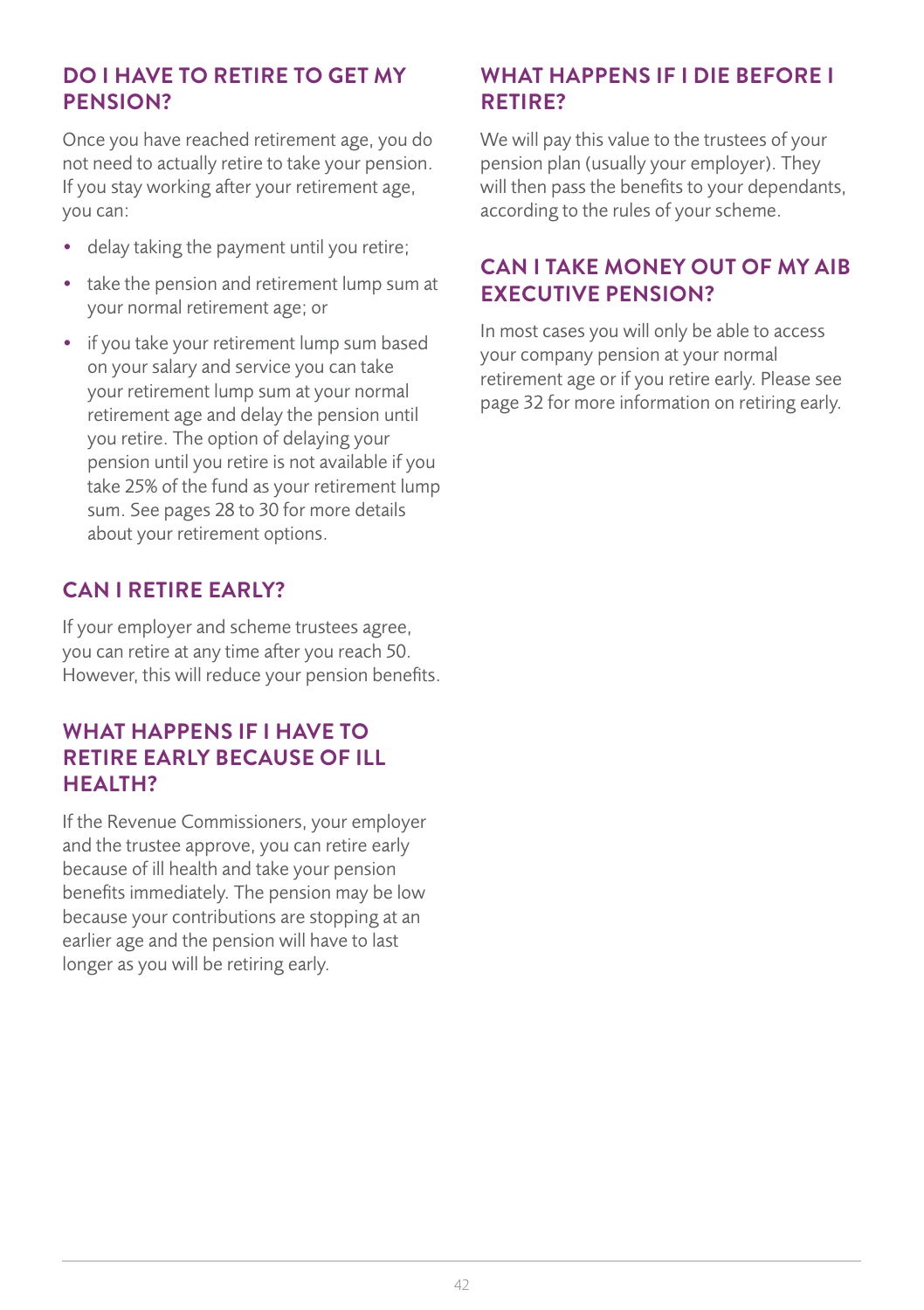## DO I HAVE TO RETIRE TO GET MY PENSION?

Once you have reached retirement age, you do not need to actually retire to take your pension. If you stay working after your retirement age, you can:

- delay taking the payment until you retire;
- take the pension and retirement lump sum at your normal retirement age; or
- if you take your retirement lump sum based on your salary and service you can take your retirement lump sum at your normal retirement age and delay the pension until you retire. The option of delaying your pension until you retire is not available if you take 25% of the fund as your retirement lump sum. See pages 28 to 30 for more details about your retirement options.

## CAN I RETIRE EARLY?

If your employer and scheme trustees agree, you can retire at any time after you reach 50. However, this will reduce your pension benefits.

## WHAT HAPPENS IF I HAVE TO RETIRE EARLY BECAUSE OF ILL HEALTH?

If the Revenue Commissioners, your employer and the trustee approve, you can retire early because of ill health and take your pension benefits immediately. The pension may be low because your contributions are stopping at an earlier age and the pension will have to last longer as you will be retiring early.

## WHAT HAPPENS IF I DIE BEFORE I RETIRE?

We will pay this value to the trustees of your pension plan (usually your employer). They will then pass the benefits to your dependants, according to the rules of your scheme.

## CAN I TAKE MONEY OUT OF MY AIB EXECUTIVE PENSION?

In most cases you will only be able to access your company pension at your normal retirement age or if you retire early. Please see page 32 for more information on retiring early.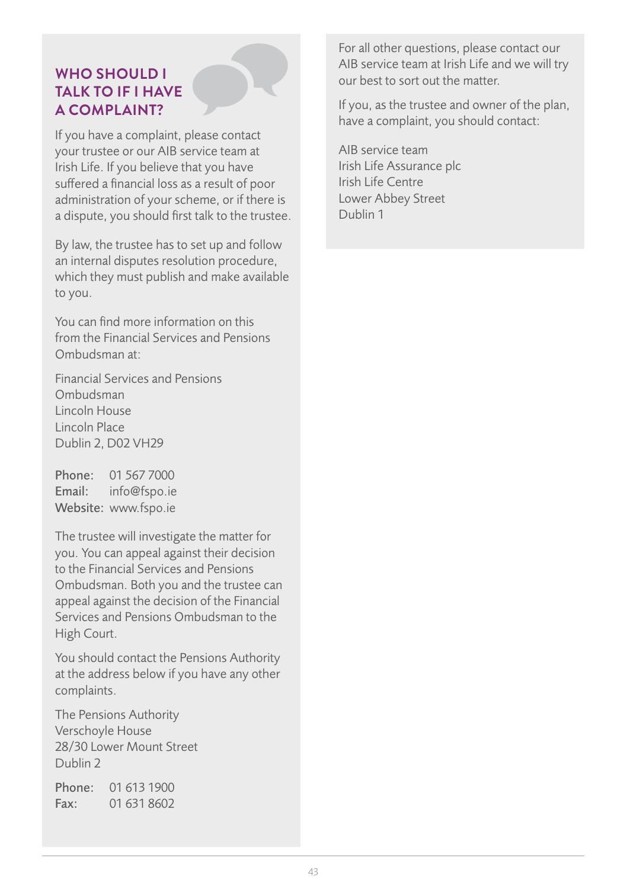## WHO SHOULD I TALK TO IF I HAVE A COMPLAINT?

If you have a complaint, please contact your trustee or our AIB service team at Irish Life. If you believe that you have suffered a financial loss as a result of poor administration of your scheme, or if there is a dispute, you should first talk to the trustee.

By law, the trustee has to set up and follow an internal disputes resolution procedure, which they must publish and make available to you.

You can find more information on this from the Financial Services and Pensions Ombudsman at:

Financial Services and Pensions Ombudsman
Lincoln House
Lincoln Place
Dublin 2, D02 VH29

**Phone:** 01 567 7000
**Email:** info@fspo.ie
**Website:** www.fspo.ie

The trustee will investigate the matter for you. You can appeal against their decision to the Financial Services and Pensions Ombudsman. Both you and the trustee can appeal against the decision of the Financial Services and Pensions Ombudsman to the High Court.

You should contact the Pensions Authority at the address below if you have any other complaints.

The Pensions Authority
Verschoyle House
28/30 Lower Mount Street
Dublin 2

**Phone:** 01 613 1900
**Fax:** 01 631 8602

For all other questions, please contact our AIB service team at Irish Life and we will try our best to sort out the matter.

If you, as the trustee and owner of the plan, have a complaint, you should contact:

AIB service team
Irish Life Assurance plc
Irish Life Centre
Lower Abbey Street
Dublin 1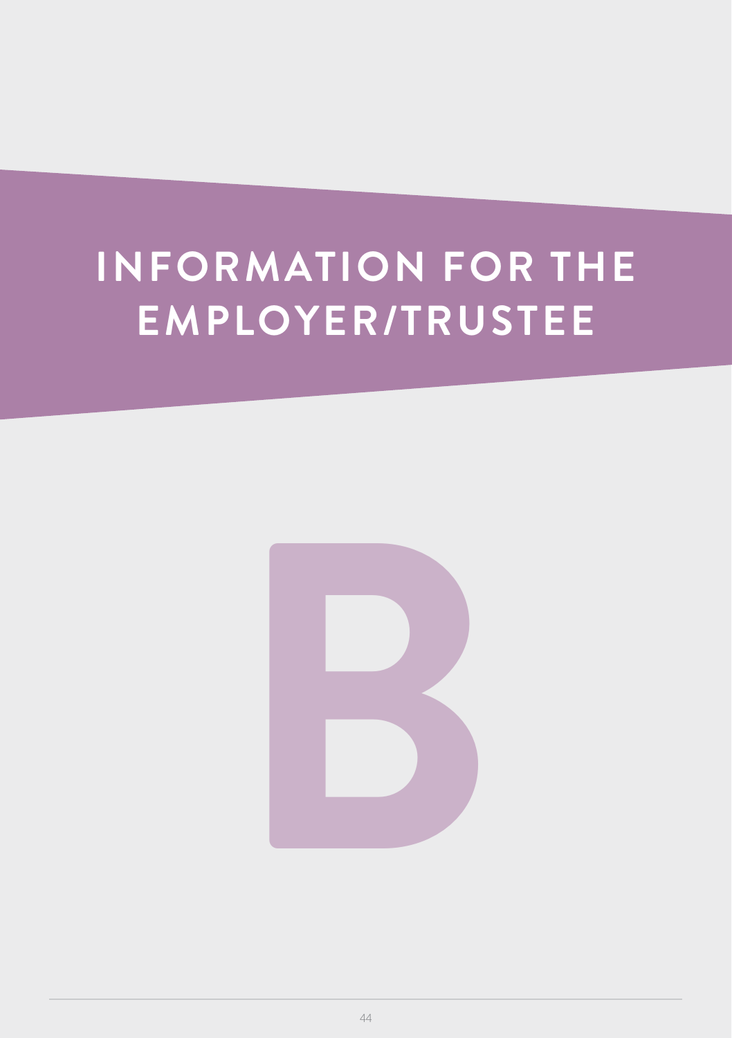# INFORMATION FOR THE EMPLOYER/TRUSTEE

# B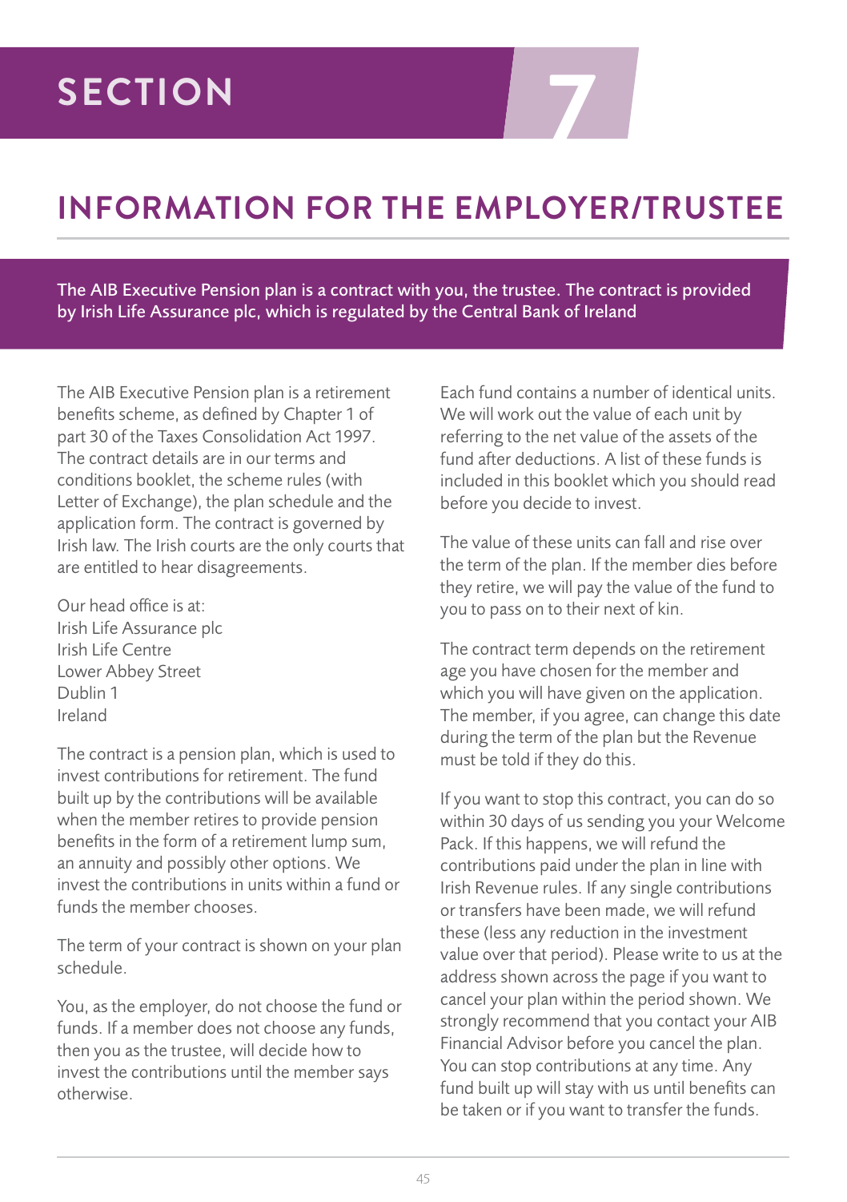# SECTION 7

## INFORMATION FOR THE EMPLOYER/TRUSTEE

**The AIB Executive Pension plan is a contract with you, the trustee. The contract is provided by Irish Life Assurance plc, which is regulated by the Central Bank of Ireland**

The AIB Executive Pension plan is a retirement benefits scheme, as defined by Chapter 1 of part 30 of the Taxes Consolidation Act 1997. The contract details are in our terms and conditions booklet, the scheme rules (with Letter of Exchange), the plan schedule and the application form. The contract is governed by Irish law. The Irish courts are the only courts that are entitled to hear disagreements.

Our head office is at:
Irish Life Assurance plc
Irish Life Centre
Lower Abbey Street
Dublin 1
Ireland

The contract is a pension plan, which is used to invest contributions for retirement. The fund built up by the contributions will be available when the member retires to provide pension benefits in the form of a retirement lump sum, an annuity and possibly other options. We invest the contributions in units within a fund or funds the member chooses.

The term of your contract is shown on your plan schedule.

You, as the employer, do not choose the fund or funds. If a member does not choose any funds, then you as the trustee, will decide how to invest the contributions until the member says otherwise.

Each fund contains a number of identical units. We will work out the value of each unit by referring to the net value of the assets of the fund after deductions. A list of these funds is included in this booklet which you should read before you decide to invest.

The value of these units can fall and rise over the term of the plan. If the member dies before they retire, we will pay the value of the fund to you to pass on to their next of kin.

The contract term depends on the retirement age you have chosen for the member and which you will have given on the application. The member, if you agree, can change this date during the term of the plan but the Revenue must be told if they do this.

If you want to stop this contract, you can do so within 30 days of us sending you your Welcome Pack. If this happens, we will refund the contributions paid under the plan in line with Irish Revenue rules. If any single contributions or transfers have been made, we will refund these (less any reduction in the investment value over that period). Please write to us at the address shown across the page if you want to cancel your plan within the period shown. We strongly recommend that you contact your AIB Financial Advisor before you cancel the plan. You can stop contributions at any time. Any fund built up will stay with us until benefits can be taken or if you want to transfer the funds.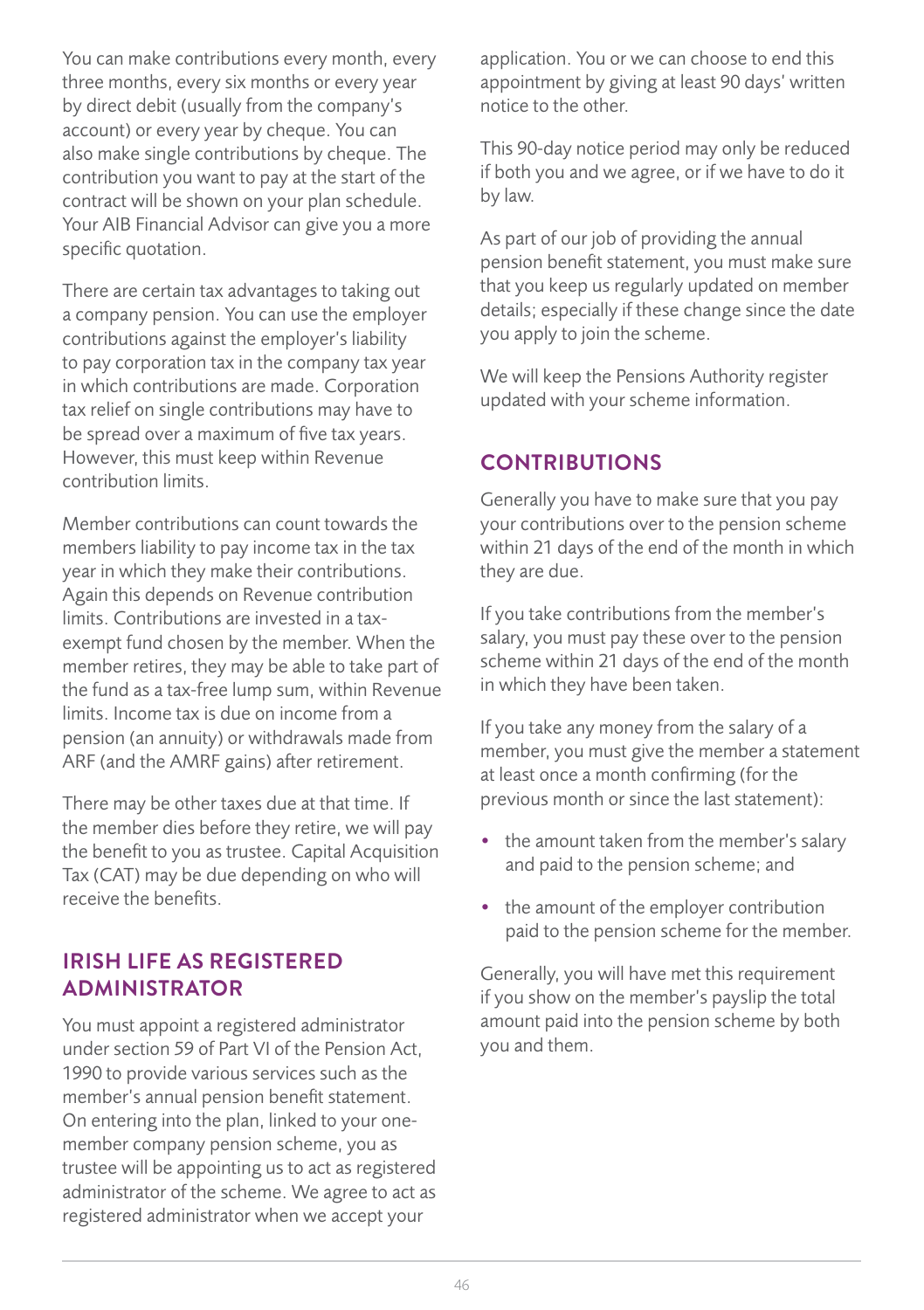You can make contributions every month, every three months, every six months or every year by direct debit (usually from the company's account) or every year by cheque. You can also make single contributions by cheque. The contribution you want to pay at the start of the contract will be shown on your plan schedule. Your AIB Financial Advisor can give you a more specific quotation.

There are certain tax advantages to taking out a company pension. You can use the employer contributions against the employer's liability to pay corporation tax in the company tax year in which contributions are made. Corporation tax relief on single contributions may have to be spread over a maximum of five tax years. However, this must keep within Revenue contribution limits.

Member contributions can count towards the members liability to pay income tax in the tax year in which they make their contributions. Again this depends on Revenue contribution limits. Contributions are invested in a tax-exempt fund chosen by the member. When the member retires, they may be able to take part of the fund as a tax-free lump sum, within Revenue limits. Income tax is due on income from a pension (an annuity) or withdrawals made from ARF (and the AMRF gains) after retirement.

There may be other taxes due at that time. If the member dies before they retire, we will pay the benefit to you as trustee. Capital Acquisition Tax (CAT) may be due depending on who will receive the benefits.

## IRISH LIFE AS REGISTERED ADMINISTRATOR

You must appoint a registered administrator under section 59 of Part VI of the Pension Act, 1990 to provide various services such as the member's annual pension benefit statement. On entering into the plan, linked to your one-member company pension scheme, you as trustee will be appointing us to act as registered administrator of the scheme. We agree to act as registered administrator when we accept your application. You or we can choose to end this appointment by giving at least 90 days' written notice to the other.

This 90-day notice period may only be reduced if both you and we agree, or if we have to do it by law.

As part of our job of providing the annual pension benefit statement, you must make sure that you keep us regularly updated on member details; especially if these change since the date you apply to join the scheme.

We will keep the Pensions Authority register updated with your scheme information.

## CONTRIBUTIONS

Generally you have to make sure that you pay your contributions over to the pension scheme within 21 days of the end of the month in which they are due.

If you take contributions from the member's salary, you must pay these over to the pension scheme within 21 days of the end of the month in which they have been taken.

If you take any money from the salary of a member, you must give the member a statement at least once a month confirming (for the previous month or since the last statement):

- the amount taken from the member's salary and paid to the pension scheme; and
- the amount of the employer contribution paid to the pension scheme for the member.

Generally, you will have met this requirement if you show on the member's payslip the total amount paid into the pension scheme by both you and them.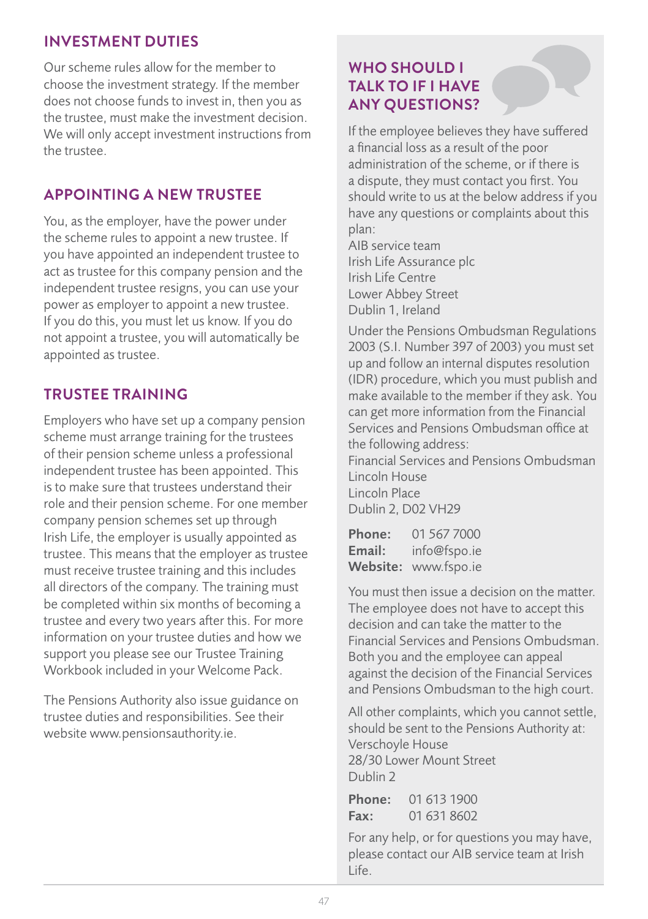## INVESTMENT DUTIES

Our scheme rules allow for the member to choose the investment strategy. If the member does not choose funds to invest in, then you as the trustee, must make the investment decision. We will only accept investment instructions from the trustee.

## APPOINTING A NEW TRUSTEE

You, as the employer, have the power under the scheme rules to appoint a new trustee. If you have appointed an independent trustee to act as trustee for this company pension and the independent trustee resigns, you can use your power as employer to appoint a new trustee. If you do this, you must let us know. If you do not appoint a trustee, you will automatically be appointed as trustee.

## TRUSTEE TRAINING

Employers who have set up a company pension scheme must arrange training for the trustees of their pension scheme unless a professional independent trustee has been appointed. This is to make sure that trustees understand their role and their pension scheme. For one member company pension schemes set up through Irish Life, the employer is usually appointed as trustee. This means that the employer as trustee must receive trustee training and this includes all directors of the company. The training must be completed within six months of becoming a trustee and every two years after this. For more information on your trustee duties and how we support you please see our Trustee Training Workbook included in your Welcome Pack.

The Pensions Authority also issue guidance on trustee duties and responsibilities. See their website www.pensionsauthority.ie.

## WHO SHOULD I TALK TO IF I HAVE ANY QUESTIONS?

If the employee believes they have suffered a financial loss as a result of the poor administration of the scheme, or if there is a dispute, they must contact you first. You should write to us at the below address if you have any questions or complaints about this plan:

AIB service team
Irish Life Assurance plc
Irish Life Centre
Lower Abbey Street
Dublin 1, Ireland

Under the Pensions Ombudsman Regulations 2003 (S.I. Number 397 of 2003) you must set up and follow an internal disputes resolution (IDR) procedure, which you must publish and make available to the member if they ask. You can get more information from the Financial Services and Pensions Ombudsman office at the following address:

Financial Services and Pensions Ombudsman
Lincoln House
Lincoln Place
Dublin 2, D02 VH29

**Phone:** 01 567 7000
**Email:** info@fspo.ie
**Website:** www.fspo.ie

You must then issue a decision on the matter. The employee does not have to accept this decision and can take the matter to the Financial Services and Pensions Ombudsman. Both you and the employee can appeal against the decision of the Financial Services and Pensions Ombudsman to the high court.

All other complaints, which you cannot settle, should be sent to the Pensions Authority at:

Verschoyle House
28/30 Lower Mount Street
Dublin 2

**Phone:** 01 613 1900
**Fax:** 01 631 8602

For any help, or for questions you may have, please contact our AIB service team at Irish Life.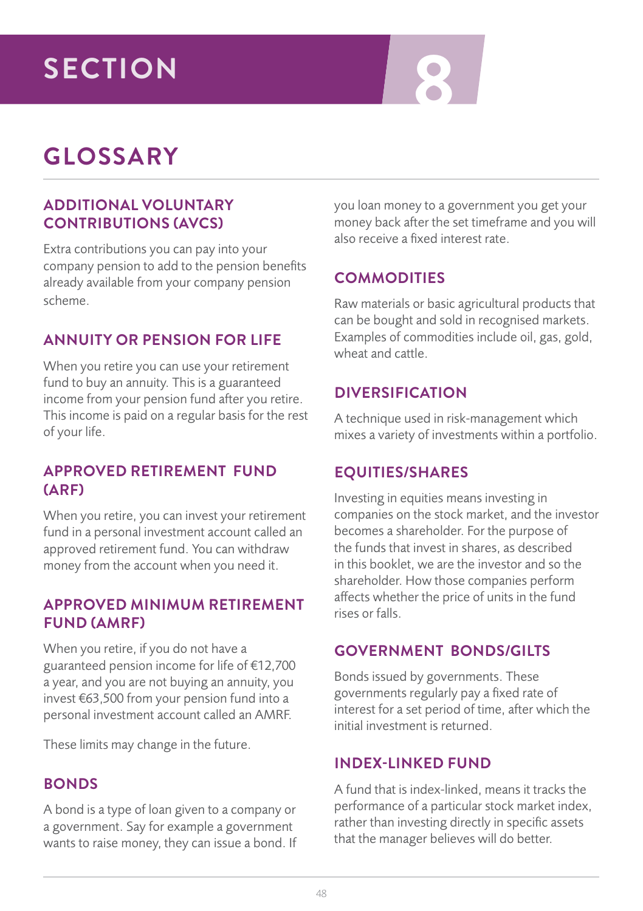# SECTION 8

## GLOSSARY

### ADDITIONAL VOLUNTARY CONTRIBUTIONS (AVCS)

Extra contributions you can pay into your company pension to add to the pension benefits already available from your company pension scheme.

### ANNUITY OR PENSION FOR LIFE

When you retire you can use your retirement fund to buy an annuity. This is a guaranteed income from your pension fund after you retire. This income is paid on a regular basis for the rest of your life.

### APPROVED RETIREMENT FUND (ARF)

When you retire, you can invest your retirement fund in a personal investment account called an approved retirement fund. You can withdraw money from the account when you need it.

### APPROVED MINIMUM RETIREMENT FUND (AMRF)

When you retire, if you do not have a guaranteed pension income for life of €12,700 a year, and you are not buying an annuity, you invest €63,500 from your pension fund into a personal investment account called an AMRF.

These limits may change in the future.

### BONDS

A bond is a type of loan given to a company or a government. Say for example a government wants to raise money, they can issue a bond. If you loan money to a government you get your money back after the set timeframe and you will also receive a fixed interest rate.

### COMMODITIES

Raw materials or basic agricultural products that can be bought and sold in recognised markets. Examples of commodities include oil, gas, gold, wheat and cattle.

### DIVERSIFICATION

A technique used in risk-management which mixes a variety of investments within a portfolio.

### EQUITIES/SHARES

Investing in equities means investing in companies on the stock market, and the investor becomes a shareholder. For the purpose of the funds that invest in shares, as described in this booklet, we are the investor and so the shareholder. How those companies perform affects whether the price of units in the fund rises or falls.

### GOVERNMENT BONDS/GILTS

Bonds issued by governments. These governments regularly pay a fixed rate of interest for a set period of time, after which the initial investment is returned.

### INDEX-LINKED FUND

A fund that is index-linked, means it tracks the performance of a particular stock market index, rather than investing directly in specific assets that the manager believes will do better.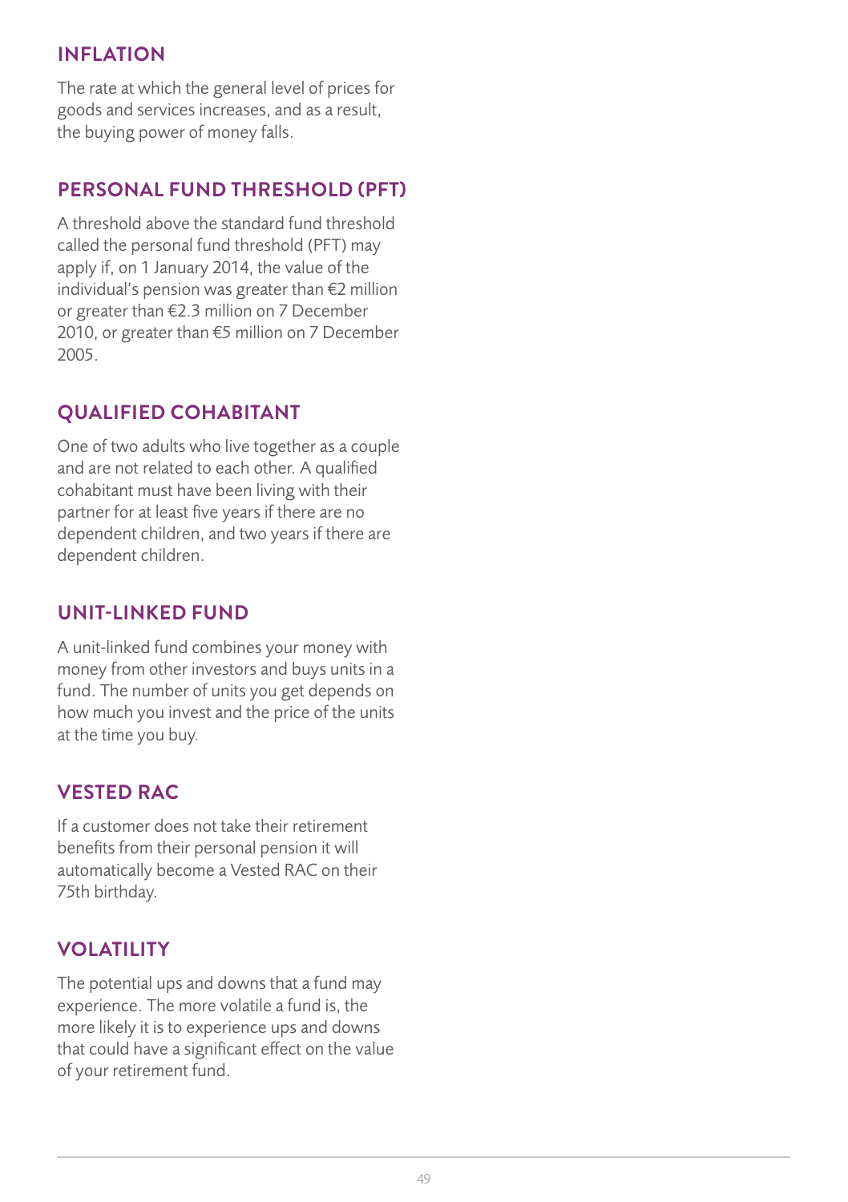## INFLATION

The rate at which the general level of prices for goods and services increases, and as a result, the buying power of money falls.

## PERSONAL FUND THRESHOLD (PFT)

A threshold above the standard fund threshold called the personal fund threshold (PFT) may apply if, on 1 January 2014, the value of the individual's pension was greater than €2 million or greater than €2.3 million on 7 December 2010, or greater than €5 million on 7 December 2005.

## QUALIFIED COHABITANT

One of two adults who live together as a couple and are not related to each other. A qualified cohabitant must have been living with their partner for at least five years if there are no dependent children, and two years if there are dependent children.

## UNIT-LINKED FUND

A unit-linked fund combines your money with money from other investors and buys units in a fund. The number of units you get depends on how much you invest and the price of the units at the time you buy.

## VESTED RAC

If a customer does not take their retirement benefits from their personal pension it will automatically become a Vested RAC on their 75th birthday.

## VOLATILITY

The potential ups and downs that a fund may experience. The more volatile a fund is, the more likely it is to experience ups and downs that could have a significant effect on the value of your retirement fund.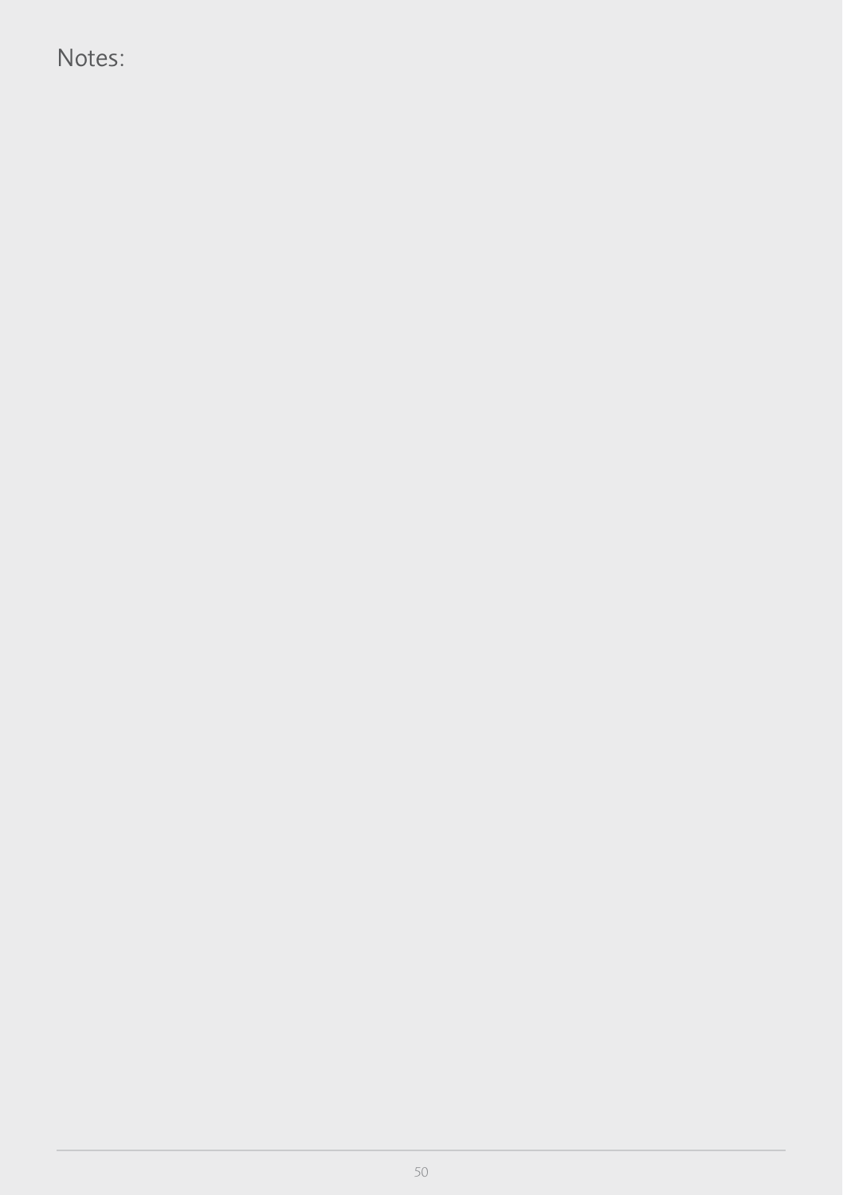Notes: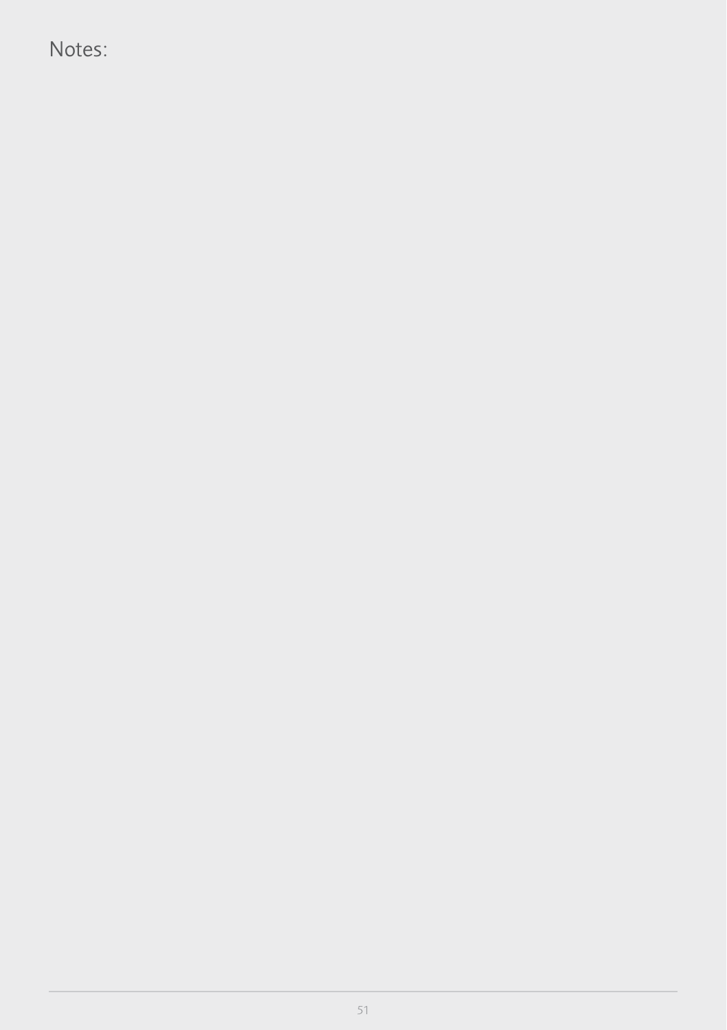Notes: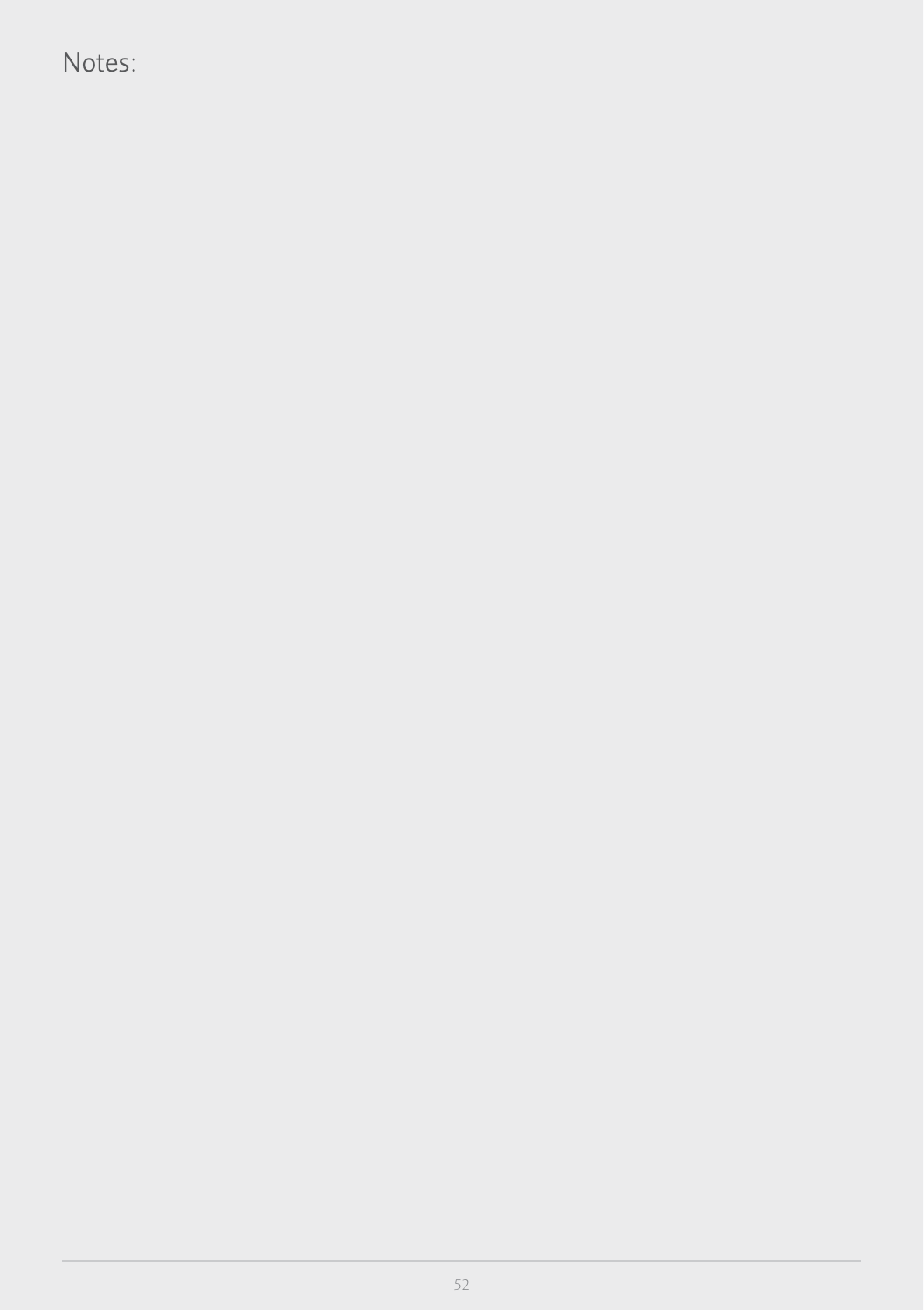Notes: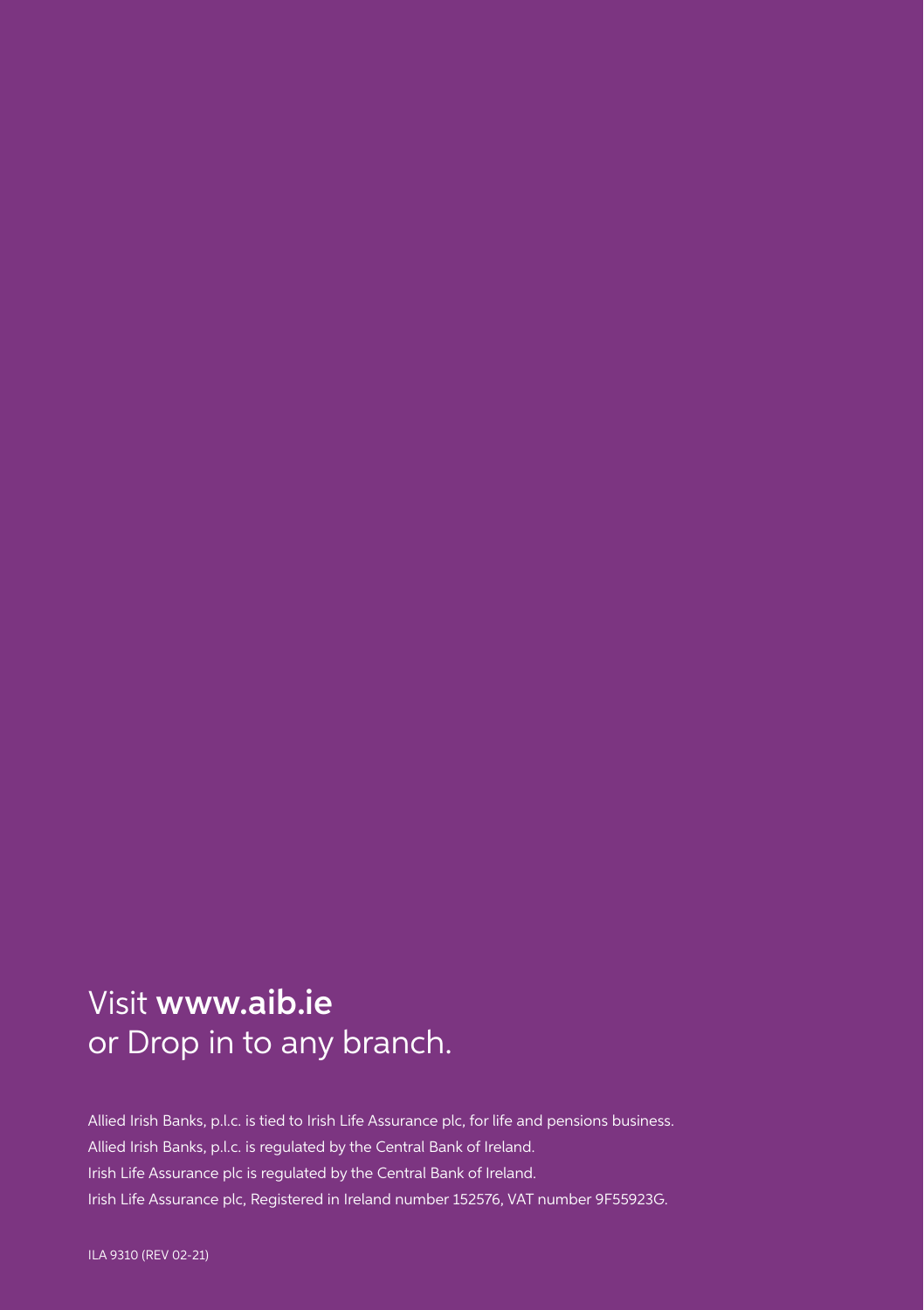Visit **www.aib.ie**
or Drop in to any branch.

Allied Irish Banks, p.l.c. is tied to Irish Life Assurance plc, for life and pensions business.
Allied Irish Banks, p.l.c. is regulated by the Central Bank of Ireland.
Irish Life Assurance plc is regulated by the Central Bank of Ireland.
Irish Life Assurance plc, Registered in Ireland number 152576, VAT number 9F55923G.

ILA 9310 (REV 02-21)